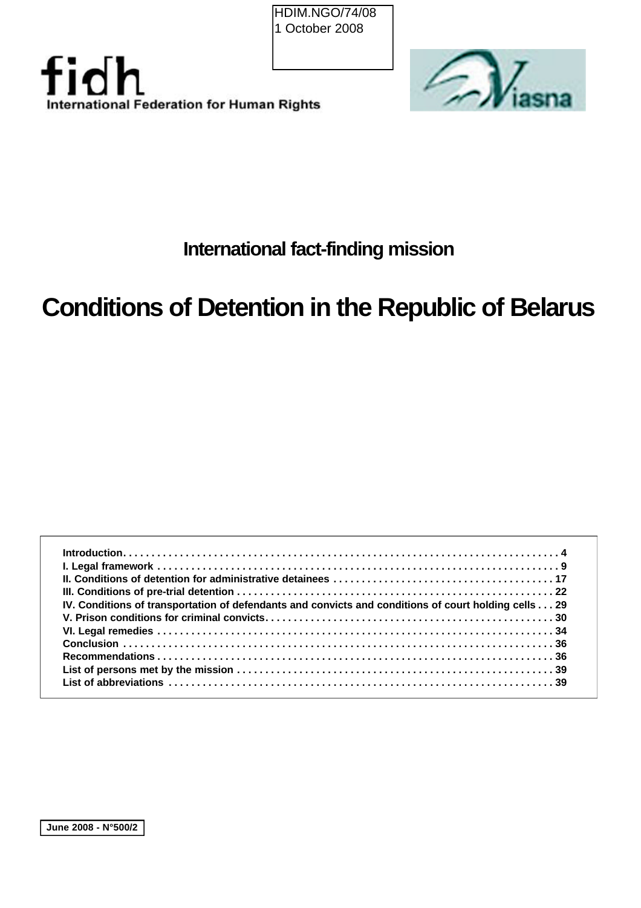HDIM.NGO/74/08
1 October 2008

fidh
International Federation for Human Rights

Viasna

## International fact-finding mission

# Conditions of Detention in the Republic of Belarus

| | |
|---|---|
| **Introduction** | **4** |
| **I. Legal framework** | **9** |
| **II. Conditions of detention for administrative detainees** | **17** |
| **III. Conditions of pre-trial detention** | **22** |
| **IV. Conditions of transportation of defendants and convicts and conditions of court holding cells** | **29** |
| **V. Prison conditions for criminal convicts** | **30** |
| **VI. Legal remedies** | **34** |
| **Conclusion** | **36** |
| **Recommendations** | **36** |
| **List of persons met by the mission** | **39** |
| **List of abbreviations** | **39** |

**June 2008 - N°500/2**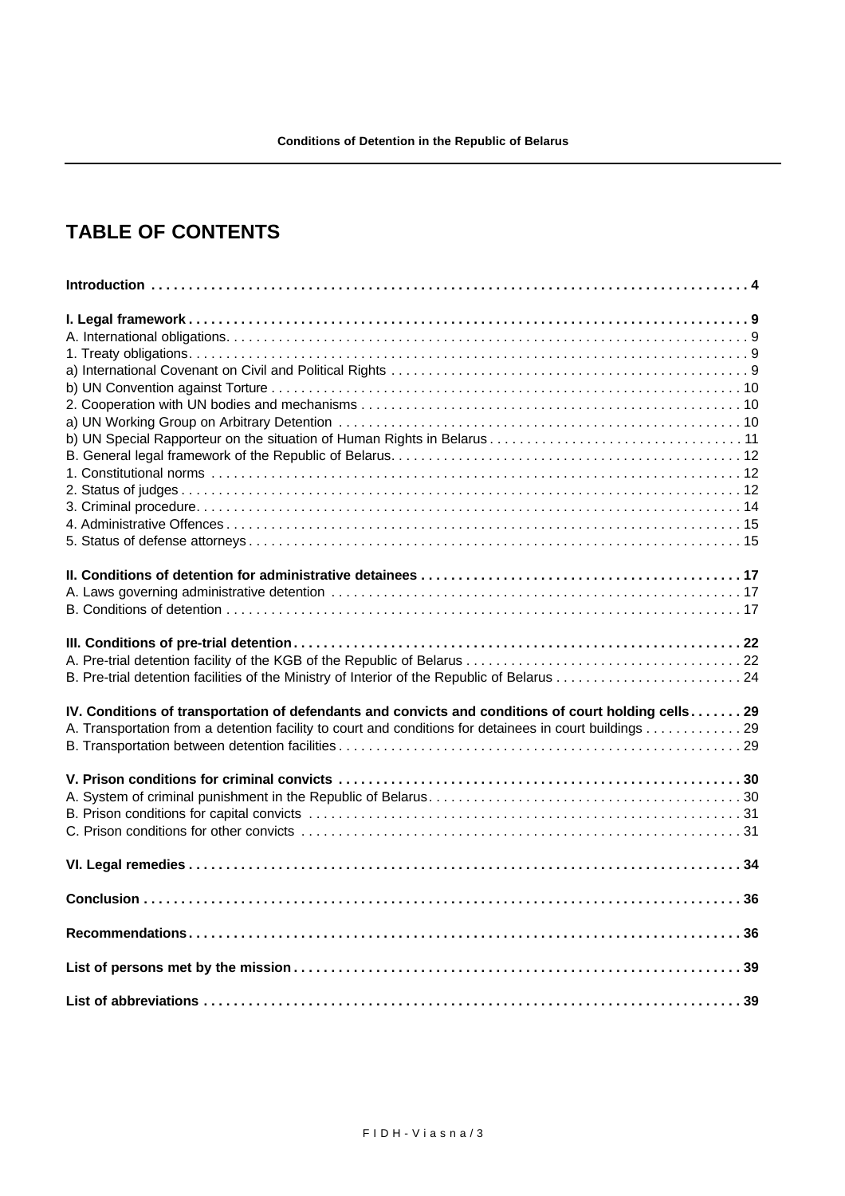# TABLE OF CONTENTS

**Introduction . . . . . . . . . . . . . . . . . . . . . . . . . . . . . . . . . . . . . . . . . . . . . . . . . . . . . . . . . . . . . . . . . . . . . . . . . . . . . . 4**

**I. Legal framework . . . . . . . . . . . . . . . . . . . . . . . . . . . . . . . . . . . . . . . . . . . . . . . . . . . . . . . . . . . . . . . . . . . . . . . . . . 9**
A. International obligations. . . . . . . . . . . . . . . . . . . . . . . . . . . . . . . . . . . . . . . . . . . . . . . . . . . . . . . . . . . . . . . . . . . . . 9
1. Treaty obligations. . . . . . . . . . . . . . . . . . . . . . . . . . . . . . . . . . . . . . . . . . . . . . . . . . . . . . . . . . . . . . . . . . . . . . . . . . 9
a) International Covenant on Civil and Political Rights . . . . . . . . . . . . . . . . . . . . . . . . . . . . . . . . . . . . . . . . . . . . . . . 9
b) UN Convention against Torture . . . . . . . . . . . . . . . . . . . . . . . . . . . . . . . . . . . . . . . . . . . . . . . . . . . . . . . . . . . . . . 10
2. Cooperation with UN bodies and mechanisms . . . . . . . . . . . . . . . . . . . . . . . . . . . . . . . . . . . . . . . . . . . . . . . . . . 10
a) UN Working Group on Arbitrary Detention . . . . . . . . . . . . . . . . . . . . . . . . . . . . . . . . . . . . . . . . . . . . . . . . . . . . 10
b) UN Special Rapporteur on the situation of Human Rights in Belarus . . . . . . . . . . . . . . . . . . . . . . . . . . . . . . . . . 11
B. General legal framework of the Republic of Belarus. . . . . . . . . . . . . . . . . . . . . . . . . . . . . . . . . . . . . . . . . . . . . . . 12
1. Constitutional norms . . . . . . . . . . . . . . . . . . . . . . . . . . . . . . . . . . . . . . . . . . . . . . . . . . . . . . . . . . . . . . . . . . . . . . 12
2. Status of judges . . . . . . . . . . . . . . . . . . . . . . . . . . . . . . . . . . . . . . . . . . . . . . . . . . . . . . . . . . . . . . . . . . . . . . . . . . 12
3. Criminal procedure. . . . . . . . . . . . . . . . . . . . . . . . . . . . . . . . . . . . . . . . . . . . . . . . . . . . . . . . . . . . . . . . . . . . . . . . 14
4. Administrative Offences . . . . . . . . . . . . . . . . . . . . . . . . . . . . . . . . . . . . . . . . . . . . . . . . . . . . . . . . . . . . . . . . . . . 15
5. Status of defense attorneys . . . . . . . . . . . . . . . . . . . . . . . . . . . . . . . . . . . . . . . . . . . . . . . . . . . . . . . . . . . . . . . . . 15

**II. Conditions of detention for administrative detainees . . . . . . . . . . . . . . . . . . . . . . . . . . . . . . . . . . . . . . . . . . 17**
A. Laws governing administrative detention . . . . . . . . . . . . . . . . . . . . . . . . . . . . . . . . . . . . . . . . . . . . . . . . . . . . . . 17
B. Conditions of detention . . . . . . . . . . . . . . . . . . . . . . . . . . . . . . . . . . . . . . . . . . . . . . . . . . . . . . . . . . . . . . . . . . . . 17

**III. Conditions of pre-trial detention. . . . . . . . . . . . . . . . . . . . . . . . . . . . . . . . . . . . . . . . . . . . . . . . . . . . . . . . . . . . 22**
A. Pre-trial detention facility of the KGB of the Republic of Belarus . . . . . . . . . . . . . . . . . . . . . . . . . . . . . . . . . . . . 22
B. Pre-trial detention facilities of the Ministry of Interior of the Republic of Belarus . . . . . . . . . . . . . . . . . . . . . . . . . 24

**IV. Conditions of transportation of defendants and convicts and conditions of court holding cells . . . . . . . 29**
A. Transportation from a detention facility to court and conditions for detainees in court buildings . . . . . . . . . . . . 29
B. Transportation between detention facilities . . . . . . . . . . . . . . . . . . . . . . . . . . . . . . . . . . . . . . . . . . . . . . . . . . . . . 29

**V. Prison conditions for criminal convicts . . . . . . . . . . . . . . . . . . . . . . . . . . . . . . . . . . . . . . . . . . . . . . . . . . . . . 30**
A. System of criminal punishment in the Republic of Belarus. . . . . . . . . . . . . . . . . . . . . . . . . . . . . . . . . . . . . . . . . . 30
B. Prison conditions for capital convicts . . . . . . . . . . . . . . . . . . . . . . . . . . . . . . . . . . . . . . . . . . . . . . . . . . . . . . . . . 31
C. Prison conditions for other convicts . . . . . . . . . . . . . . . . . . . . . . . . . . . . . . . . . . . . . . . . . . . . . . . . . . . . . . . . . . . 31

**VI. Legal remedies . . . . . . . . . . . . . . . . . . . . . . . . . . . . . . . . . . . . . . . . . . . . . . . . . . . . . . . . . . . . . . . . . . . . . . . . 34**

**Conclusion . . . . . . . . . . . . . . . . . . . . . . . . . . . . . . . . . . . . . . . . . . . . . . . . . . . . . . . . . . . . . . . . . . . . . . . . . . . . . . 36**

**Recommendations. . . . . . . . . . . . . . . . . . . . . . . . . . . . . . . . . . . . . . . . . . . . . . . . . . . . . . . . . . . . . . . . . . . . . . . . 36**

**List of persons met by the mission . . . . . . . . . . . . . . . . . . . . . . . . . . . . . . . . . . . . . . . . . . . . . . . . . . . . . . . . . . 39**

**List of abbreviations . . . . . . . . . . . . . . . . . . . . . . . . . . . . . . . . . . . . . . . . . . . . . . . . . . . . . . . . . . . . . . . . . . . . . . 39**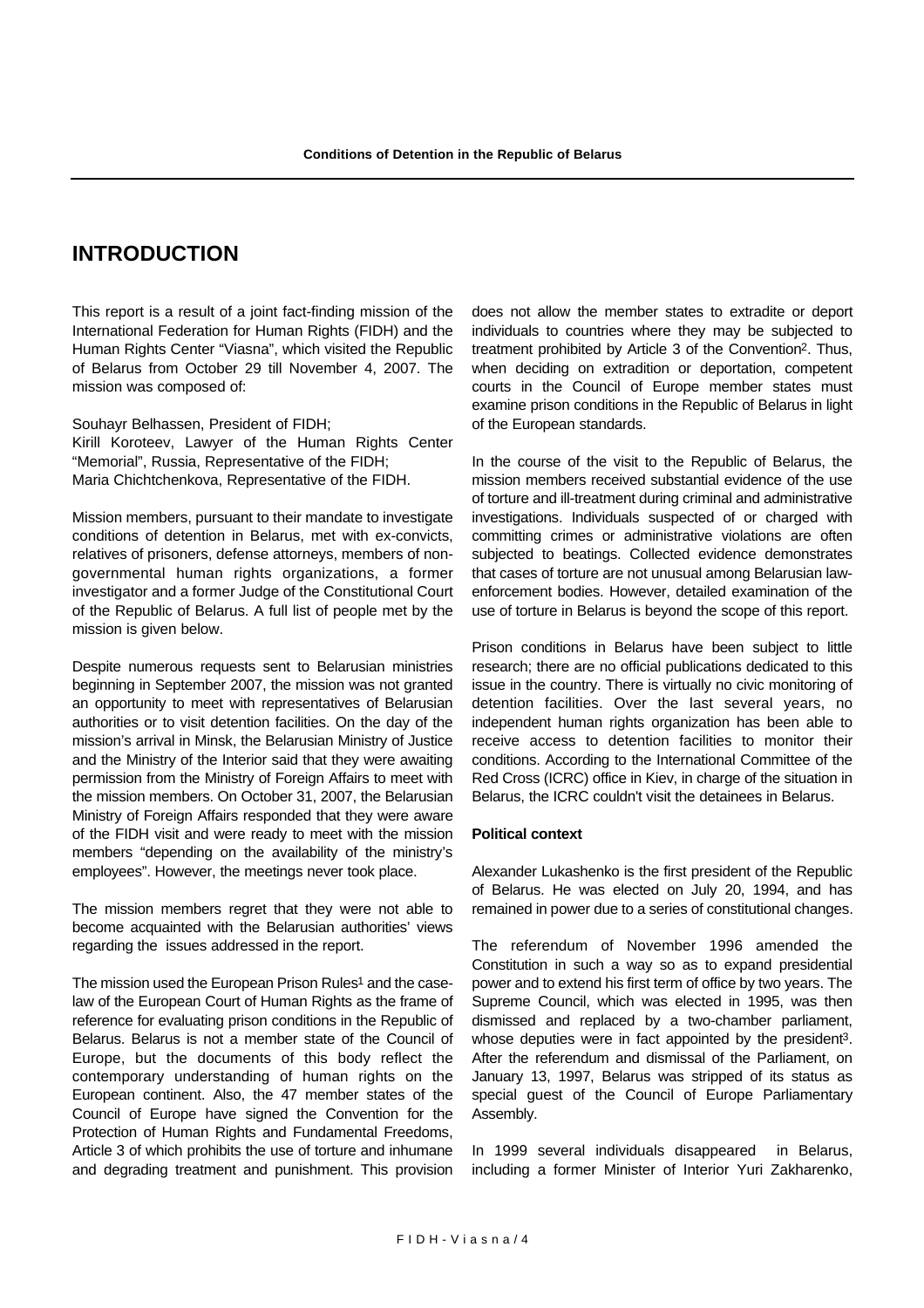## INTRODUCTION

This report is a result of a joint fact-finding mission of the International Federation for Human Rights (FIDH) and the Human Rights Center "Viasna", which visited the Republic of Belarus from October 29 till November 4, 2007. The mission was composed of:

Souhayr Belhassen, President of FIDH;
Kirill Koroteev, Lawyer of the Human Rights Center "Memorial", Russia, Representative of the FIDH;
Maria Chichtchenkova, Representative of the FIDH.

Mission members, pursuant to their mandate to investigate conditions of detention in Belarus, met with ex-convicts, relatives of prisoners, defense attorneys, members of non-governmental human rights organizations, a former investigator and a former Judge of the Constitutional Court of the Republic of Belarus. A full list of people met by the mission is given below.

Despite numerous requests sent to Belarusian ministries beginning in September 2007, the mission was not granted an opportunity to meet with representatives of Belarusian authorities or to visit detention facilities. On the day of the mission's arrival in Minsk, the Belarusian Ministry of Justice and the Ministry of the Interior said that they were awaiting permission from the Ministry of Foreign Affairs to meet with the mission members. On October 31, 2007, the Belarusian Ministry of Foreign Affairs responded that they were aware of the FIDH visit and were ready to meet with the mission members "depending on the availability of the ministry's employees". However, the meetings never took place.

The mission members regret that they were not able to become acquainted with the Belarusian authorities' views regarding the issues addressed in the report.

The mission used the European Prison Rules[1] and the case-law of the European Court of Human Rights as the frame of reference for evaluating prison conditions in the Republic of Belarus. Belarus is not a member state of the Council of Europe, but the documents of this body reflect the contemporary understanding of human rights on the European continent. Also, the 47 member states of the Council of Europe have signed the Convention for the Protection of Human Rights and Fundamental Freedoms, Article 3 of which prohibits the use of torture and inhumane and degrading treatment and punishment. This provision does not allow the member states to extradite or deport individuals to countries where they may be subjected to treatment prohibited by Article 3 of the Convention[2]. Thus, when deciding on extradition or deportation, competent courts in the Council of Europe member states must examine prison conditions in the Republic of Belarus in light of the European standards.

In the course of the visit to the Republic of Belarus, the mission members received substantial evidence of the use of torture and ill-treatment during criminal and administrative investigations. Individuals suspected of or charged with committing crimes or administrative violations are often subjected to beatings. Collected evidence demonstrates that cases of torture are not unusual among Belarusian law-enforcement bodies. However, detailed examination of the use of torture in Belarus is beyond the scope of this report.

Prison conditions in Belarus have been subject to little research; there are no official publications dedicated to this issue in the country. There is virtually no civic monitoring of detention facilities. Over the last several years, no independent human rights organization has been able to receive access to detention facilities to monitor their conditions. According to the International Committee of the Red Cross (ICRC) office in Kiev, in charge of the situation in Belarus, the ICRC couldn't visit the detainees in Belarus.

**Political context**

Alexander Lukashenko is the first president of the Republic of Belarus. He was elected on July 20, 1994, and has remained in power due to a series of constitutional changes.

The referendum of November 1996 amended the Constitution in such a way so as to expand presidential power and to extend his first term of office by two years. The Supreme Council, which was elected in 1995, was then dismissed and replaced by a two-chamber parliament, whose deputies were in fact appointed by the president[3]. After the referendum and dismissal of the Parliament, on January 13, 1997, Belarus was stripped of its status as special guest of the Council of Europe Parliamentary Assembly.

In 1999 several individuals disappeared in Belarus, including a former Minister of Interior Yuri Zakharenko,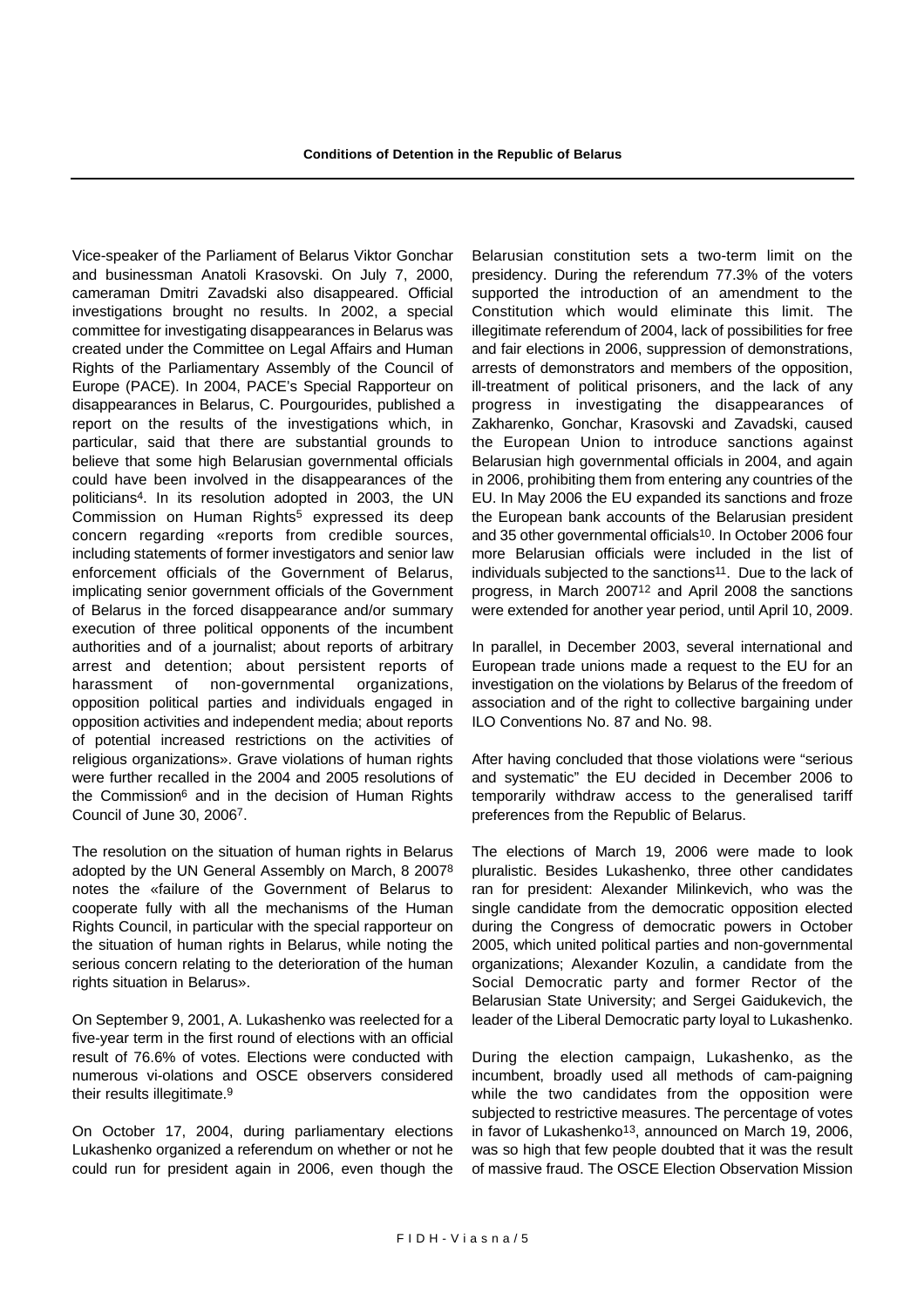Vice-speaker of the Parliament of Belarus Viktor Gonchar and businessman Anatoli Krasovski. On July 7, 2000, cameraman Dmitri Zavadski also disappeared. Official investigations brought no results. In 2002, a special committee for investigating disappearances in Belarus was created under the Committee on Legal Affairs and Human Rights of the Parliamentary Assembly of the Council of Europe (PACE). In 2004, PACE's Special Rapporteur on disappearances in Belarus, C. Pourgourides, published a report on the results of the investigations which, in particular, said that there are substantial grounds to believe that some high Belarusian governmental officials could have been involved in the disappearances of the politicians[4]. In its resolution adopted in 2003, the UN Commission on Human Rights[5] expressed its deep concern regarding «reports from credible sources, including statements of former investigators and senior law enforcement officials of the Government of Belarus, implicating senior government officials of the Government of Belarus in the forced disappearance and/or summary execution of three political opponents of the incumbent authorities and of a journalist; about reports of arbitrary arrest and detention; about persistent reports of harassment of non-governmental organizations, opposition political parties and individuals engaged in opposition activities and independent media; about reports of potential increased restrictions on the activities of religious organizations». Grave violations of human rights were further recalled in the 2004 and 2005 resolutions of the Commission[6] and in the decision of Human Rights Council of June 30, 2006[7].

The resolution on the situation of human rights in Belarus adopted by the UN General Assembly on March, 8 2007[8] notes the «failure of the Government of Belarus to cooperate fully with all the mechanisms of the Human Rights Council, in particular with the special rapporteur on the situation of human rights in Belarus, while noting the serious concern relating to the deterioration of the human rights situation in Belarus».

On September 9, 2001, A. Lukashenko was reelected for a five-year term in the first round of elections with an official result of 76.6% of votes. Elections were conducted with numerous vi-olations and OSCE observers considered their results illegitimate.[9]

On October 17, 2004, during parliamentary elections Lukashenko organized a referendum on whether or not he could run for president again in 2006, even though the Belarusian constitution sets a two-term limit on the presidency. During the referendum 77.3% of the voters supported the introduction of an amendment to the Constitution which would eliminate this limit. The illegitimate referendum of 2004, lack of possibilities for free and fair elections in 2006, suppression of demonstrations, arrests of demonstrators and members of the opposition, ill-treatment of political prisoners, and the lack of any progress in investigating the disappearances of Zakharenko, Gonchar, Krasovski and Zavadski, caused the European Union to introduce sanctions against Belarusian high governmental officials in 2004, and again in 2006, prohibiting them from entering any countries of the EU. In May 2006 the EU expanded its sanctions and froze the European bank accounts of the Belarusian president and 35 other governmental officials[10]. In October 2006 four more Belarusian officials were included in the list of individuals subjected to the sanctions[11]. Due to the lack of progress, in March 2007[12] and April 2008 the sanctions were extended for another year period, until April 10, 2009.

In parallel, in December 2003, several international and European trade unions made a request to the EU for an investigation on the violations by Belarus of the freedom of association and of the right to collective bargaining under ILO Conventions No. 87 and No. 98.

After having concluded that those violations were "serious and systematic" the EU decided in December 2006 to temporarily withdraw access to the generalised tariff preferences from the Republic of Belarus.

The elections of March 19, 2006 were made to look pluralistic. Besides Lukashenko, three other candidates ran for president: Alexander Milinkevich, who was the single candidate from the democratic opposition elected during the Congress of democratic powers in October 2005, which united political parties and non-governmental organizations; Alexander Kozulin, a candidate from the Social Democratic party and former Rector of the Belarusian State University; and Sergei Gaidukevich, the leader of the Liberal Democratic party loyal to Lukashenko.

During the election campaign, Lukashenko, as the incumbent, broadly used all methods of cam-paigning while the two candidates from the opposition were subjected to restrictive measures. The percentage of votes in favor of Lukashenko[13], announced on March 19, 2006, was so high that few people doubted that it was the result of massive fraud. The OSCE Election Observation Mission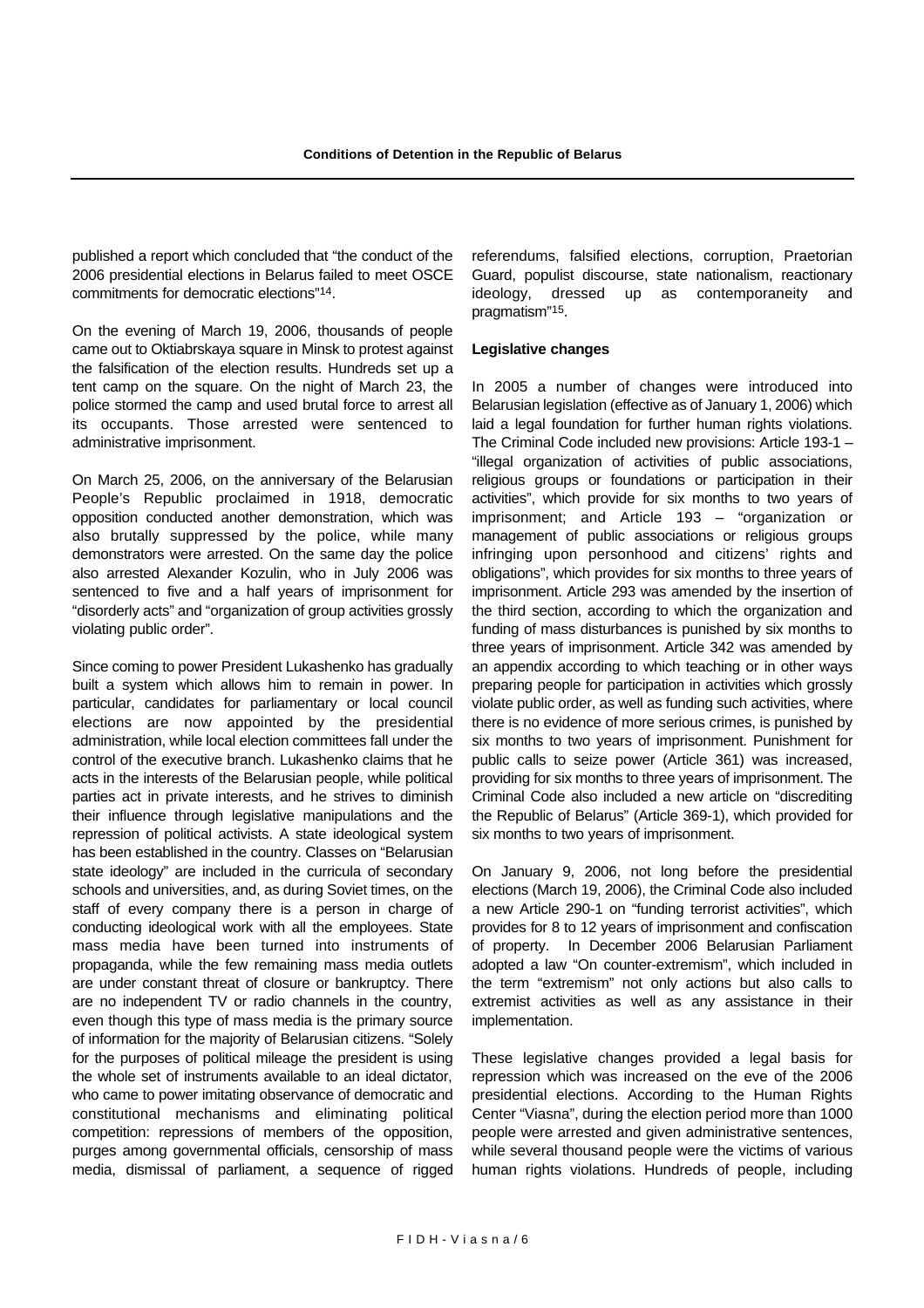published a report which concluded that "the conduct of the 2006 presidential elections in Belarus failed to meet OSCE commitments for democratic elections"[14].

On the evening of March 19, 2006, thousands of people came out to Oktiabrskaya square in Minsk to protest against the falsification of the election results. Hundreds set up a tent camp on the square. On the night of March 23, the police stormed the camp and used brutal force to arrest all its occupants. Those arrested were sentenced to administrative imprisonment.

On March 25, 2006, on the anniversary of the Belarusian People's Republic proclaimed in 1918, democratic opposition conducted another demonstration, which was also brutally suppressed by the police, while many demonstrators were arrested. On the same day the police also arrested Alexander Kozulin, who in July 2006 was sentenced to five and a half years of imprisonment for "disorderly acts" and "organization of group activities grossly violating public order".

Since coming to power President Lukashenko has gradually built a system which allows him to remain in power. In particular, candidates for parliamentary or local council elections are now appointed by the presidential administration, while local election committees fall under the control of the executive branch. Lukashenko claims that he acts in the interests of the Belarusian people, while political parties act in private interests, and he strives to diminish their influence through legislative manipulations and the repression of political activists. A state ideological system has been established in the country. Classes on "Belarusian state ideology" are included in the curricula of secondary schools and universities, and, as during Soviet times, on the staff of every company there is a person in charge of conducting ideological work with all the employees. State mass media have been turned into instruments of propaganda, while the few remaining mass media outlets are under constant threat of closure or bankruptcy. There are no independent TV or radio channels in the country, even though this type of mass media is the primary source of information for the majority of Belarusian citizens. "Solely for the purposes of political mileage the president is using the whole set of instruments available to an ideal dictator, who came to power imitating observance of democratic and constitutional mechanisms and eliminating political competition: repressions of members of the opposition, purges among governmental officials, censorship of mass media, dismissal of parliament, a sequence of rigged referendums, falsified elections, corruption, Praetorian Guard, populist discourse, state nationalism, reactionary ideology, dressed up as contemporaneity and pragmatism"[15].

**Legislative changes**

In 2005 a number of changes were introduced into Belarusian legislation (effective as of January 1, 2006) which laid a legal foundation for further human rights violations. The Criminal Code included new provisions: Article 193-1 – "illegal organization of activities of public associations, religious groups or foundations or participation in their activities", which provide for six months to two years of imprisonment; and Article 193 – "organization or management of public associations or religious groups infringing upon personhood and citizens' rights and obligations", which provides for six months to three years of imprisonment. Article 293 was amended by the insertion of the third section, according to which the organization and funding of mass disturbances is punished by six months to three years of imprisonment. Article 342 was amended by an appendix according to which teaching or in other ways preparing people for participation in activities which grossly violate public order, as well as funding such activities, where there is no evidence of more serious crimes, is punished by six months to two years of imprisonment. Punishment for public calls to seize power (Article 361) was increased, providing for six months to three years of imprisonment. The Criminal Code also included a new article on "discrediting the Republic of Belarus" (Article 369-1), which provided for six months to two years of imprisonment.

On January 9, 2006, not long before the presidential elections (March 19, 2006), the Criminal Code also included a new Article 290-1 on "funding terrorist activities", which provides for 8 to 12 years of imprisonment and confiscation of property. In December 2006 Belarusian Parliament adopted a law "On counter-extremism", which included in the term "extremism" not only actions but also calls to extremist activities as well as any assistance in their implementation.

These legislative changes provided a legal basis for repression which was increased on the eve of the 2006 presidential elections. According to the Human Rights Center "Viasna", during the election period more than 1000 people were arrested and given administrative sentences, while several thousand people were the victims of various human rights violations. Hundreds of people, including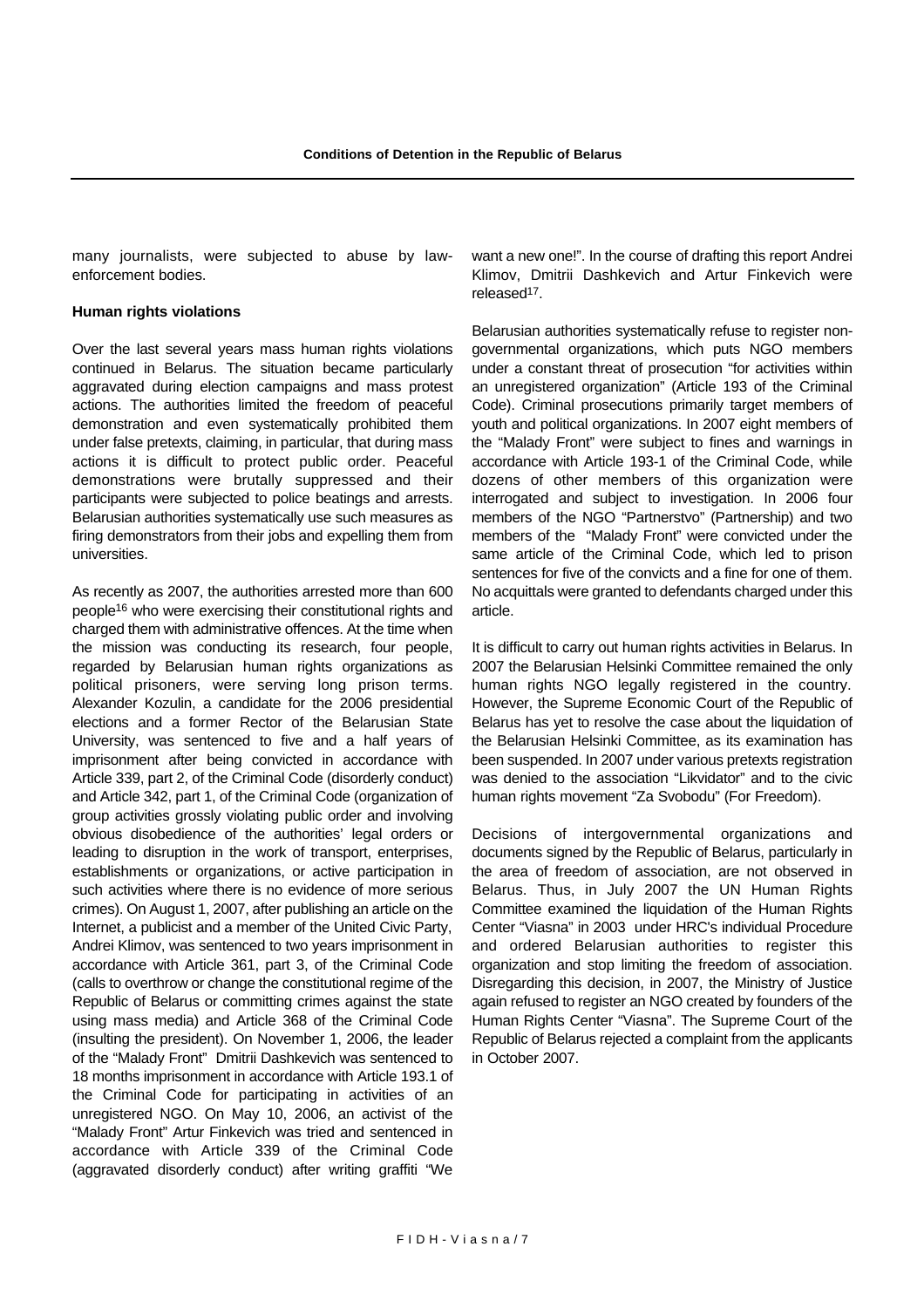many journalists, were subjected to abuse by law-enforcement bodies.

**Human rights violations**

Over the last several years mass human rights violations continued in Belarus. The situation became particularly aggravated during election campaigns and mass protest actions. The authorities limited the freedom of peaceful demonstration and even systematically prohibited them under false pretexts, claiming, in particular, that during mass actions it is difficult to protect public order. Peaceful demonstrations were brutally suppressed and their participants were subjected to police beatings and arrests. Belarusian authorities systematically use such measures as firing demonstrators from their jobs and expelling them from universities.

As recently as 2007, the authorities arrested more than 600 people[16] who were exercising their constitutional rights and charged them with administrative offences. At the time when the mission was conducting its research, four people, regarded by Belarusian human rights organizations as political prisoners, were serving long prison terms. Alexander Kozulin, a candidate for the 2006 presidential elections and a former Rector of the Belarusian State University, was sentenced to five and a half years of imprisonment after being convicted in accordance with Article 339, part 2, of the Criminal Code (disorderly conduct) and Article 342, part 1, of the Criminal Code (organization of group activities grossly violating public order and involving obvious disobedience of the authorities' legal orders or leading to disruption in the work of transport, enterprises, establishments or organizations, or active participation in such activities where there is no evidence of more serious crimes). On August 1, 2007, after publishing an article on the Internet, a publicist and a member of the United Civic Party, Andrei Klimov, was sentenced to two years imprisonment in accordance with Article 361, part 3, of the Criminal Code (calls to overthrow or change the constitutional regime of the Republic of Belarus or committing crimes against the state using mass media) and Article 368 of the Criminal Code (insulting the president). On November 1, 2006, the leader of the "Malady Front" Dmitrii Dashkevich was sentenced to 18 months imprisonment in accordance with Article 193.1 of the Criminal Code for participating in activities of an unregistered NGO. On May 10, 2006, an activist of the "Malady Front" Artur Finkevich was tried and sentenced in accordance with Article 339 of the Criminal Code (aggravated disorderly conduct) after writing graffiti "We want a new one!". In the course of drafting this report Andrei Klimov, Dmitrii Dashkevich and Artur Finkevich were released[17].

Belarusian authorities systematically refuse to register non-governmental organizations, which puts NGO members under a constant threat of prosecution "for activities within an unregistered organization" (Article 193 of the Criminal Code). Criminal prosecutions primarily target members of youth and political organizations. In 2007 eight members of the "Malady Front" were subject to fines and warnings in accordance with Article 193-1 of the Criminal Code, while dozens of other members of this organization were interrogated and subject to investigation. In 2006 four members of the NGO "Partnerstvo" (Partnership) and two members of the "Malady Front" were convicted under the same article of the Criminal Code, which led to prison sentences for five of the convicts and a fine for one of them. No acquittals were granted to defendants charged under this article.

It is difficult to carry out human rights activities in Belarus. In 2007 the Belarusian Helsinki Committee remained the only human rights NGO legally registered in the country. However, the Supreme Economic Court of the Republic of Belarus has yet to resolve the case about the liquidation of the Belarusian Helsinki Committee, as its examination has been suspended. In 2007 under various pretexts registration was denied to the association "Likvidator" and to the civic human rights movement "Za Svobodu" (For Freedom).

Decisions of intergovernmental organizations and documents signed by the Republic of Belarus, particularly in the area of freedom of association, are not observed in Belarus. Thus, in July 2007 the UN Human Rights Committee examined the liquidation of the Human Rights Center "Viasna" in 2003 under HRC's individual Procedure and ordered Belarusian authorities to register this organization and stop limiting the freedom of association. Disregarding this decision, in 2007, the Ministry of Justice again refused to register an NGO created by founders of the Human Rights Center "Viasna". The Supreme Court of the Republic of Belarus rejected a complaint from the applicants in October 2007.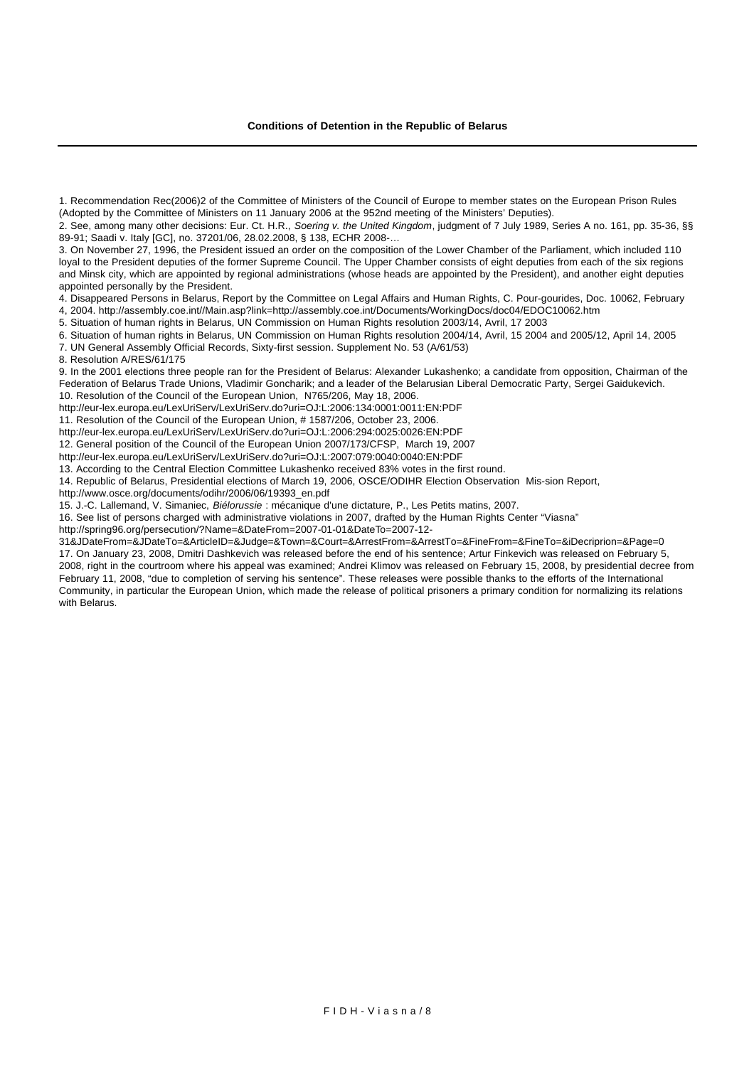1. Recommendation Rec(2006)2 of the Committee of Ministers of the Council of Europe to member states on the European Prison Rules (Adopted by the Committee of Ministers on 11 January 2006 at the 952nd meeting of the Ministers' Deputies).

2. See, among many other decisions: Eur. Ct. H.R., *Soering v. the United Kingdom*, judgment of 7 July 1989, Series A no. 161, pp. 35-36, §§ 89-91; Saadi v. Italy [GC], no. 37201/06, 28.02.2008, § 138, ECHR 2008-…

3. On November 27, 1996, the President issued an order on the composition of the Lower Chamber of the Parliament, which included 110 loyal to the President deputies of the former Supreme Council. The Upper Chamber consists of eight deputies from each of the six regions and Minsk city, which are appointed by regional administrations (whose heads are appointed by the President), and another eight deputies appointed personally by the President.

4. Disappeared Persons in Belarus, Report by the Committee on Legal Affairs and Human Rights, C. Pour-gourides, Doc. 10062, February 4, 2004. http://assembly.coe.int//Main.asp?link=http://assembly.coe.int/Documents/WorkingDocs/doc04/EDOC10062.htm

5. Situation of human rights in Belarus, UN Commission on Human Rights resolution 2003/14, Avril, 17 2003

6. Situation of human rights in Belarus, UN Commission on Human Rights resolution 2004/14, Avril, 15 2004 and 2005/12, April 14, 2005

7. UN General Assembly Official Records, Sixty-first session. Supplement No. 53 (A/61/53)

8. Resolution A/RES/61/175

9. In the 2001 elections three people ran for the President of Belarus: Alexander Lukashenko; a candidate from opposition, Chairman of the Federation of Belarus Trade Unions, Vladimir Goncharik; and a leader of the Belarusian Liberal Democratic Party, Sergei Gaidukevich.

10. Resolution of the Council of the European Union, N765/206, May 18, 2006. http://eur-lex.europa.eu/LexUriServ/LexUriServ.do?uri=OJ:L:2006:134:0001:0011:EN:PDF

11. Resolution of the Council of the European Union, # 1587/206, October 23, 2006. http://eur-lex.europa.eu/LexUriServ/LexUriServ.do?uri=OJ:L:2006:294:0025:0026:EN:PDF

12. General position of the Council of the European Union 2007/173/CFSP, March 19, 2007 http://eur-lex.europa.eu/LexUriServ/LexUriServ.do?uri=OJ:L:2007:079:0040:0040:EN:PDF

13. According to the Central Election Committee Lukashenko received 83% votes in the first round.

14. Republic of Belarus, Presidential elections of March 19, 2006, OSCE/ODIHR Election Observation Mis-sion Report, http://www.osce.org/documents/odihr/2006/06/19393_en.pdf

15. J.-C. Lallemand, V. Simaniec, *Biélorussie* : mécanique d'une dictature, P., Les Petits matins, 2007.

16. See list of persons charged with administrative violations in 2007, drafted by the Human Rights Center "Viasna" http://spring96.org/persecution/?Name=&DateFrom=2007-01-01&DateTo=2007-12-31&JDateFrom=&JDateTo=&ArticleID=&Judge=&Town=&Court=&ArrestFrom=&ArrestTo=&FineFrom=&FineTo=&iDecriprion=&Page=0

17. On January 23, 2008, Dmitri Dashkevich was released before the end of his sentence; Artur Finkevich was released on February 5, 2008, right in the courtroom where his appeal was examined; Andrei Klimov was released on February 15, 2008, by presidential decree from February 11, 2008, "due to completion of serving his sentence". These releases were possible thanks to the efforts of the International Community, in particular the European Union, which made the release of political prisoners a primary condition for normalizing its relations with Belarus.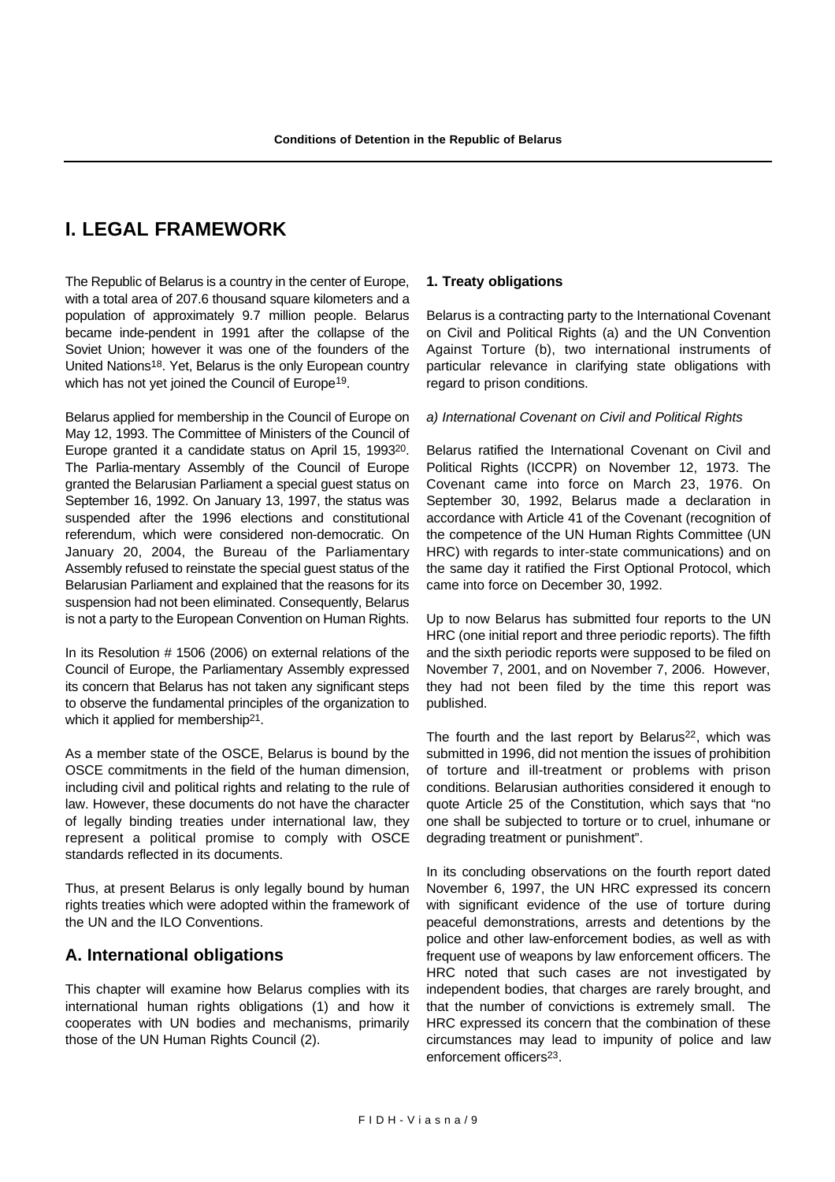# I. LEGAL FRAMEWORK

The Republic of Belarus is a country in the center of Europe, with a total area of 207.6 thousand square kilometers and a population of approximately 9.7 million people. Belarus became inde-pendent in 1991 after the collapse of the Soviet Union; however it was one of the founders of the United Nations[18]. Yet, Belarus is the only European country which has not yet joined the Council of Europe[19].

Belarus applied for membership in the Council of Europe on May 12, 1993. The Committee of Ministers of the Council of Europe granted it a candidate status on April 15, 1993[20]. The Parlia-mentary Assembly of the Council of Europe granted the Belarusian Parliament a special guest status on September 16, 1992. On January 13, 1997, the status was suspended after the 1996 elections and constitutional referendum, which were considered non-democratic. On January 20, 2004, the Bureau of the Parliamentary Assembly refused to reinstate the special guest status of the Belarusian Parliament and explained that the reasons for its suspension had not been eliminated. Consequently, Belarus is not a party to the European Convention on Human Rights.

In its Resolution # 1506 (2006) on external relations of the Council of Europe, the Parliamentary Assembly expressed its concern that Belarus has not taken any significant steps to observe the fundamental principles of the organization to which it applied for membership[21].

As a member state of the OSCE, Belarus is bound by the OSCE commitments in the field of the human dimension, including civil and political rights and relating to the rule of law. However, these documents do not have the character of legally binding treaties under international law, they represent a political promise to comply with OSCE standards reflected in its documents.

Thus, at present Belarus is only legally bound by human rights treaties which were adopted within the framework of the UN and the ILO Conventions.

## A. International obligations

This chapter will examine how Belarus complies with its international human rights obligations (1) and how it cooperates with UN bodies and mechanisms, primarily those of the UN Human Rights Council (2).

### 1. Treaty obligations

Belarus is a contracting party to the International Covenant on Civil and Political Rights (a) and the UN Convention Against Torture (b), two international instruments of particular relevance in clarifying state obligations with regard to prison conditions.

*a) International Covenant on Civil and Political Rights*

Belarus ratified the International Covenant on Civil and Political Rights (ICCPR) on November 12, 1973. The Covenant came into force on March 23, 1976. On September 30, 1992, Belarus made a declaration in accordance with Article 41 of the Covenant (recognition of the competence of the UN Human Rights Committee (UN HRC) with regards to inter-state communications) and on the same day it ratified the First Optional Protocol, which came into force on December 30, 1992.

Up to now Belarus has submitted four reports to the UN HRC (one initial report and three periodic reports). The fifth and the sixth periodic reports were supposed to be filed on November 7, 2001, and on November 7, 2006. However, they had not been filed by the time this report was published.

The fourth and the last report by Belarus[22], which was submitted in 1996, did not mention the issues of prohibition of torture and ill-treatment or problems with prison conditions. Belarusian authorities considered it enough to quote Article 25 of the Constitution, which says that "no one shall be subjected to torture or to cruel, inhumane or degrading treatment or punishment".

In its concluding observations on the fourth report dated November 6, 1997, the UN HRC expressed its concern with significant evidence of the use of torture during peaceful demonstrations, arrests and detentions by the police and other law-enforcement bodies, as well as with frequent use of weapons by law enforcement officers. The HRC noted that such cases are not investigated by independent bodies, that charges are rarely brought, and that the number of convictions is extremely small. The HRC expressed its concern that the combination of these circumstances may lead to impunity of police and law enforcement officers[23].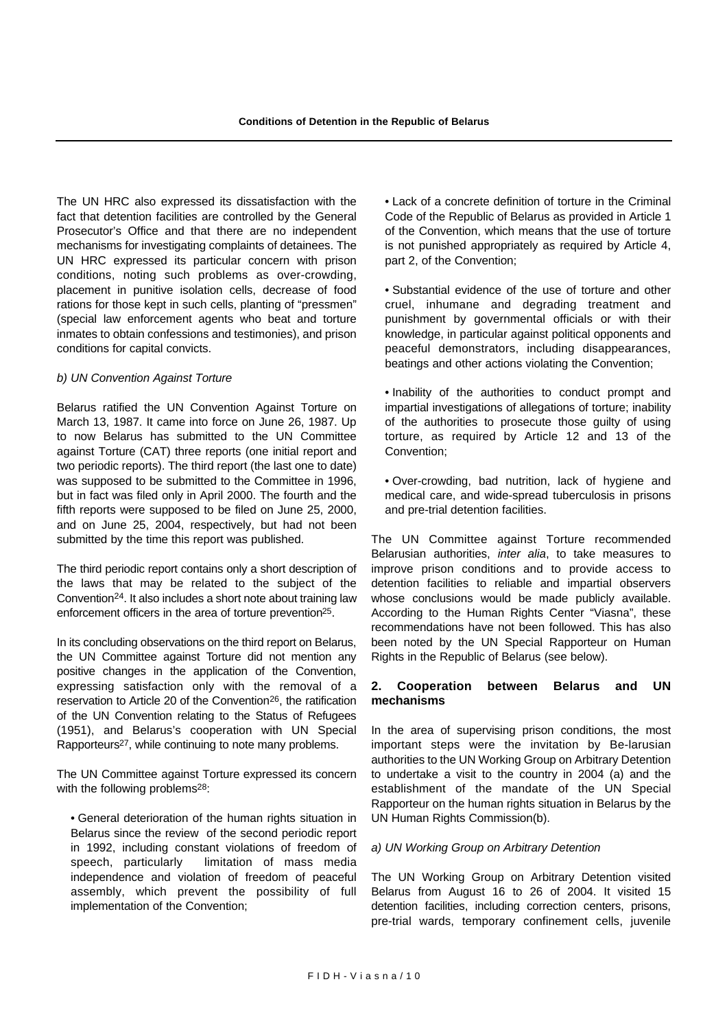The UN HRC also expressed its dissatisfaction with the fact that detention facilities are controlled by the General Prosecutor's Office and that there are no independent mechanisms for investigating complaints of detainees. The UN HRC expressed its particular concern with prison conditions, noting such problems as over-crowding, placement in punitive isolation cells, decrease of food rations for those kept in such cells, planting of "pressmen" (special law enforcement agents who beat and torture inmates to obtain confessions and testimonies), and prison conditions for capital convicts.

*b) UN Convention Against Torture*

Belarus ratified the UN Convention Against Torture on March 13, 1987. It came into force on June 26, 1987. Up to now Belarus has submitted to the UN Committee against Torture (CAT) three reports (one initial report and two periodic reports). The third report (the last one to date) was supposed to be submitted to the Committee in 1996, but in fact was filed only in April 2000. The fourth and the fifth reports were supposed to be filed on June 25, 2000, and on June 25, 2004, respectively, but had not been submitted by the time this report was published.

The third periodic report contains only a short description of the laws that may be related to the subject of the Convention[24]. It also includes a short note about training law enforcement officers in the area of torture prevention[25].

In its concluding observations on the third report on Belarus, the UN Committee against Torture did not mention any positive changes in the application of the Convention, expressing satisfaction only with the removal of a reservation to Article 20 of the Convention[26], the ratification of the UN Convention relating to the Status of Refugees (1951), and Belarus's cooperation with UN Special Rapporteurs[27], while continuing to note many problems.

The UN Committee against Torture expressed its concern with the following problems[28]:

- General deterioration of the human rights situation in Belarus since the review of the second periodic report in 1992, including constant violations of freedom of speech, particularly limitation of mass media independence and violation of freedom of peaceful assembly, which prevent the possibility of full implementation of the Convention;

- Lack of a concrete definition of torture in the Criminal Code of the Republic of Belarus as provided in Article 1 of the Convention, which means that the use of torture is not punished appropriately as required by Article 4, part 2, of the Convention;

- Substantial evidence of the use of torture and other cruel, inhumane and degrading treatment and punishment by governmental officials or with their knowledge, in particular against political opponents and peaceful demonstrators, including disappearances, beatings and other actions violating the Convention;

- Inability of the authorities to conduct prompt and impartial investigations of allegations of torture; inability of the authorities to prosecute those guilty of using torture, as required by Article 12 and 13 of the Convention;

- Over-crowding, bad nutrition, lack of hygiene and medical care, and wide-spread tuberculosis in prisons and pre-trial detention facilities.

The UN Committee against Torture recommended Belarusian authorities, *inter alia*, to take measures to improve prison conditions and to provide access to detention facilities to reliable and impartial observers whose conclusions would be made publicly available. According to the Human Rights Center "Viasna", these recommendations have not been followed. This has also been noted by the UN Special Rapporteur on Human Rights in the Republic of Belarus (see below).

## 2. Cooperation between Belarus and UN mechanisms

In the area of supervising prison conditions, the most important steps were the invitation by Be-larusian authorities to the UN Working Group on Arbitrary Detention to undertake a visit to the country in 2004 (a) and the establishment of the mandate of the UN Special Rapporteur on the human rights situation in Belarus by the UN Human Rights Commission(b).

*a) UN Working Group on Arbitrary Detention*

The UN Working Group on Arbitrary Detention visited Belarus from August 16 to 26 of 2004. It visited 15 detention facilities, including correction centers, prisons, pre-trial wards, temporary confinement cells, juvenile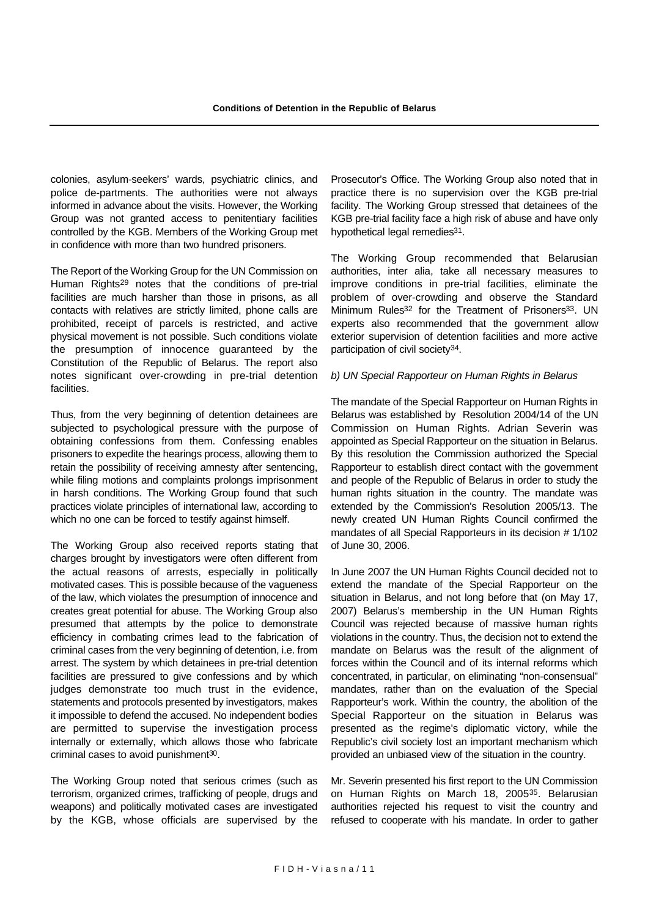colonies, asylum-seekers' wards, psychiatric clinics, and police de-partments. The authorities were not always informed in advance about the visits. However, the Working Group was not granted access to penitentiary facilities controlled by the KGB. Members of the Working Group met in confidence with more than two hundred prisoners.

The Report of the Working Group for the UN Commission on Human Rights[29] notes that the conditions of pre-trial facilities are much harsher than those in prisons, as all contacts with relatives are strictly limited, phone calls are prohibited, receipt of parcels is restricted, and active physical movement is not possible. Such conditions violate the presumption of innocence guaranteed by the Constitution of the Republic of Belarus. The report also notes significant over-crowding in pre-trial detention facilities.

Thus, from the very beginning of detention detainees are subjected to psychological pressure with the purpose of obtaining confessions from them. Confessing enables prisoners to expedite the hearings process, allowing them to retain the possibility of receiving amnesty after sentencing, while filing motions and complaints prolongs imprisonment in harsh conditions. The Working Group found that such practices violate principles of international law, according to which no one can be forced to testify against himself.

The Working Group also received reports stating that charges brought by investigators were often different from the actual reasons of arrests, especially in politically motivated cases. This is possible because of the vagueness of the law, which violates the presumption of innocence and creates great potential for abuse. The Working Group also presumed that attempts by the police to demonstrate efficiency in combating crimes lead to the fabrication of criminal cases from the very beginning of detention, i.e. from arrest. The system by which detainees in pre-trial detention facilities are pressured to give confessions and by which judges demonstrate too much trust in the evidence, statements and protocols presented by investigators, makes it impossible to defend the accused. No independent bodies are permitted to supervise the investigation process internally or externally, which allows those who fabricate criminal cases to avoid punishment[30].

The Working Group noted that serious crimes (such as terrorism, organized crimes, trafficking of people, drugs and weapons) and politically motivated cases are investigated by the KGB, whose officials are supervised by the Prosecutor's Office. The Working Group also noted that in practice there is no supervision over the KGB pre-trial facility. The Working Group stressed that detainees of the KGB pre-trial facility face a high risk of abuse and have only hypothetical legal remedies[31].

The Working Group recommended that Belarusian authorities, inter alia, take all necessary measures to improve conditions in pre-trial facilities, eliminate the problem of over-crowding and observe the Standard Minimum Rules[32] for the Treatment of Prisoners[33]. UN experts also recommended that the government allow exterior supervision of detention facilities and more active participation of civil society[34].

*b) UN Special Rapporteur on Human Rights in Belarus*

The mandate of the Special Rapporteur on Human Rights in Belarus was established by Resolution 2004/14 of the UN Commission on Human Rights. Adrian Severin was appointed as Special Rapporteur on the situation in Belarus. By this resolution the Commission authorized the Special Rapporteur to establish direct contact with the government and people of the Republic of Belarus in order to study the human rights situation in the country. The mandate was extended by the Commission's Resolution 2005/13. The newly created UN Human Rights Council confirmed the mandates of all Special Rapporteurs in its decision # 1/102 of June 30, 2006.

In June 2007 the UN Human Rights Council decided not to extend the mandate of the Special Rapporteur on the situation in Belarus, and not long before that (on May 17, 2007) Belarus's membership in the UN Human Rights Council was rejected because of massive human rights violations in the country. Thus, the decision not to extend the mandate on Belarus was the result of the alignment of forces within the Council and of its internal reforms which concentrated, in particular, on eliminating "non-consensual" mandates, rather than on the evaluation of the Special Rapporteur's work. Within the country, the abolition of the Special Rapporteur on the situation in Belarus was presented as the regime's diplomatic victory, while the Republic's civil society lost an important mechanism which provided an unbiased view of the situation in the country.

Mr. Severin presented his first report to the UN Commission on Human Rights on March 18, 2005[35]. Belarusian authorities rejected his request to visit the country and refused to cooperate with his mandate. In order to gather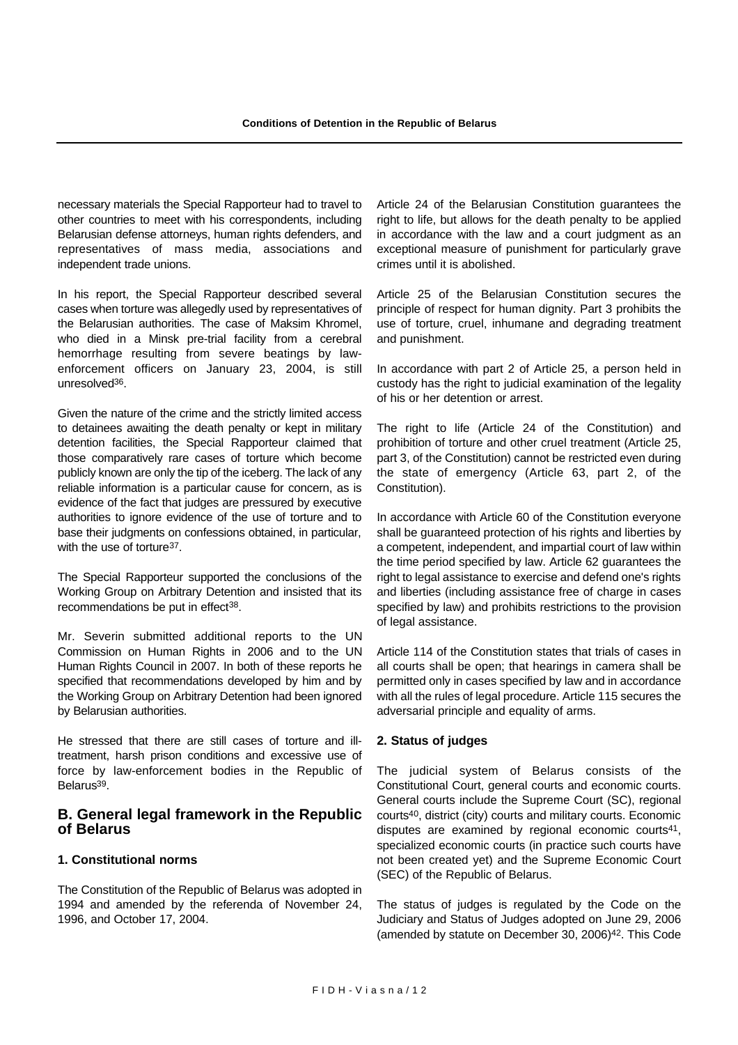necessary materials the Special Rapporteur had to travel to other countries to meet with his correspondents, including Belarusian defense attorneys, human rights defenders, and representatives of mass media, associations and independent trade unions.

In his report, the Special Rapporteur described several cases when torture was allegedly used by representatives of the Belarusian authorities. The case of Maksim Khromel, who died in a Minsk pre-trial facility from a cerebral hemorrhage resulting from severe beatings by law-enforcement officers on January 23, 2004, is still unresolved[36].

Given the nature of the crime and the strictly limited access to detainees awaiting the death penalty or kept in military detention facilities, the Special Rapporteur claimed that those comparatively rare cases of torture which become publicly known are only the tip of the iceberg. The lack of any reliable information is a particular cause for concern, as is evidence of the fact that judges are pressured by executive authorities to ignore evidence of the use of torture and to base their judgments on confessions obtained, in particular, with the use of torture[37].

The Special Rapporteur supported the conclusions of the Working Group on Arbitrary Detention and insisted that its recommendations be put in effect[38].

Mr. Severin submitted additional reports to the UN Commission on Human Rights in 2006 and to the UN Human Rights Council in 2007. In both of these reports he specified that recommendations developed by him and by the Working Group on Arbitrary Detention had been ignored by Belarusian authorities.

He stressed that there are still cases of torture and ill-treatment, harsh prison conditions and excessive use of force by law-enforcement bodies in the Republic of Belarus[39].

## B. General legal framework in the Republic of Belarus

### 1. Constitutional norms

The Constitution of the Republic of Belarus was adopted in 1994 and amended by the referenda of November 24, 1996, and October 17, 2004.

Article 24 of the Belarusian Constitution guarantees the right to life, but allows for the death penalty to be applied in accordance with the law and a court judgment as an exceptional measure of punishment for particularly grave crimes until it is abolished.

Article 25 of the Belarusian Constitution secures the principle of respect for human dignity. Part 3 prohibits the use of torture, cruel, inhumane and degrading treatment and punishment.

In accordance with part 2 of Article 25, a person held in custody has the right to judicial examination of the legality of his or her detention or arrest.

The right to life (Article 24 of the Constitution) and prohibition of torture and other cruel treatment (Article 25, part 3, of the Constitution) cannot be restricted even during the state of emergency (Article 63, part 2, of the Constitution).

In accordance with Article 60 of the Constitution everyone shall be guaranteed protection of his rights and liberties by a competent, independent, and impartial court of law within the time period specified by law. Article 62 guarantees the right to legal assistance to exercise and defend one's rights and liberties (including assistance free of charge in cases specified by law) and prohibits restrictions to the provision of legal assistance.

Article 114 of the Constitution states that trials of cases in all courts shall be open; that hearings in camera shall be permitted only in cases specified by law and in accordance with all the rules of legal procedure. Article 115 secures the adversarial principle and equality of arms.

### 2. Status of judges

The judicial system of Belarus consists of the Constitutional Court, general courts and economic courts. General courts include the Supreme Court (SC), regional courts[40], district (city) courts and military courts. Economic disputes are examined by regional economic courts[41], specialized economic courts (in practice such courts have not been created yet) and the Supreme Economic Court (SEC) of the Republic of Belarus.

The status of judges is regulated by the Code on the Judiciary and Status of Judges adopted on June 29, 2006 (amended by statute on December 30, 2006)[42]. This Code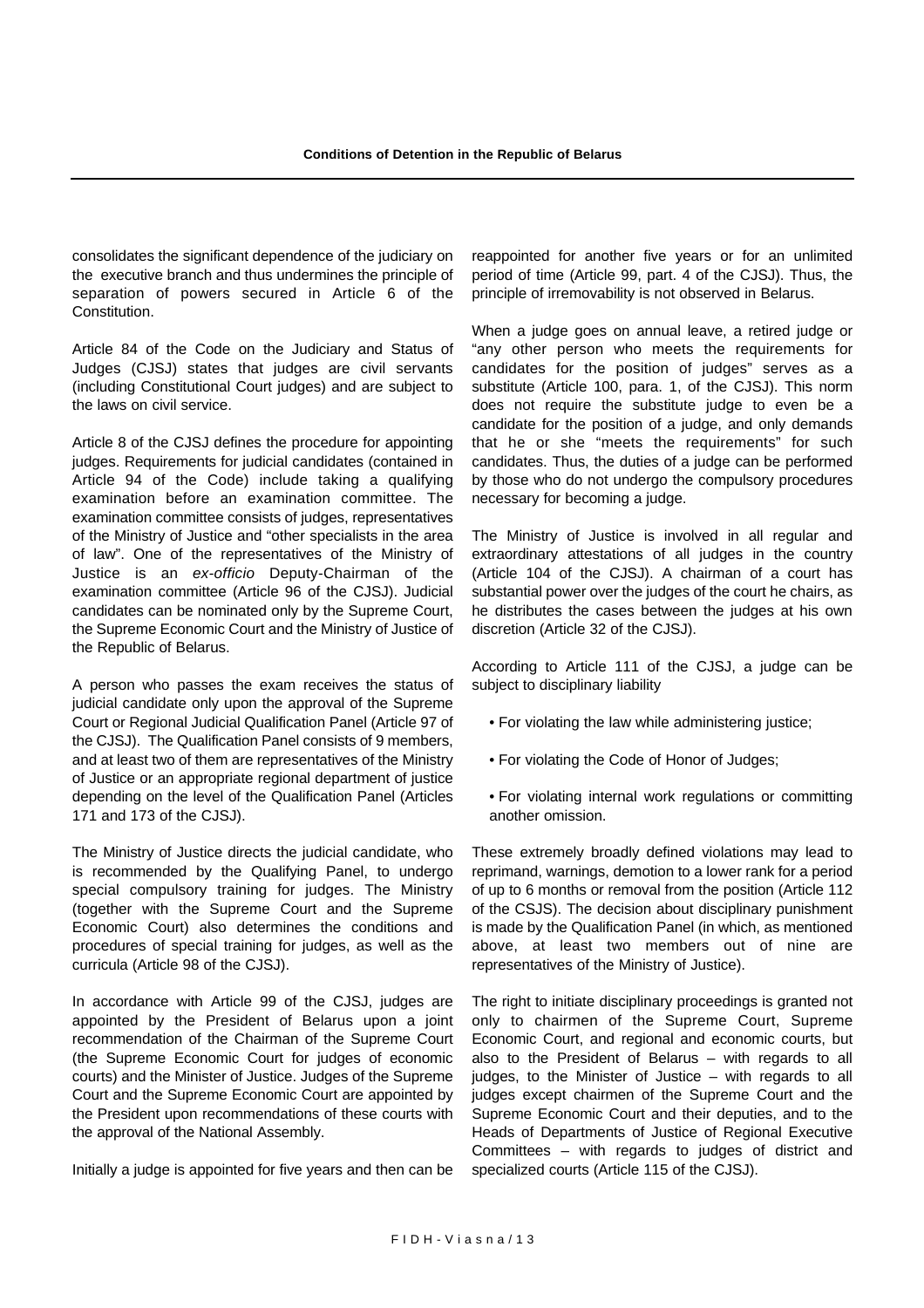consolidates the significant dependence of the judiciary on the executive branch and thus undermines the principle of separation of powers secured in Article 6 of the Constitution.

Article 84 of the Code on the Judiciary and Status of Judges (CJSJ) states that judges are civil servants (including Constitutional Court judges) and are subject to the laws on civil service.

Article 8 of the CJSJ defines the procedure for appointing judges. Requirements for judicial candidates (contained in Article 94 of the Code) include taking a qualifying examination before an examination committee. The examination committee consists of judges, representatives of the Ministry of Justice and "other specialists in the area of law". One of the representatives of the Ministry of Justice is an *ex-officio* Deputy-Chairman of the examination committee (Article 96 of the CJSJ). Judicial candidates can be nominated only by the Supreme Court, the Supreme Economic Court and the Ministry of Justice of the Republic of Belarus.

A person who passes the exam receives the status of judicial candidate only upon the approval of the Supreme Court or Regional Judicial Qualification Panel (Article 97 of the CJSJ). The Qualification Panel consists of 9 members, and at least two of them are representatives of the Ministry of Justice or an appropriate regional department of justice depending on the level of the Qualification Panel (Articles 171 and 173 of the CJSJ).

The Ministry of Justice directs the judicial candidate, who is recommended by the Qualifying Panel, to undergo special compulsory training for judges. The Ministry (together with the Supreme Court and the Supreme Economic Court) also determines the conditions and procedures of special training for judges, as well as the curricula (Article 98 of the CJSJ).

In accordance with Article 99 of the CJSJ, judges are appointed by the President of Belarus upon a joint recommendation of the Chairman of the Supreme Court (the Supreme Economic Court for judges of economic courts) and the Minister of Justice. Judges of the Supreme Court and the Supreme Economic Court are appointed by the President upon recommendations of these courts with the approval of the National Assembly.

Initially a judge is appointed for five years and then can be reappointed for another five years or for an unlimited period of time (Article 99, part. 4 of the CJSJ). Thus, the principle of irremovability is not observed in Belarus.

When a judge goes on annual leave, a retired judge or "any other person who meets the requirements for candidates for the position of judges" serves as a substitute (Article 100, para. 1, of the CJSJ). This norm does not require the substitute judge to even be a candidate for the position of a judge, and only demands that he or she "meets the requirements" for such candidates. Thus, the duties of a judge can be performed by those who do not undergo the compulsory procedures necessary for becoming a judge.

The Ministry of Justice is involved in all regular and extraordinary attestations of all judges in the country (Article 104 of the CJSJ). A chairman of a court has substantial power over the judges of the court he chairs, as he distributes the cases between the judges at his own discretion (Article 32 of the CJSJ).

According to Article 111 of the CJSJ, a judge can be subject to disciplinary liability

- For violating the law while administering justice;
- For violating the Code of Honor of Judges;
- For violating internal work regulations or committing another omission.

These extremely broadly defined violations may lead to reprimand, warnings, demotion to a lower rank for a period of up to 6 months or removal from the position (Article 112 of the CSJS). The decision about disciplinary punishment is made by the Qualification Panel (in which, as mentioned above, at least two members out of nine are representatives of the Ministry of Justice).

The right to initiate disciplinary proceedings is granted not only to chairmen of the Supreme Court, Supreme Economic Court, and regional and economic courts, but also to the President of Belarus – with regards to all judges, to the Minister of Justice – with regards to all judges except chairmen of the Supreme Court and the Supreme Economic Court and their deputies, and to the Heads of Departments of Justice of Regional Executive Committees – with regards to judges of district and specialized courts (Article 115 of the CJSJ).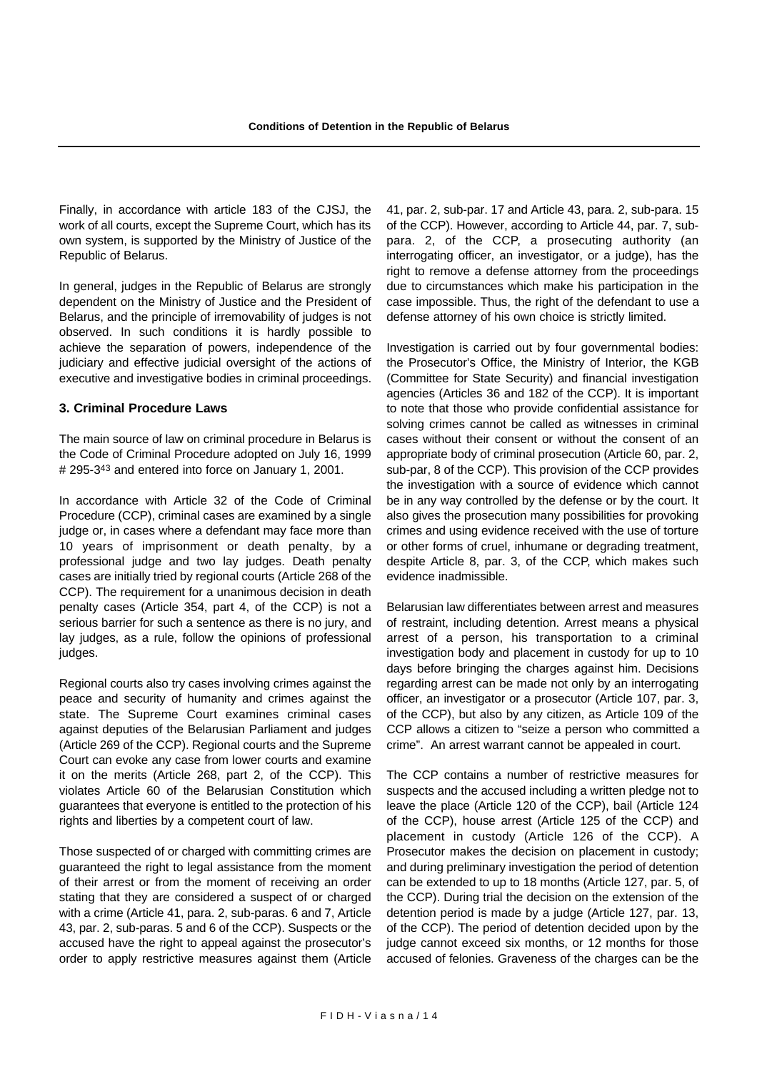Finally, in accordance with article 183 of the CJSJ, the work of all courts, except the Supreme Court, which has its own system, is supported by the Ministry of Justice of the Republic of Belarus.

In general, judges in the Republic of Belarus are strongly dependent on the Ministry of Justice and the President of Belarus, and the principle of irremovability of judges is not observed. In such conditions it is hardly possible to achieve the separation of powers, independence of the judiciary and effective judicial oversight of the actions of executive and investigative bodies in criminal proceedings.

### 3. Criminal Procedure Laws

The main source of law on criminal procedure in Belarus is the Code of Criminal Procedure adopted on July 16, 1999 # 295-3[43] and entered into force on January 1, 2001.

In accordance with Article 32 of the Code of Criminal Procedure (CCP), criminal cases are examined by a single judge or, in cases where a defendant may face more than 10 years of imprisonment or death penalty, by a professional judge and two lay judges. Death penalty cases are initially tried by regional courts (Article 268 of the CCP). The requirement for a unanimous decision in death penalty cases (Article 354, part 4, of the CCP) is not a serious barrier for such a sentence as there is no jury, and lay judges, as a rule, follow the opinions of professional judges.

Regional courts also try cases involving crimes against the peace and security of humanity and crimes against the state. The Supreme Court examines criminal cases against deputies of the Belarusian Parliament and judges (Article 269 of the CCP). Regional courts and the Supreme Court can evoke any case from lower courts and examine it on the merits (Article 268, part 2, of the CCP). This violates Article 60 of the Belarusian Constitution which guarantees that everyone is entitled to the protection of his rights and liberties by a competent court of law.

Those suspected of or charged with committing crimes are guaranteed the right to legal assistance from the moment of their arrest or from the moment of receiving an order stating that they are considered a suspect of or charged with a crime (Article 41, para. 2, sub-paras. 6 and 7, Article 43, par. 2, sub-paras. 5 and 6 of the CCP). Suspects or the accused have the right to appeal against the prosecutor's order to apply restrictive measures against them (Article 41, par. 2, sub-par. 17 and Article 43, para. 2, sub-para. 15 of the CCP). However, according to Article 44, par. 7, sub-para. 2, of the CCP, a prosecuting authority (an interrogating officer, an investigator, or a judge), has the right to remove a defense attorney from the proceedings due to circumstances which make his participation in the case impossible. Thus, the right of the defendant to use a defense attorney of his own choice is strictly limited.

Investigation is carried out by four governmental bodies: the Prosecutor's Office, the Ministry of Interior, the KGB (Committee for State Security) and financial investigation agencies (Articles 36 and 182 of the CCP). It is important to note that those who provide confidential assistance for solving crimes cannot be called as witnesses in criminal cases without their consent or without the consent of an appropriate body of criminal prosecution (Article 60, par. 2, sub-par, 8 of the CCP). This provision of the CCP provides the investigation with a source of evidence which cannot be in any way controlled by the defense or by the court. It also gives the prosecution many possibilities for provoking crimes and using evidence received with the use of torture or other forms of cruel, inhumane or degrading treatment, despite Article 8, par. 3, of the CCP, which makes such evidence inadmissible.

Belarusian law differentiates between arrest and measures of restraint, including detention. Arrest means a physical arrest of a person, his transportation to a criminal investigation body and placement in custody for up to 10 days before bringing the charges against him. Decisions regarding arrest can be made not only by an interrogating officer, an investigator or a prosecutor (Article 107, par. 3, of the CCP), but also by any citizen, as Article 109 of the CCP allows a citizen to "seize a person who committed a crime". An arrest warrant cannot be appealed in court.

The CCP contains a number of restrictive measures for suspects and the accused including a written pledge not to leave the place (Article 120 of the CCP), bail (Article 124 of the CCP), house arrest (Article 125 of the CCP) and placement in custody (Article 126 of the CCP). A Prosecutor makes the decision on placement in custody; and during preliminary investigation the period of detention can be extended to up to 18 months (Article 127, par. 5, of the CCP). During trial the decision on the extension of the detention period is made by a judge (Article 127, par. 13, of the CCP). The period of detention decided upon by the judge cannot exceed six months, or 12 months for those accused of felonies. Graveness of the charges can be the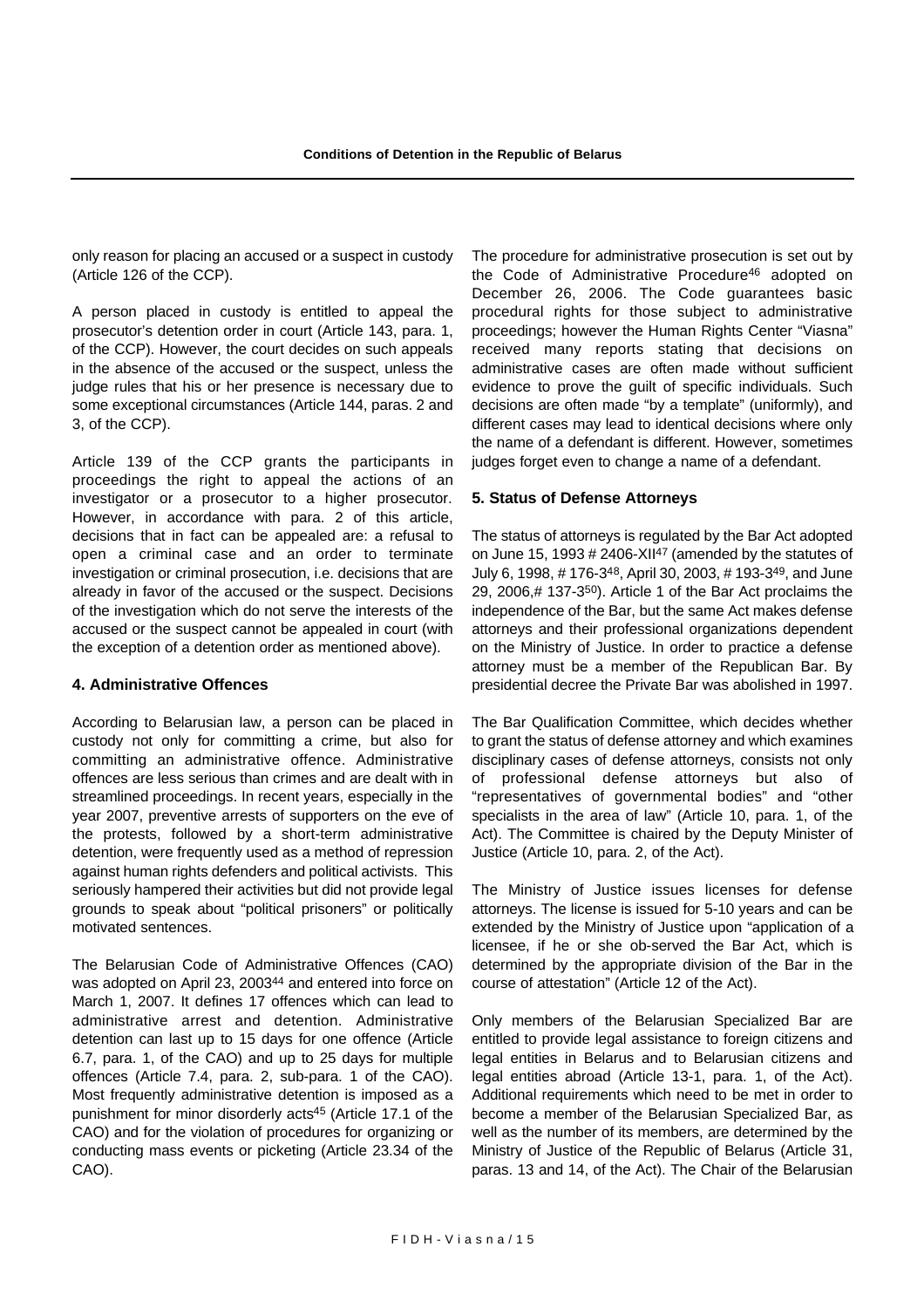only reason for placing an accused or a suspect in custody (Article 126 of the CCP).

A person placed in custody is entitled to appeal the prosecutor's detention order in court (Article 143, para. 1, of the CCP). However, the court decides on such appeals in the absence of the accused or the suspect, unless the judge rules that his or her presence is necessary due to some exceptional circumstances (Article 144, paras. 2 and 3, of the CCP).

Article 139 of the CCP grants the participants in proceedings the right to appeal the actions of an investigator or a prosecutor to a higher prosecutor. However, in accordance with para. 2 of this article, decisions that in fact can be appealed are: a refusal to open a criminal case and an order to terminate investigation or criminal prosecution, i.e. decisions that are already in favor of the accused or the suspect. Decisions of the investigation which do not serve the interests of the accused or the suspect cannot be appealed in court (with the exception of a detention order as mentioned above).

### 4. Administrative Offences

According to Belarusian law, a person can be placed in custody not only for committing a crime, but also for committing an administrative offence. Administrative offences are less serious than crimes and are dealt with in streamlined proceedings. In recent years, especially in the year 2007, preventive arrests of supporters on the eve of the protests, followed by a short-term administrative detention, were frequently used as a method of repression against human rights defenders and political activists. This seriously hampered their activities but did not provide legal grounds to speak about "political prisoners" or politically motivated sentences.

The Belarusian Code of Administrative Offences (CAO) was adopted on April 23, 2003[44] and entered into force on March 1, 2007. It defines 17 offences which can lead to administrative arrest and detention. Administrative detention can last up to 15 days for one offence (Article 6.7, para. 1, of the CAO) and up to 25 days for multiple offences (Article 7.4, para. 2, sub-para. 1 of the CAO). Most frequently administrative detention is imposed as a punishment for minor disorderly acts[45] (Article 17.1 of the CAO) and for the violation of procedures for organizing or conducting mass events or picketing (Article 23.34 of the CAO).

The procedure for administrative prosecution is set out by the Code of Administrative Procedure[46] adopted on December 26, 2006. The Code guarantees basic procedural rights for those subject to administrative proceedings; however the Human Rights Center "Viasna" received many reports stating that decisions on administrative cases are often made without sufficient evidence to prove the guilt of specific individuals. Such decisions are often made "by a template" (uniformly), and different cases may lead to identical decisions where only the name of a defendant is different. However, sometimes judges forget even to change a name of a defendant.

### 5. Status of Defense Attorneys

The status of attorneys is regulated by the Bar Act adopted on June 15, 1993 # 2406-XII[47] (amended by the statutes of July 6, 1998, # 176-3[48], April 30, 2003, # 193-3[49], and June 29, 2006,# 137-3[50]). Article 1 of the Bar Act proclaims the independence of the Bar, but the same Act makes defense attorneys and their professional organizations dependent on the Ministry of Justice. In order to practice a defense attorney must be a member of the Republican Bar. By presidential decree the Private Bar was abolished in 1997.

The Bar Qualification Committee, which decides whether to grant the status of defense attorney and which examines disciplinary cases of defense attorneys, consists not only of professional defense attorneys but also of "representatives of governmental bodies" and "other specialists in the area of law" (Article 10, para. 1, of the Act). The Committee is chaired by the Deputy Minister of Justice (Article 10, para. 2, of the Act).

The Ministry of Justice issues licenses for defense attorneys. The license is issued for 5-10 years and can be extended by the Ministry of Justice upon "application of a licensee, if he or she ob-served the Bar Act, which is determined by the appropriate division of the Bar in the course of attestation" (Article 12 of the Act).

Only members of the Belarusian Specialized Bar are entitled to provide legal assistance to foreign citizens and legal entities in Belarus and to Belarusian citizens and legal entities abroad (Article 13-1, para. 1, of the Act). Additional requirements which need to be met in order to become a member of the Belarusian Specialized Bar, as well as the number of its members, are determined by the Ministry of Justice of the Republic of Belarus (Article 31, paras. 13 and 14, of the Act). The Chair of the Belarusian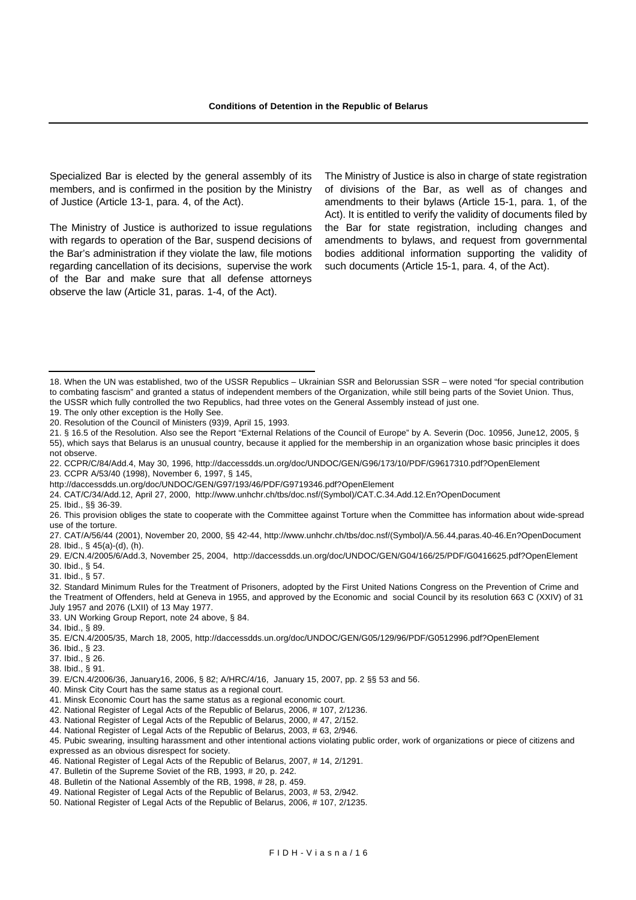Specialized Bar is elected by the general assembly of its members, and is confirmed in the position by the Ministry of Justice (Article 13-1, para. 4, of the Act).

The Ministry of Justice is authorized to issue regulations with regards to operation of the Bar, suspend decisions of the Bar's administration if they violate the law, file motions regarding cancellation of its decisions, supervise the work of the Bar and make sure that all defense attorneys observe the law (Article 31, paras. 1-4, of the Act).

The Ministry of Justice is also in charge of state registration of divisions of the Bar, as well as of changes and amendments to their bylaws (Article 15-1, para. 1, of the Act). It is entitled to verify the validity of documents filed by the Bar for state registration, including changes and amendments to bylaws, and request from governmental bodies additional information supporting the validity of such documents (Article 15-1, para. 4, of the Act).

---

18. When the UN was established, two of the USSR Republics – Ukrainian SSR and Belorussian SSR – were noted "for special contribution to combating fascism" and granted a status of independent members of the Organization, while still being parts of the Soviet Union. Thus, the USSR which fully controlled the two Republics, had three votes on the General Assembly instead of just one.
19. The only other exception is the Holly See.
20. Resolution of the Council of Ministers (93)9, April 15, 1993.
21. § 16.5 of the Resolution. Also see the Report "External Relations of the Council of Europe" by A. Severin (Doc. 10956, June12, 2005, § 55), which says that Belarus is an unusual country, because it applied for the membership in an organization whose basic principles it does not observe.
22. CCPR/C/84/Add.4, May 30, 1996, http://daccessdds.un.org/doc/UNDOC/GEN/G96/173/10/PDF/G9617310.pdf?OpenElement
23. CCPR A/53/40 (1998), November 6, 1997, § 145, http://daccessdds.un.org/doc/UNDOC/GEN/G97/193/46/PDF/G9719346.pdf?OpenElement
24. CAT/C/34/Add.12, April 27, 2000, http://www.unhchr.ch/tbs/doc.nsf/(Symbol)/CAT.C.34.Add.12.En?OpenDocument
25. Ibid., §§ 36-39.
26. This provision obliges the state to cooperate with the Committee against Torture when the Committee has information about wide-spread use of the torture.
27. CAT/A/56/44 (2001), November 20, 2000, §§ 42-44, http://www.unhchr.ch/tbs/doc.nsf/(Symbol)/A.56.44,paras.40-46.En?OpenDocument
28. Ibid., § 45(a)-(d), (h).
29. E/CN.4/2005/6/Add.3, November 25, 2004, http://daccessdds.un.org/doc/UNDOC/GEN/G04/166/25/PDF/G0416625.pdf?OpenElement
30. Ibid., § 54.
31. Ibid., § 57.
32. Standard Minimum Rules for the Treatment of Prisoners, adopted by the First United Nations Congress on the Prevention of Crime and the Treatment of Offenders, held at Geneva in 1955, and approved by the Economic and social Council by its resolution 663 C (XXIV) of 31 July 1957 and 2076 (LXII) of 13 May 1977.
33. UN Working Group Report, note 24 above, § 84.
34. Ibid., § 89.
35. E/CN.4/2005/35, March 18, 2005, http://daccessdds.un.org/doc/UNDOC/GEN/G05/129/96/PDF/G0512996.pdf?OpenElement
36. Ibid., § 23.
37. Ibid., § 26.
38. Ibid., § 91.
39. E/CN.4/2006/36, January16, 2006, § 82; A/HRC/4/16, January 15, 2007, pp. 2 §§ 53 and 56.
40. Minsk City Court has the same status as a regional court.
41. Minsk Economic Court has the same status as a regional economic court.
42. National Register of Legal Acts of the Republic of Belarus, 2006, # 107, 2/1236.
43. National Register of Legal Acts of the Republic of Belarus, 2000, # 47, 2/152.
44. National Register of Legal Acts of the Republic of Belarus, 2003, # 63, 2/946.
45. Pubic swearing, insulting harassment and other intentional actions violating public order, work of organizations or piece of citizens and expressed as an obvious disrespect for society.
46. National Register of Legal Acts of the Republic of Belarus, 2007, # 14, 2/1291.
47. Bulletin of the Supreme Soviet of the RB, 1993, # 20, p. 242.
48. Bulletin of the National Assembly of the RB, 1998, # 28, p. 459.
49. National Register of Legal Acts of the Republic of Belarus, 2003, # 53, 2/942.
50. National Register of Legal Acts of the Republic of Belarus, 2006, # 107, 2/1235.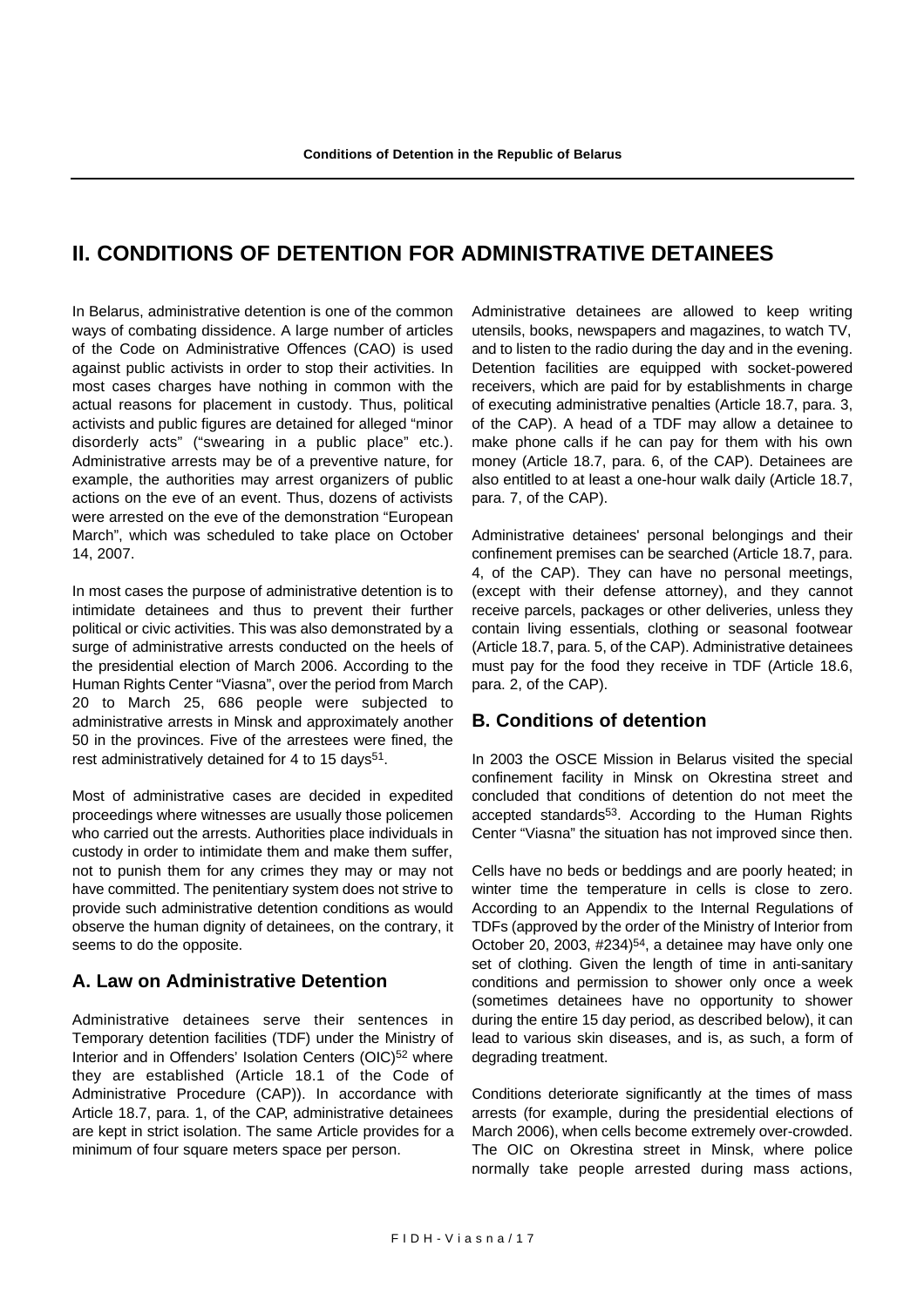## II. CONDITIONS OF DETENTION FOR ADMINISTRATIVE DETAINEES

In Belarus, administrative detention is one of the common ways of combating dissidence. A large number of articles of the Code on Administrative Offences (CAO) is used against public activists in order to stop their activities. In most cases charges have nothing in common with the actual reasons for placement in custody. Thus, political activists and public figures are detained for alleged "minor disorderly acts" ("swearing in a public place" etc.). Administrative arrests may be of a preventive nature, for example, the authorities may arrest organizers of public actions on the eve of an event. Thus, dozens of activists were arrested on the eve of the demonstration "European March", which was scheduled to take place on October 14, 2007.

In most cases the purpose of administrative detention is to intimidate detainees and thus to prevent their further political or civic activities. This was also demonstrated by a surge of administrative arrests conducted on the heels of the presidential election of March 2006. According to the Human Rights Center "Viasna", over the period from March 20 to March 25, 686 people were subjected to administrative arrests in Minsk and approximately another 50 in the provinces. Five of the arrestees were fined, the rest administratively detained for 4 to 15 days[51].

Most of administrative cases are decided in expedited proceedings where witnesses are usually those policemen who carried out the arrests. Authorities place individuals in custody in order to intimidate them and make them suffer, not to punish them for any crimes they may or may not have committed. The penitentiary system does not strive to provide such administrative detention conditions as would observe the human dignity of detainees, on the contrary, it seems to do the opposite.

### A. Law on Administrative Detention

Administrative detainees serve their sentences in Temporary detention facilities (TDF) under the Ministry of Interior and in Offenders' Isolation Centers (OIC)[52] where they are established (Article 18.1 of the Code of Administrative Procedure (CAP)). In accordance with Article 18.7, para. 1, of the CAP, administrative detainees are kept in strict isolation. The same Article provides for a minimum of four square meters space per person.

Administrative detainees are allowed to keep writing utensils, books, newspapers and magazines, to watch TV, and to listen to the radio during the day and in the evening. Detention facilities are equipped with socket-powered receivers, which are paid for by establishments in charge of executing administrative penalties (Article 18.7, para. 3, of the CAP). A head of a TDF may allow a detainee to make phone calls if he can pay for them with his own money (Article 18.7, para. 6, of the CAP). Detainees are also entitled to at least a one-hour walk daily (Article 18.7, para. 7, of the CAP).

Administrative detainees' personal belongings and their confinement premises can be searched (Article 18.7, para. 4, of the CAP). They can have no personal meetings, (except with their defense attorney), and they cannot receive parcels, packages or other deliveries, unless they contain living essentials, clothing or seasonal footwear (Article 18.7, para. 5, of the CAP). Administrative detainees must pay for the food they receive in TDF (Article 18.6, para. 2, of the CAP).

### B. Conditions of detention

In 2003 the OSCE Mission in Belarus visited the special confinement facility in Minsk on Okrestina street and concluded that conditions of detention do not meet the accepted standards[53]. According to the Human Rights Center "Viasna" the situation has not improved since then.

Cells have no beds or beddings and are poorly heated; in winter time the temperature in cells is close to zero. According to an Appendix to the Internal Regulations of TDFs (approved by the order of the Ministry of Interior from October 20, 2003, #234)[54], a detainee may have only one set of clothing. Given the length of time in anti-sanitary conditions and permission to shower only once a week (sometimes detainees have no opportunity to shower during the entire 15 day period, as described below), it can lead to various skin diseases, and is, as such, a form of degrading treatment.

Conditions deteriorate significantly at the times of mass arrests (for example, during the presidential elections of March 2006), when cells become extremely over-crowded. The OIC on Okrestina street in Minsk, where police normally take people arrested during mass actions,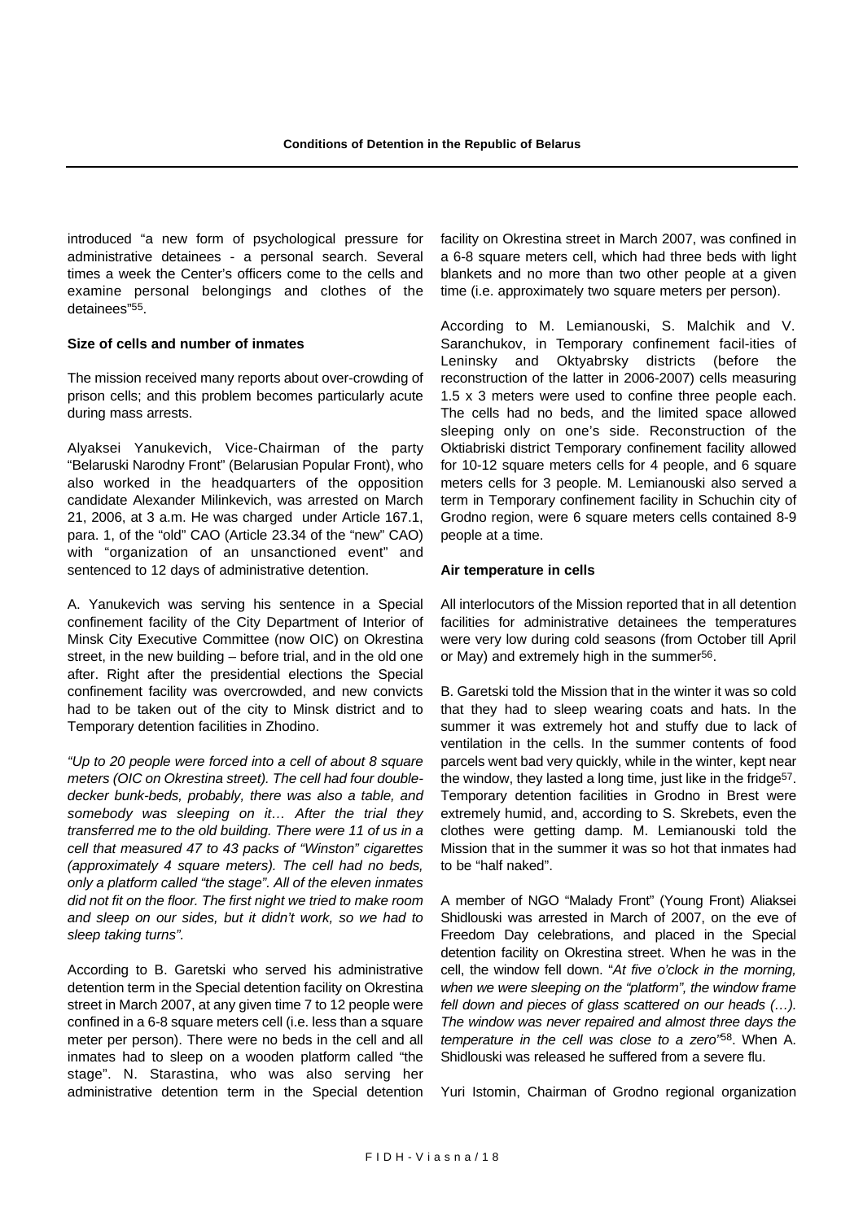introduced "a new form of psychological pressure for administrative detainees - a personal search. Several times a week the Center's officers come to the cells and examine personal belongings and clothes of the detainees"[55].

**Size of cells and number of inmates**

The mission received many reports about over-crowding of prison cells; and this problem becomes particularly acute during mass arrests.

Alyaksei Yanukevich, Vice-Chairman of the party "Belaruski Narodny Front" (Belarusian Popular Front), who also worked in the headquarters of the opposition candidate Alexander Milinkevich, was arrested on March 21, 2006, at 3 a.m. He was charged under Article 167.1, para. 1, of the "old" CAO (Article 23.34 of the "new" CAO) with "organization of an unsanctioned event" and sentenced to 12 days of administrative detention.

A. Yanukevich was serving his sentence in a Special confinement facility of the City Department of Interior of Minsk City Executive Committee (now OIC) on Okrestina street, in the new building – before trial, and in the old one after. Right after the presidential elections the Special confinement facility was overcrowded, and new convicts had to be taken out of the city to Minsk district and to Temporary detention facilities in Zhodino.

*"Up to 20 people were forced into a cell of about 8 square meters (OIC on Okrestina street). The cell had four double-decker bunk-beds, probably, there was also a table, and somebody was sleeping on it… After the trial they transferred me to the old building. There were 11 of us in a cell that measured 47 to 43 packs of "Winston" cigarettes (approximately 4 square meters). The cell had no beds, only a platform called "the stage". All of the eleven inmates did not fit on the floor. The first night we tried to make room and sleep on our sides, but it didn't work, so we had to sleep taking turns".*

According to B. Garetski who served his administrative detention term in the Special detention facility on Okrestina street in March 2007, at any given time 7 to 12 people were confined in a 6-8 square meters cell (i.e. less than a square meter per person). There were no beds in the cell and all inmates had to sleep on a wooden platform called "the stage". N. Starastina, who was also serving her administrative detention term in the Special detention facility on Okrestina street in March 2007, was confined in a 6-8 square meters cell, which had three beds with light blankets and no more than two other people at a given time (i.e. approximately two square meters per person).

According to M. Lemianouski, S. Malchik and V. Saranchukov, in Temporary confinement facil-ities of Leninsky and Oktyabrsky districts (before the reconstruction of the latter in 2006-2007) cells measuring 1.5 x 3 meters were used to confine three people each. The cells had no beds, and the limited space allowed sleeping only on one's side. Reconstruction of the Oktiabriski district Temporary confinement facility allowed for 10-12 square meters cells for 4 people, and 6 square meters cells for 3 people. M. Lemianouski also served a term in Temporary confinement facility in Schuchin city of Grodno region, were 6 square meters cells contained 8-9 people at a time.

**Air temperature in cells**

All interlocutors of the Mission reported that in all detention facilities for administrative detainees the temperatures were very low during cold seasons (from October till April or May) and extremely high in the summer[56].

B. Garetski told the Mission that in the winter it was so cold that they had to sleep wearing coats and hats. In the summer it was extremely hot and stuffy due to lack of ventilation in the cells. In the summer contents of food parcels went bad very quickly, while in the winter, kept near the window, they lasted a long time, just like in the fridge[57]. Temporary detention facilities in Grodno in Brest were extremely humid, and, according to S. Skrebets, even the clothes were getting damp. M. Lemianouski told the Mission that in the summer it was so hot that inmates had to be "half naked".

A member of NGO "Malady Front" (Young Front) Aliaksei Shidlouski was arrested in March of 2007, on the eve of Freedom Day celebrations, and placed in the Special detention facility on Okrestina street. When he was in the cell, the window fell down. "*At five o'clock in the morning, when we were sleeping on the "platform", the window frame fell down and pieces of glass scattered on our heads (…). The window was never repaired and almost three days the temperature in the cell was close to a zero"*[58]. When A. Shidlouski was released he suffered from a severe flu.

Yuri Istomin, Chairman of Grodno regional organization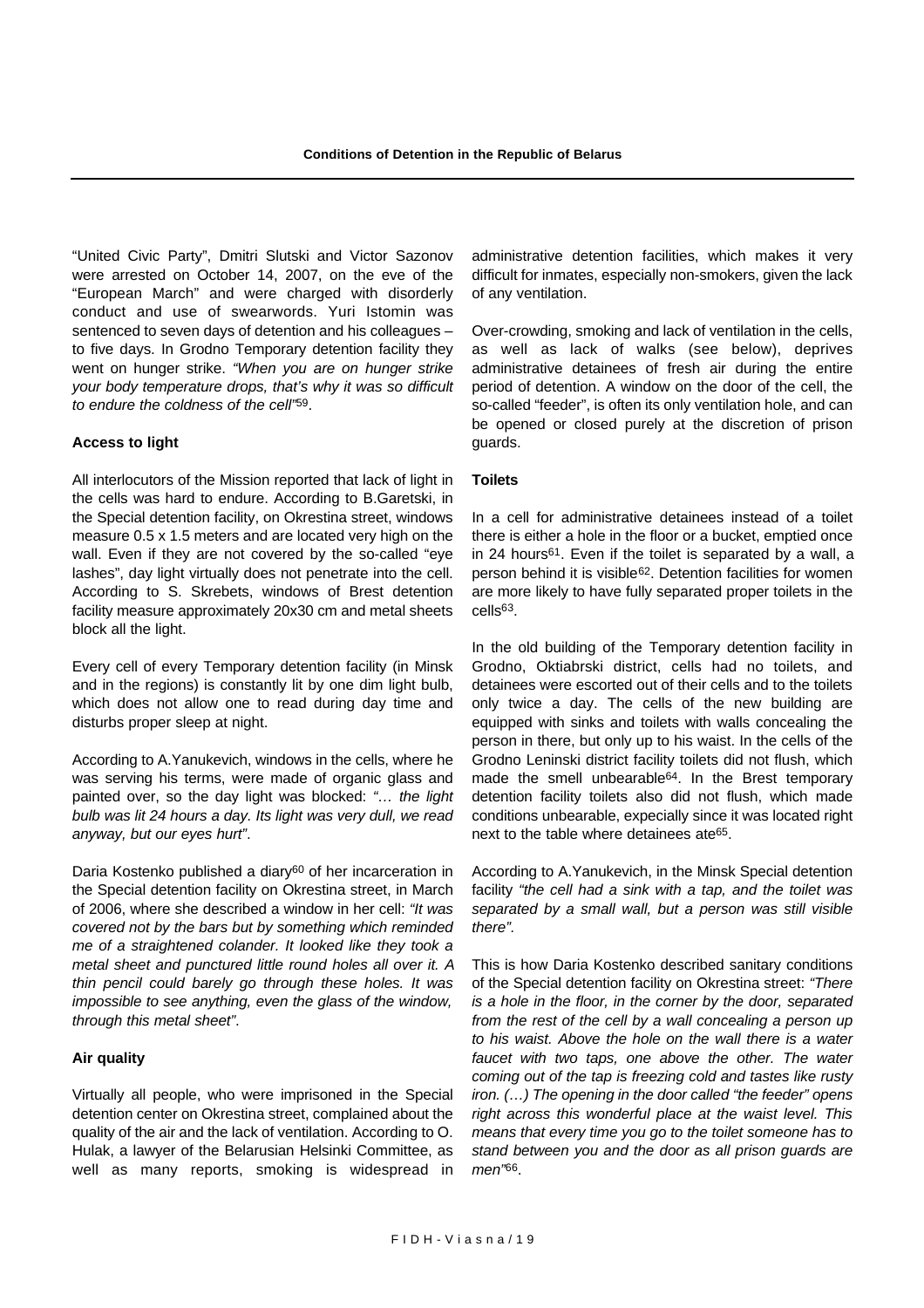"United Civic Party", Dmitri Slutski and Victor Sazonov were arrested on October 14, 2007, on the eve of the "European March" and were charged with disorderly conduct and use of swearwords. Yuri Istomin was sentenced to seven days of detention and his colleagues – to five days. In Grodno Temporary detention facility they went on hunger strike. *"When you are on hunger strike your body temperature drops, that's why it was so difficult to endure the coldness of the cell"*[59].

**Access to light**

All interlocutors of the Mission reported that lack of light in the cells was hard to endure. According to B.Garetski, in the Special detention facility, on Okrestina street, windows measure 0.5 x 1.5 meters and are located very high on the wall. Even if they are not covered by the so-called "eye lashes", day light virtually does not penetrate into the cell. According to S. Skrebets, windows of Brest detention facility measure approximately 20x30 cm and metal sheets block all the light.

Every cell of every Temporary detention facility (in Minsk and in the regions) is constantly lit by one dim light bulb, which does not allow one to read during day time and disturbs proper sleep at night.

According to A.Yanukevich, windows in the cells, where he was serving his terms, were made of organic glass and painted over, so the day light was blocked: *"… the light bulb was lit 24 hours a day. Its light was very dull, we read anyway, but our eyes hurt"*.

Daria Kostenko published a diary[60] of her incarceration in the Special detention facility on Okrestina street, in March of 2006, where she described a window in her cell: *"It was covered not by the bars but by something which reminded me of a straightened colander. It looked like they took a metal sheet and punctured little round holes all over it. A thin pencil could barely go through these holes. It was impossible to see anything, even the glass of the window, through this metal sheet"*.

**Air quality**

Virtually all people, who were imprisoned in the Special detention center on Okrestina street, complained about the quality of the air and the lack of ventilation. According to O. Hulak, a lawyer of the Belarusian Helsinki Committee, as well as many reports, smoking is widespread in administrative detention facilities, which makes it very difficult for inmates, especially non-smokers, given the lack of any ventilation.

Over-crowding, smoking and lack of ventilation in the cells, as well as lack of walks (see below), deprives administrative detainees of fresh air during the entire period of detention. A window on the door of the cell, the so-called "feeder", is often its only ventilation hole, and can be opened or closed purely at the discretion of prison guards.

**Toilets**

In a cell for administrative detainees instead of a toilet there is either a hole in the floor or a bucket, emptied once in 24 hours[61]. Even if the toilet is separated by a wall, a person behind it is visible[62]. Detention facilities for women are more likely to have fully separated proper toilets in the cells[63].

In the old building of the Temporary detention facility in Grodno, Oktiabrski district, cells had no toilets, and detainees were escorted out of their cells and to the toilets only twice a day. The cells of the new building are equipped with sinks and toilets with walls concealing the person in there, but only up to his waist. In the cells of the Grodno Leninski district facility toilets did not flush, which made the smell unbearable[64]. In the Brest temporary detention facility toilets also did not flush, which made conditions unbearable, expecially since it was located right next to the table where detainees ate[65].

According to A.Yanukevich, in the Minsk Special detention facility *"the cell had a sink with a tap, and the toilet was separated by a small wall, but a person was still visible there"*.

This is how Daria Kostenko described sanitary conditions of the Special detention facility on Okrestina street: *"There is a hole in the floor, in the corner by the door, separated from the rest of the cell by a wall concealing a person up to his waist. Above the hole on the wall there is a water faucet with two taps, one above the other. The water coming out of the tap is freezing cold and tastes like rusty iron. (…) The opening in the door called "the feeder" opens right across this wonderful place at the waist level. This means that every time you go to the toilet someone has to stand between you and the door as all prison guards are men"*[66].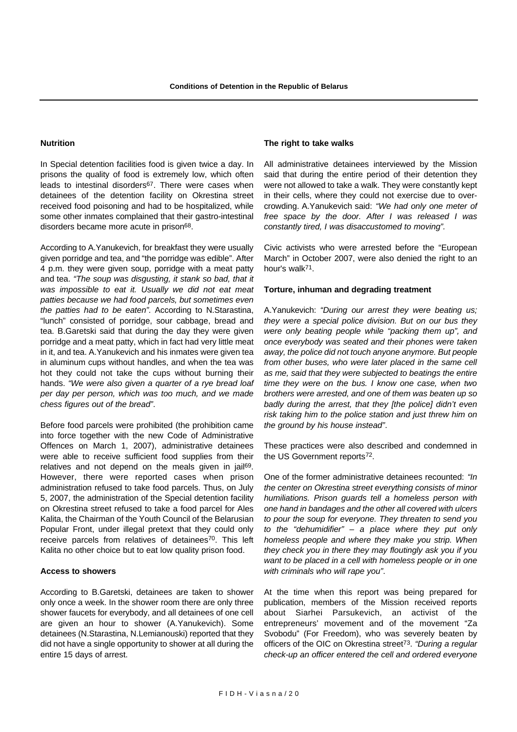### Nutrition

In Special detention facilities food is given twice a day. In prisons the quality of food is extremely low, which often leads to intestinal disorders[67]. There were cases when detainees of the detention facility on Okrestina street received food poisoning and had to be hospitalized, while some other inmates complained that their gastro-intestinal disorders became more acute in prison[68].

According to A.Yanukevich, for breakfast they were usually given porridge and tea, and "the porridge was edible". After 4 p.m. they were given soup, porridge with a meat patty and tea. *"The soup was disgusting, it stank so bad, that it was impossible to eat it. Usually we did not eat meat patties because we had food parcels, but sometimes even the patties had to be eaten".* According to N.Starastina, "lunch" consisted of porridge, sour cabbage, bread and tea. B.Garetski said that during the day they were given porridge and a meat patty, which in fact had very little meat in it, and tea. A.Yanukevich and his inmates were given tea in aluminum cups without handles, and when the tea was hot they could not take the cups without burning their hands. *"We were also given a quarter of a rye bread loaf per day per person, which was too much, and we made chess figures out of the bread".*

Before food parcels were prohibited (the prohibition came into force together with the new Code of Administrative Offences on March 1, 2007), administrative detainees were able to receive sufficient food supplies from their relatives and not depend on the meals given in jail[69]. However, there were reported cases when prison administration refused to take food parcels. Thus, on July 5, 2007, the administration of the Special detention facility on Okrestina street refused to take a food parcel for Ales Kalita, the Chairman of the Youth Council of the Belarusian Popular Front, under illegal pretext that they could only receive parcels from relatives of detainees[70]. This left Kalita no other choice but to eat low quality prison food.

### Access to showers

According to B.Garetski, detainees are taken to shower only once a week. In the shower room there are only three shower faucets for everybody, and all detainees of one cell are given an hour to shower (A.Yanukevich). Some detainees (N.Starastina, N.Lemianouski) reported that they did not have a single opportunity to shower at all during the entire 15 days of arrest.

### The right to take walks

All administrative detainees interviewed by the Mission said that during the entire period of their detention they were not allowed to take a walk. They were constantly kept in their cells, where they could not exercise due to over-crowding. A.Yanukevich said: *"We had only one meter of free space by the door. After I was released I was constantly tired, I was disaccustomed to moving".*

Civic activists who were arrested before the "European March" in October 2007, were also denied the right to an hour's walk[71].

### Torture, inhuman and degrading treatment

A.Yanukevich: *"During our arrest they were beating us; they were a special police division. But on our bus they were only beating people while "packing them up", and once everybody was seated and their phones were taken away, the police did not touch anyone anymore. But people from other buses, who were later placed in the same cell as me, said that they were subjected to beatings the entire time they were on the bus. I know one case, when two brothers were arrested, and one of them was beaten up so badly during the arrest, that they [the police] didn't even risk taking him to the police station and just threw him on the ground by his house instead".*

These practices were also described and condemned in the US Government reports[72].

One of the former administrative detainees recounted: *"In the center on Okrestina street everything consists of minor humiliations. Prison guards tell a homeless person with one hand in bandages and the other all covered with ulcers to pour the soup for everyone. They threaten to send you to the "dehumidifier" – a place where they put only homeless people and where they make you strip. When they check you in there they may floutingly ask you if you want to be placed in a cell with homeless people or in one with criminals who will rape you".*

At the time when this report was being prepared for publication, members of the Mission received reports about Siarhei Parsukevich, an activist of the entrepreneurs' movement and of the movement "Za Svobodu" (For Freedom), who was severely beaten by officers of the OIC on Okrestina street[73]. *"During a regular check-up an officer entered the cell and ordered everyone*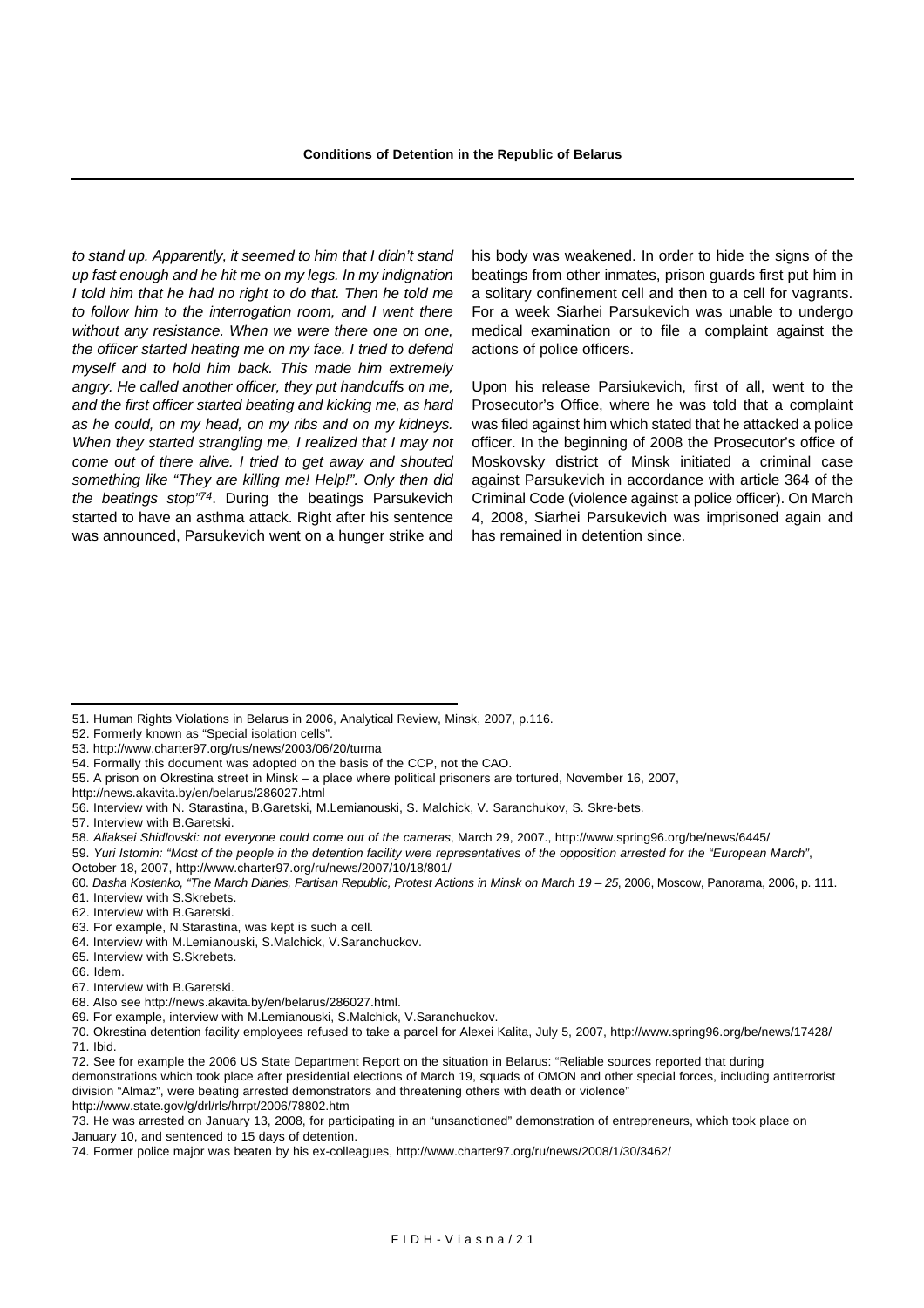*to stand up. Apparently, it seemed to him that I didn't stand up fast enough and he hit me on my legs. In my indignation I told him that he had no right to do that. Then he told me to follow him to the interrogation room, and I went there without any resistance. When we were there one on one, the officer started heating me on my face. I tried to defend myself and to hold him back. This made him extremely angry. He called another officer, they put handcuffs on me, and the first officer started beating and kicking me, as hard as he could, on my head, on my ribs and on my kidneys. When they started strangling me, I realized that I may not come out of there alive. I tried to get away and shouted something like "They are killing me! Help!". Only then did the beatings stop"*[74]. During the beatings Parsukevich started to have an asthma attack. Right after his sentence was announced, Parsukevich went on a hunger strike and his body was weakened. In order to hide the signs of the beatings from other inmates, prison guards first put him in a solitary confinement cell and then to a cell for vagrants. For a week Siarhei Parsukevich was unable to undergo medical examination or to file a complaint against the actions of police officers.

Upon his release Parsiukevich, first of all, went to the Prosecutor's Office, where he was told that a complaint was filed against him which stated that he attacked a police officer. In the beginning of 2008 the Prosecutor's office of Moskovsky district of Minsk initiated a criminal case against Parsukevich in accordance with article 364 of the Criminal Code (violence against a police officer). On March 4, 2008, Siarhei Parsukevich was imprisoned again and has remained in detention since.

---

51. Human Rights Violations in Belarus in 2006, Analytical Review, Minsk, 2007, p.116.
52. Formerly known as "Special isolation cells".
53. http://www.charter97.org/rus/news/2003/06/20/turma
54. Formally this document was adopted on the basis of the CCP, not the CAO.
55. A prison on Okrestina street in Minsk – a place where political prisoners are tortured, November 16, 2007, http://news.akavita.by/en/belarus/286027.html
56. Interview with N. Starastina, B.Garetski, M.Lemianouski, S. Malchick, V. Saranchukov, S. Skre-bets.
57. Interview with B.Garetski.
58. *Aliaksei Shidlovski: not everyone could come out of the cameras*, March 29, 2007., http://www.spring96.org/be/news/6445/
59. *Yuri Istomin: "Most of the people in the detention facility were representatives of the opposition arrested for the "European March"*, October 18, 2007, http://www.charter97.org/ru/news/2007/10/18/801/
60. *Dasha Kostenko, "The March Diaries, Partisan Republic, Protest Actions in Minsk on March 19 – 25*, 2006, Moscow, Panorama, 2006, p. 111.
61. Interview with S.Skrebets.
62. Interview with B.Garetski.
63. For example, N.Starastina, was kept is such a cell.
64. Interview with M.Lemianouski, S.Malchick, V.Saranchuckov.
65. Interview with S.Skrebets.
66. Idem.
67. Interview with B.Garetski.
68. Also see http://news.akavita.by/en/belarus/286027.html.
69. For example, interview with M.Lemianouski, S.Malchick, V.Saranchuckov.
70. Okrestina detention facility employees refused to take a parcel for Alexei Kalita, July 5, 2007, http://www.spring96.org/be/news/17428/
71. Ibid.
72. See for example the 2006 US State Department Report on the situation in Belarus: "Reliable sources reported that during demonstrations which took place after presidential elections of March 19, squads of OMON and other special forces, including antiterrorist division "Almaz", were beating arrested demonstrators and threatening others with death or violence" http://www.state.gov/g/drl/rls/hrrpt/2006/78802.htm
73. He was arrested on January 13, 2008, for participating in an "unsanctioned" demonstration of entrepreneurs, which took place on January 10, and sentenced to 15 days of detention.
74. Former police major was beaten by his ex-colleagues, http://www.charter97.org/ru/news/2008/1/30/3462/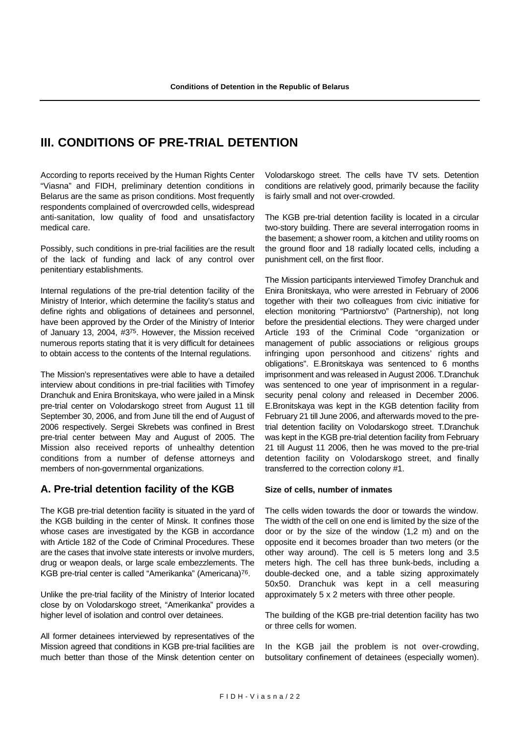# III. CONDITIONS OF PRE-TRIAL DETENTION

According to reports received by the Human Rights Center "Viasna" and FIDH, preliminary detention conditions in Belarus are the same as prison conditions. Most frequently respondents complained of overcrowded cells, widespread anti-sanitation, low quality of food and unsatisfactory medical care.

Possibly, such conditions in pre-trial facilities are the result of the lack of funding and lack of any control over penitentiary establishments.

Internal regulations of the pre-trial detention facility of the Ministry of Interior, which determine the facility's status and define rights and obligations of detainees and personnel, have been approved by the Order of the Ministry of Interior of January 13, 2004, #3[75]. However, the Mission received numerous reports stating that it is very difficult for detainees to obtain access to the contents of the Internal regulations.

The Mission's representatives were able to have a detailed interview about conditions in pre-trial facilities with Timofey Dranchuk and Enira Bronitskaya, who were jailed in a Minsk pre-trial center on Volodarskogo street from August 11 till September 30, 2006, and from June till the end of August of 2006 respectively. Sergei Skrebets was confined in Brest pre-trial center between May and August of 2005. The Mission also received reports of unhealthy detention conditions from a number of defense attorneys and members of non-governmental organizations.

## A. Pre-trial detention facility of the KGB

The KGB pre-trial detention facility is situated in the yard of the KGB building in the center of Minsk. It confines those whose cases are investigated by the KGB in accordance with Article 182 of the Code of Criminal Procedures. These are the cases that involve state interests or involve murders, drug or weapon deals, or large scale embezzlements. The KGB pre-trial center is called "Amerikanka" (Americana)[76].

Unlike the pre-trial facility of the Ministry of Interior located close by on Volodarskogo street, "Amerikanka" provides a higher level of isolation and control over detainees.

All former detainees interviewed by representatives of the Mission agreed that conditions in KGB pre-trial facilities are much better than those of the Minsk detention center on Volodarskogo street. The cells have TV sets. Detention conditions are relatively good, primarily because the facility is fairly small and not over-crowded.

The KGB pre-trial detention facility is located in a circular two-story building. There are several interrogation rooms in the basement; a shower room, a kitchen and utility rooms on the ground floor and 18 radially located cells, including a punishment cell, on the first floor.

The Mission participants interviewed Timofey Dranchuk and Enira Bronitskaya, who were arrested in February of 2006 together with their two colleagues from civic initiative for election monitoring "Partniorstvo" (Partnership), not long before the presidential elections. They were charged under Article 193 of the Criminal Code "organization or management of public associations or religious groups infringing upon personhood and citizens' rights and obligations". E.Bronitskaya was sentenced to 6 months imprisonment and was released in August 2006. T.Dranchuk was sentenced to one year of imprisonment in a regular-security penal colony and released in December 2006. E.Bronitskaya was kept in the KGB detention facility from February 21 till June 2006, and afterwards moved to the pre-trial detention facility on Volodarskogo street. T.Dranchuk was kept in the KGB pre-trial detention facility from February 21 till August 11 2006, then he was moved to the pre-trial detention facility on Volodarskogo street, and finally transferred to the correction colony #1.

#### Size of cells, number of inmates

The cells widen towards the door or towards the window. The width of the cell on one end is limited by the size of the door or by the size of the window (1,2 m) and on the opposite end it becomes broader than two meters (or the other way around). The cell is 5 meters long and 3.5 meters high. The cell has three bunk-beds, including a double-decked one, and a table sizing approximately 50x50. Dranchuk was kept in a cell measuring approximately 5 x 2 meters with three other people.

The building of the KGB pre-trial detention facility has two or three cells for women.

In the KGB jail the problem is not over-crowding, butsolitary confinement of detainees (especially women).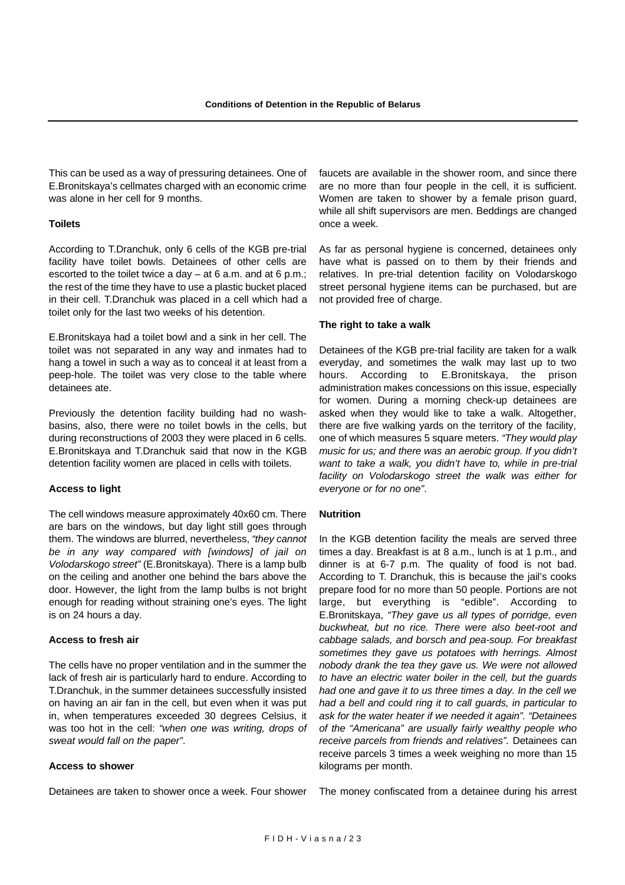This can be used as a way of pressuring detainees. One of E.Bronitskaya's cellmates charged with an economic crime was alone in her cell for 9 months.

#### Toilets

According to T.Dranchuk, only 6 cells of the KGB pre-trial facility have toilet bowls. Detainees of other cells are escorted to the toilet twice a day – at 6 a.m. and at 6 p.m.; the rest of the time they have to use a plastic bucket placed in their cell. T.Dranchuk was placed in a cell which had a toilet only for the last two weeks of his detention.

E.Bronitskaya had a toilet bowl and a sink in her cell. The toilet was not separated in any way and inmates had to hang a towel in such a way as to conceal it at least from a peep-hole. The toilet was very close to the table where detainees ate.

Previously the detention facility building had no wash-basins, also, there were no toilet bowls in the cells, but during reconstructions of 2003 they were placed in 6 cells. E.Bronitskaya and T.Dranchuk said that now in the KGB detention facility women are placed in cells with toilets.

#### Access to light

The cell windows measure approximately 40x60 cm. There are bars on the windows, but day light still goes through them. The windows are blurred, nevertheless, *"they cannot be in any way compared with [windows] of jail on Volodarskogo street"* (E.Bronitskaya). There is a lamp bulb on the ceiling and another one behind the bars above the door. However, the light from the lamp bulbs is not bright enough for reading without straining one's eyes. The light is on 24 hours a day.

#### Access to fresh air

The cells have no proper ventilation and in the summer the lack of fresh air is particularly hard to endure. According to T.Dranchuk, in the summer detainees successfully insisted on having an air fan in the cell, but even when it was put in, when temperatures exceeded 30 degrees Celsius, it was too hot in the cell: *"when one was writing, drops of sweat would fall on the paper"*.

#### Access to shower

Detainees are taken to shower once a week. Four shower faucets are available in the shower room, and since there are no more than four people in the cell, it is sufficient. Women are taken to shower by a female prison guard, while all shift supervisors are men. Beddings are changed once a week.

As far as personal hygiene is concerned, detainees only have what is passed on to them by their friends and relatives. In pre-trial detention facility on Volodarskogo street personal hygiene items can be purchased, but are not provided free of charge.

#### The right to take a walk

Detainees of the KGB pre-trial facility are taken for a walk everyday, and sometimes the walk may last up to two hours. According to E.Bronitskaya, the prison administration makes concessions on this issue, especially for women. During a morning check-up detainees are asked when they would like to take a walk. Altogether, there are five walking yards on the territory of the facility, one of which measures 5 square meters. *"They would play music for us; and there was an aerobic group. If you didn't want to take a walk, you didn't have to, while in pre-trial facility on Volodarskogo street the walk was either for everyone or for no one"*.

#### Nutrition

In the KGB detention facility the meals are served three times a day. Breakfast is at 8 a.m., lunch is at 1 p.m., and dinner is at 6-7 p.m. The quality of food is not bad. According to T. Dranchuk, this is because the jail's cooks prepare food for no more than 50 people. Portions are not large, but everything is "edible". According to E.Bronitskaya, *"They gave us all types of porridge, even buckwheat, but no rice. There were also beet-root and cabbage salads, and borsch and pea-soup. For breakfast sometimes they gave us potatoes with herrings. Almost nobody drank the tea they gave us. We were not allowed to have an electric water boiler in the cell, but the guards had one and gave it to us three times a day. In the cell we had a bell and could ring it to call guards, in particular to ask for the water heater if we needed it again"*. *"Detainees of the "Americana" are usually fairly wealthy people who receive parcels from friends and relatives"*. Detainees can receive parcels 3 times a week weighing no more than 15 kilograms per month.

The money confiscated from a detainee during his arrest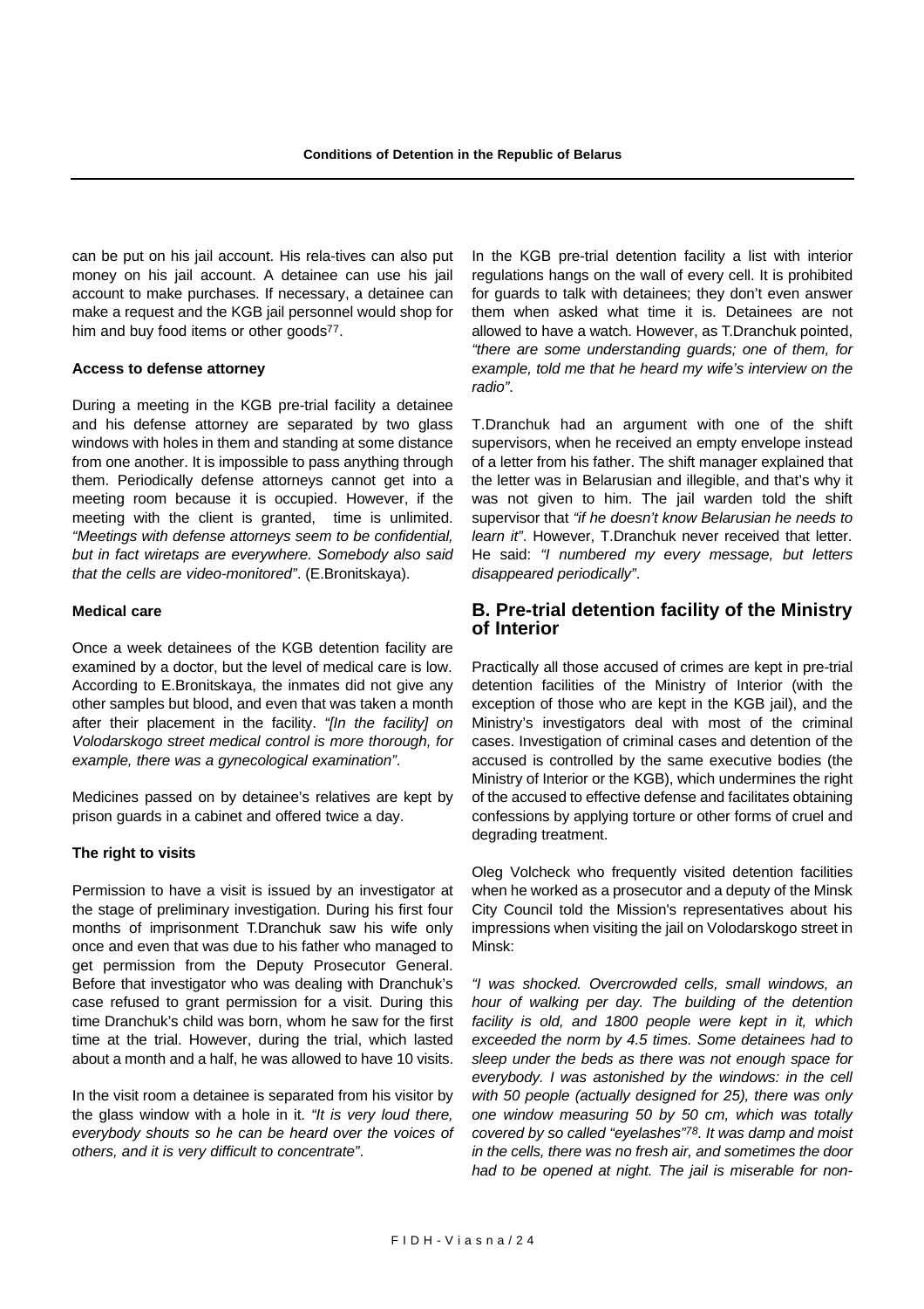can be put on his jail account. His rela-tives can also put money on his jail account. A detainee can use his jail account to make purchases. If necessary, a detainee can make a request and the KGB jail personnel would shop for him and buy food items or other goods[77].

#### Access to defense attorney

During a meeting in the KGB pre-trial facility a detainee and his defense attorney are separated by two glass windows with holes in them and standing at some distance from one another. It is impossible to pass anything through them. Periodically defense attorneys cannot get into a meeting room because it is occupied. However, if the meeting with the client is granted, time is unlimited. *"Meetings with defense attorneys seem to be confidential, but in fact wiretaps are everywhere. Somebody also said that the cells are video-monitored"*. (E.Bronitskaya).

#### Medical care

Once a week detainees of the KGB detention facility are examined by a doctor, but the level of medical care is low. According to E.Bronitskaya, the inmates did not give any other samples but blood, and even that was taken a month after their placement in the facility. *"[In the facility] on Volodarskogo street medical control is more thorough, for example, there was a gynecological examination"*.

Medicines passed on by detainee's relatives are kept by prison guards in a cabinet and offered twice a day.

#### The right to visits

Permission to have a visit is issued by an investigator at the stage of preliminary investigation. During his first four months of imprisonment T.Dranchuk saw his wife only once and even that was due to his father who managed to get permission from the Deputy Prosecutor General. Before that investigator who was dealing with Dranchuk's case refused to grant permission for a visit. During this time Dranchuk's child was born, whom he saw for the first time at the trial. However, during the trial, which lasted about a month and a half, he was allowed to have 10 visits.

In the visit room a detainee is separated from his visitor by the glass window with a hole in it. *"It is very loud there, everybody shouts so he can be heard over the voices of others, and it is very difficult to concentrate"*.

In the KGB pre-trial detention facility a list with interior regulations hangs on the wall of every cell. It is prohibited for guards to talk with detainees; they don't even answer them when asked what time it is. Detainees are not allowed to have a watch. However, as T.Dranchuk pointed, *"there are some understanding guards; one of them, for example, told me that he heard my wife's interview on the radio"*.

T.Dranchuk had an argument with one of the shift supervisors, when he received an empty envelope instead of a letter from his father. The shift manager explained that the letter was in Belarusian and illegible, and that's why it was not given to him. The jail warden told the shift supervisor that *"if he doesn't know Belarusian he needs to learn it"*. However, T.Dranchuk never received that letter. He said: *"I numbered my every message, but letters disappeared periodically"*.

### B. Pre-trial detention facility of the Ministry of Interior

Practically all those accused of crimes are kept in pre-trial detention facilities of the Ministry of Interior (with the exception of those who are kept in the KGB jail), and the Ministry's investigators deal with most of the criminal cases. Investigation of criminal cases and detention of the accused is controlled by the same executive bodies (the Ministry of Interior or the KGB), which undermines the right of the accused to effective defense and facilitates obtaining confessions by applying torture or other forms of cruel and degrading treatment.

Oleg Volcheck who frequently visited detention facilities when he worked as a prosecutor and a deputy of the Minsk City Council told the Mission's representatives about his impressions when visiting the jail on Volodarskogo street in Minsk:

*"I was shocked. Overcrowded cells, small windows, an hour of walking per day. The building of the detention facility is old, and 1800 people were kept in it, which exceeded the norm by 4.5 times. Some detainees had to sleep under the beds as there was not enough space for everybody. I was astonished by the windows: in the cell with 50 people (actually designed for 25), there was only one window measuring 50 by 50 cm, which was totally covered by so called "eyelashes"[78]. It was damp and moist in the cells, there was no fresh air, and sometimes the door had to be opened at night. The jail is miserable for non-*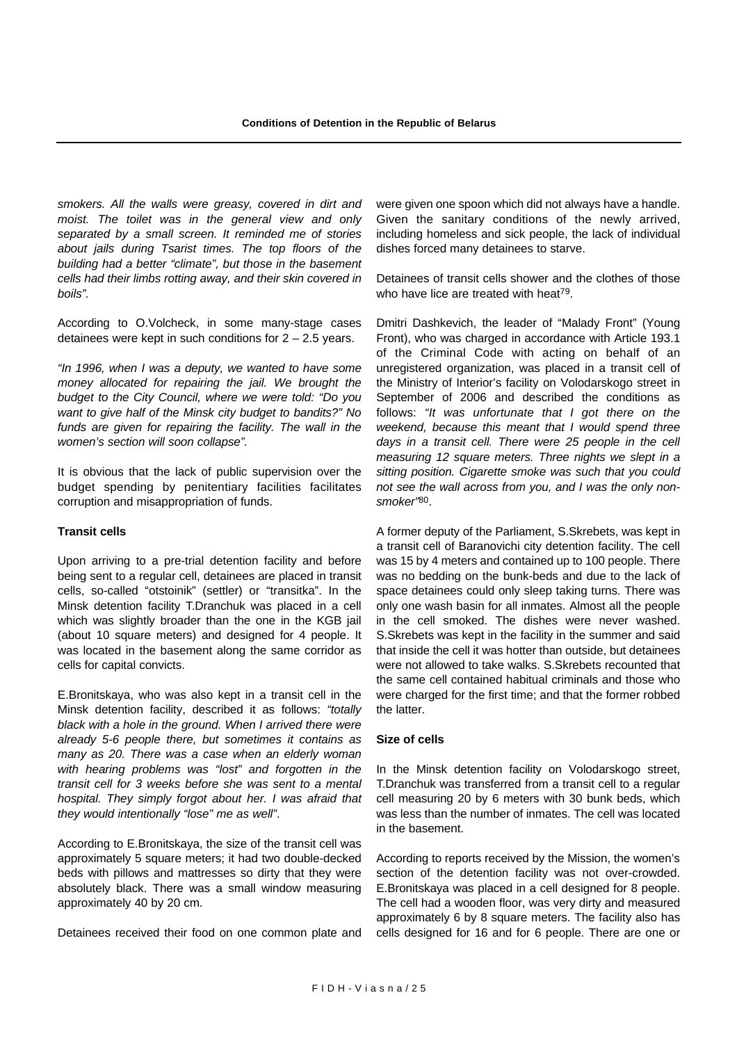*smokers. All the walls were greasy, covered in dirt and moist. The toilet was in the general view and only separated by a small screen. It reminded me of stories about jails during Tsarist times. The top floors of the building had a better "climate", but those in the basement cells had their limbs rotting away, and their skin covered in boils".*

According to O.Volcheck, in some many-stage cases detainees were kept in such conditions for 2 – 2.5 years.

*"In 1996, when I was a deputy, we wanted to have some money allocated for repairing the jail. We brought the budget to the City Council, where we were told: "Do you want to give half of the Minsk city budget to bandits?" No funds are given for repairing the facility. The wall in the women's section will soon collapse".*

It is obvious that the lack of public supervision over the budget spending by penitentiary facilities facilitates corruption and misappropriation of funds.

**Transit cells**

Upon arriving to a pre-trial detention facility and before being sent to a regular cell, detainees are placed in transit cells, so-called "otstoinik" (settler) or "transitka". In the Minsk detention facility T.Dranchuk was placed in a cell which was slightly broader than the one in the KGB jail (about 10 square meters) and designed for 4 people. It was located in the basement along the same corridor as cells for capital convicts.

E.Bronitskaya, who was also kept in a transit cell in the Minsk detention facility, described it as follows: *"totally black with a hole in the ground. When I arrived there were already 5-6 people there, but sometimes it contains as many as 20. There was a case when an elderly woman with hearing problems was "lost" and forgotten in the transit cell for 3 weeks before she was sent to a mental hospital. They simply forgot about her. I was afraid that they would intentionally "lose" me as well"*.

According to E.Bronitskaya, the size of the transit cell was approximately 5 square meters; it had two double-decked beds with pillows and mattresses so dirty that they were absolutely black. There was a small window measuring approximately 40 by 20 cm.

Detainees received their food on one common plate and were given one spoon which did not always have a handle. Given the sanitary conditions of the newly arrived, including homeless and sick people, the lack of individual dishes forced many detainees to starve.

Detainees of transit cells shower and the clothes of those who have lice are treated with heat[79].

Dmitri Dashkevich, the leader of "Malady Front" (Young Front), who was charged in accordance with Article 193.1 of the Criminal Code with acting on behalf of an unregistered organization, was placed in a transit cell of the Ministry of Interior's facility on Volodarskogo street in September of 2006 and described the conditions as follows: *"It was unfortunate that I got there on the weekend, because this meant that I would spend three days in a transit cell. There were 25 people in the cell measuring 12 square meters. Three nights we slept in a sitting position. Cigarette smoke was such that you could not see the wall across from you, and I was the only non-smoker"*[80].

A former deputy of the Parliament, S.Skrebets, was kept in a transit cell of Baranovichi city detention facility. The cell was 15 by 4 meters and contained up to 100 people. There was no bedding on the bunk-beds and due to the lack of space detainees could only sleep taking turns. There was only one wash basin for all inmates. Almost all the people in the cell smoked. The dishes were never washed. S.Skrebets was kept in the facility in the summer and said that inside the cell it was hotter than outside, but detainees were not allowed to take walks. S.Skrebets recounted that the same cell contained habitual criminals and those who were charged for the first time; and that the former robbed the latter.

**Size of cells**

In the Minsk detention facility on Volodarskogo street, T.Dranchuk was transferred from a transit cell to a regular cell measuring 20 by 6 meters with 30 bunk beds, which was less than the number of inmates. The cell was located in the basement.

According to reports received by the Mission, the women's section of the detention facility was not over-crowded. E.Bronitskaya was placed in a cell designed for 8 people. The cell had a wooden floor, was very dirty and measured approximately 6 by 8 square meters. The facility also has cells designed for 16 and for 6 people. There are one or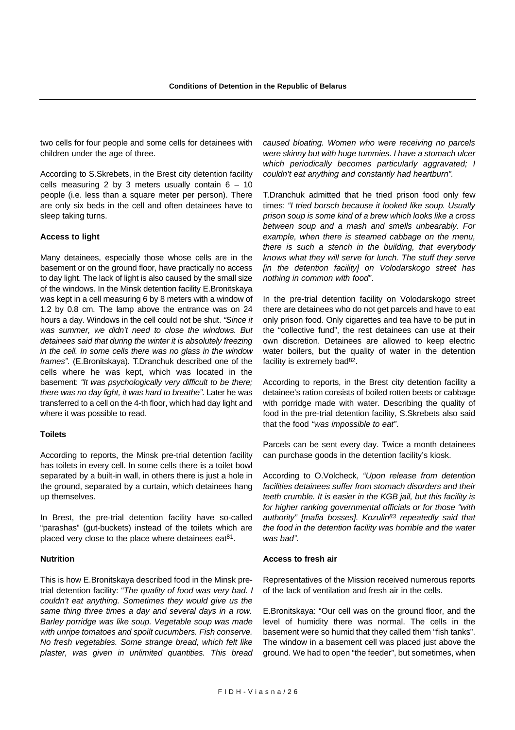two cells for four people and some cells for detainees with children under the age of three.

According to S.Skrebets, in the Brest city detention facility cells measuring 2 by 3 meters usually contain 6 – 10 people (i.e. less than a square meter per person). There are only six beds in the cell and often detainees have to sleep taking turns.

**Access to light**

Many detainees, especially those whose cells are in the basement or on the ground floor, have practically no access to day light. The lack of light is also caused by the small size of the windows. In the Minsk detention facility E.Bronitskaya was kept in a cell measuring 6 by 8 meters with a window of 1.2 by 0.8 cm. The lamp above the entrance was on 24 hours a day. Windows in the cell could not be shut. *"Since it was summer, we didn't need to close the windows. But detainees said that during the winter it is absolutely freezing in the cell. In some cells there was no glass in the window frames".* (E.Bronitskaya). T.Dranchuk described one of the cells where he was kept, which was located in the basement: *"It was psychologically very difficult to be there; there was no day light, it was hard to breathe"*. Later he was transferred to a cell on the 4-th floor, which had day light and where it was possible to read.

**Toilets**

According to reports, the Minsk pre-trial detention facility has toilets in every cell. In some cells there is a toilet bowl separated by a built-in wall, in others there is just a hole in the ground, separated by a curtain, which detainees hang up themselves.

In Brest, the pre-trial detention facility have so-called "parashas" (gut-buckets) instead of the toilets which are placed very close to the place where detainees eat[81].

**Nutrition**

This is how E.Bronitskaya described food in the Minsk pre-trial detention facility: "*The quality of food was very bad. I couldn't eat anything. Sometimes they would give us the same thing three times a day and several days in a row. Barley porridge was like soup. Vegetable soup was made with unripe tomatoes and spoilt cucumbers. Fish conserve. No fresh vegetables. Some strange bread, which felt like plaster, was given in unlimited quantities. This bread caused bloating. Women who were receiving no parcels were skinny but with huge tummies. I have a stomach ulcer which periodically becomes particularly aggravated; I couldn't eat anything and constantly had heartburn".*

T.Dranchuk admitted that he tried prison food only few times: *"I tried borsch because it looked like soup. Usually prison soup is some kind of a brew which looks like a cross between soup and a mash and smells unbearably. For example, when there is steamed cabbage on the menu, there is such a stench in the building, that everybody knows what they will serve for lunch. The stuff they serve [in the detention facility] on Volodarskogo street has nothing in common with food"*.

In the pre-trial detention facility on Volodarskogo street there are detainees who do not get parcels and have to eat only prison food. Only cigarettes and tea have to be put in the "collective fund", the rest detainees can use at their own discretion. Detainees are allowed to keep electric water boilers, but the quality of water in the detention facility is extremely bad[82].

According to reports, in the Brest city detention facility a detainee's ration consists of boiled rotten beets or cabbage with porridge made with water. Describing the quality of food in the pre-trial detention facility, S.Skrebets also said that the food *"was impossible to eat"*.

Parcels can be sent every day. Twice a month detainees can purchase goods in the detention facility's kiosk.

According to O.Volcheck, *"Upon release from detention facilities detainees suffer from stomach disorders and their teeth crumble. It is easier in the KGB jail, but this facility is for higher ranking governmental officials or for those "with authority" [mafia bosses]. Kozulin[83] repeatedly said that the food in the detention facility was horrible and the water was bad".*

**Access to fresh air**

Representatives of the Mission received numerous reports of the lack of ventilation and fresh air in the cells.

E.Bronitskaya: "Our cell was on the ground floor, and the level of humidity there was normal. The cells in the basement were so humid that they called them "fish tanks". The window in a basement cell was placed just above the ground. We had to open "the feeder", but sometimes, when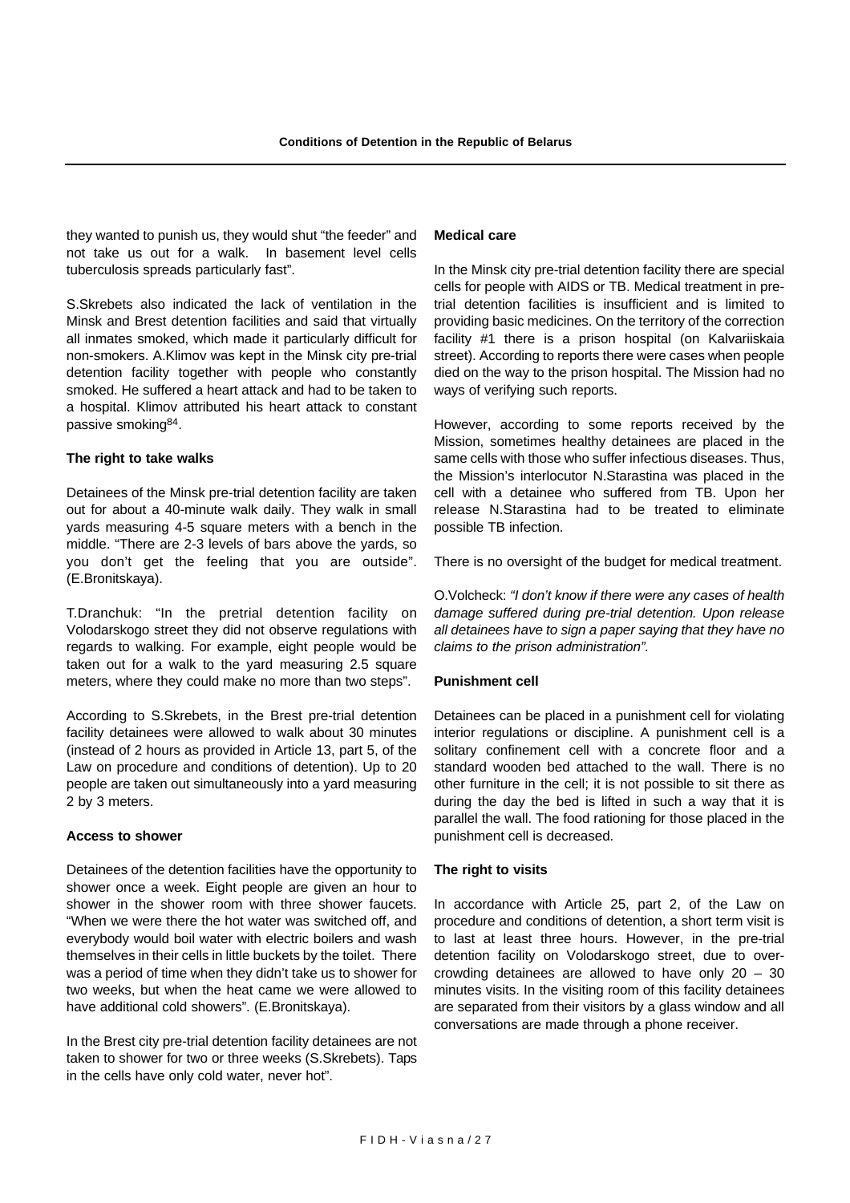they wanted to punish us, they would shut "the feeder" and not take us out for a walk. In basement level cells tuberculosis spreads particularly fast".

S.Skrebets also indicated the lack of ventilation in the Minsk and Brest detention facilities and said that virtually all inmates smoked, which made it particularly difficult for non-smokers. A.Klimov was kept in the Minsk city pre-trial detention facility together with people who constantly smoked. He suffered a heart attack and had to be taken to a hospital. Klimov attributed his heart attack to constant passive smoking[84].

**The right to take walks**

Detainees of the Minsk pre-trial detention facility are taken out for about a 40-minute walk daily. They walk in small yards measuring 4-5 square meters with a bench in the middle. "There are 2-3 levels of bars above the yards, so you don't get the feeling that you are outside". (E.Bronitskaya).

T.Dranchuk: "In the pretrial detention facility on Volodarskogo street they did not observe regulations with regards to walking. For example, eight people would be taken out for a walk to the yard measuring 2.5 square meters, where they could make no more than two steps".

According to S.Skrebets, in the Brest pre-trial detention facility detainees were allowed to walk about 30 minutes (instead of 2 hours as provided in Article 13, part 5, of the Law on procedure and conditions of detention). Up to 20 people are taken out simultaneously into a yard measuring 2 by 3 meters.

**Access to shower**

Detainees of the detention facilities have the opportunity to shower once a week. Eight people are given an hour to shower in the shower room with three shower faucets. "When we were there the hot water was switched off, and everybody would boil water with electric boilers and wash themselves in their cells in little buckets by the toilet. There was a period of time when they didn't take us to shower for two weeks, but when the heat came we were allowed to have additional cold showers". (E.Bronitskaya).

In the Brest city pre-trial detention facility detainees are not taken to shower for two or three weeks (S.Skrebets). Taps in the cells have only cold water, never hot".

**Medical care**

In the Minsk city pre-trial detention facility there are special cells for people with AIDS or TB. Medical treatment in pre-trial detention facilities is insufficient and is limited to providing basic medicines. On the territory of the correction facility #1 there is a prison hospital (on Kalvariiskaia street). According to reports there were cases when people died on the way to the prison hospital. The Mission had no ways of verifying such reports.

However, according to some reports received by the Mission, sometimes healthy detainees are placed in the same cells with those who suffer infectious diseases. Thus, the Mission's interlocutor N.Starastina was placed in the cell with a detainee who suffered from TB. Upon her release N.Starastina had to be treated to eliminate possible TB infection.

There is no oversight of the budget for medical treatment.

O.Volcheck: *"I don't know if there were any cases of health damage suffered during pre-trial detention. Upon release all detainees have to sign a paper saying that they have no claims to the prison administration".*

**Punishment cell**

Detainees can be placed in a punishment cell for violating interior regulations or discipline. A punishment cell is a solitary confinement cell with a concrete floor and a standard wooden bed attached to the wall. There is no other furniture in the cell; it is not possible to sit there as during the day the bed is lifted in such a way that it is parallel the wall. The food rationing for those placed in the punishment cell is decreased.

**The right to visits**

In accordance with Article 25, part 2, of the Law on procedure and conditions of detention, a short term visit is to last at least three hours. However, in the pre-trial detention facility on Volodarskogo street, due to over-crowding detainees are allowed to have only 20 – 30 minutes visits. In the visiting room of this facility detainees are separated from their visitors by a glass window and all conversations are made through a phone receiver.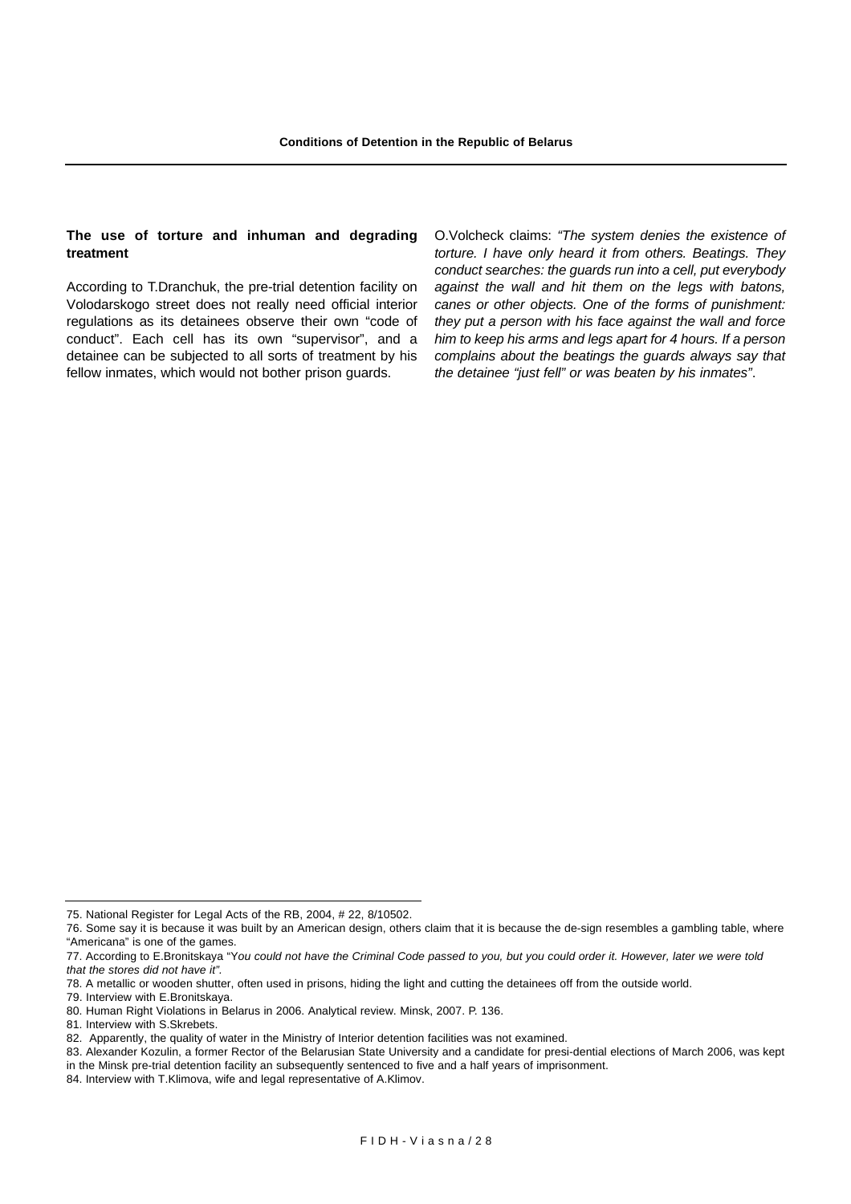### The use of torture and inhuman and degrading treatment

According to T.Dranchuk, the pre-trial detention facility on Volodarskogo street does not really need official interior regulations as its detainees observe their own "code of conduct". Each cell has its own "supervisor", and a detainee can be subjected to all sorts of treatment by his fellow inmates, which would not bother prison guards.

O.Volcheck claims: *"The system denies the existence of torture. I have only heard it from others. Beatings. They conduct searches: the guards run into a cell, put everybody against the wall and hit them on the legs with batons, canes or other objects. One of the forms of punishment: they put a person with his face against the wall and force him to keep his arms and legs apart for 4 hours. If a person complains about the beatings the guards always say that the detainee "just fell" or was beaten by his inmates"*.

---

75. National Register for Legal Acts of the RB, 2004, # 22, 8/10502.

76. Some say it is because it was built by an American design, others claim that it is because the de-sign resembles a gambling table, where "Americana" is one of the games.

77. According to E.Bronitskaya "*You could not have the Criminal Code passed to you, but you could order it. However, later we were told that the stores did not have it".*

78. A metallic or wooden shutter, often used in prisons, hiding the light and cutting the detainees off from the outside world.

79. Interview with E.Bronitskaya.

80. Human Right Violations in Belarus in 2006. Analytical review. Minsk, 2007. P. 136.

81. Interview with S.Skrebets.

82. Apparently, the quality of water in the Ministry of Interior detention facilities was not examined.

83. Alexander Kozulin, a former Rector of the Belarusian State University and a candidate for presi-dential elections of March 2006, was kept in the Minsk pre-trial detention facility an subsequently sentenced to five and a half years of imprisonment.

84. Interview with T.Klimova, wife and legal representative of A.Klimov.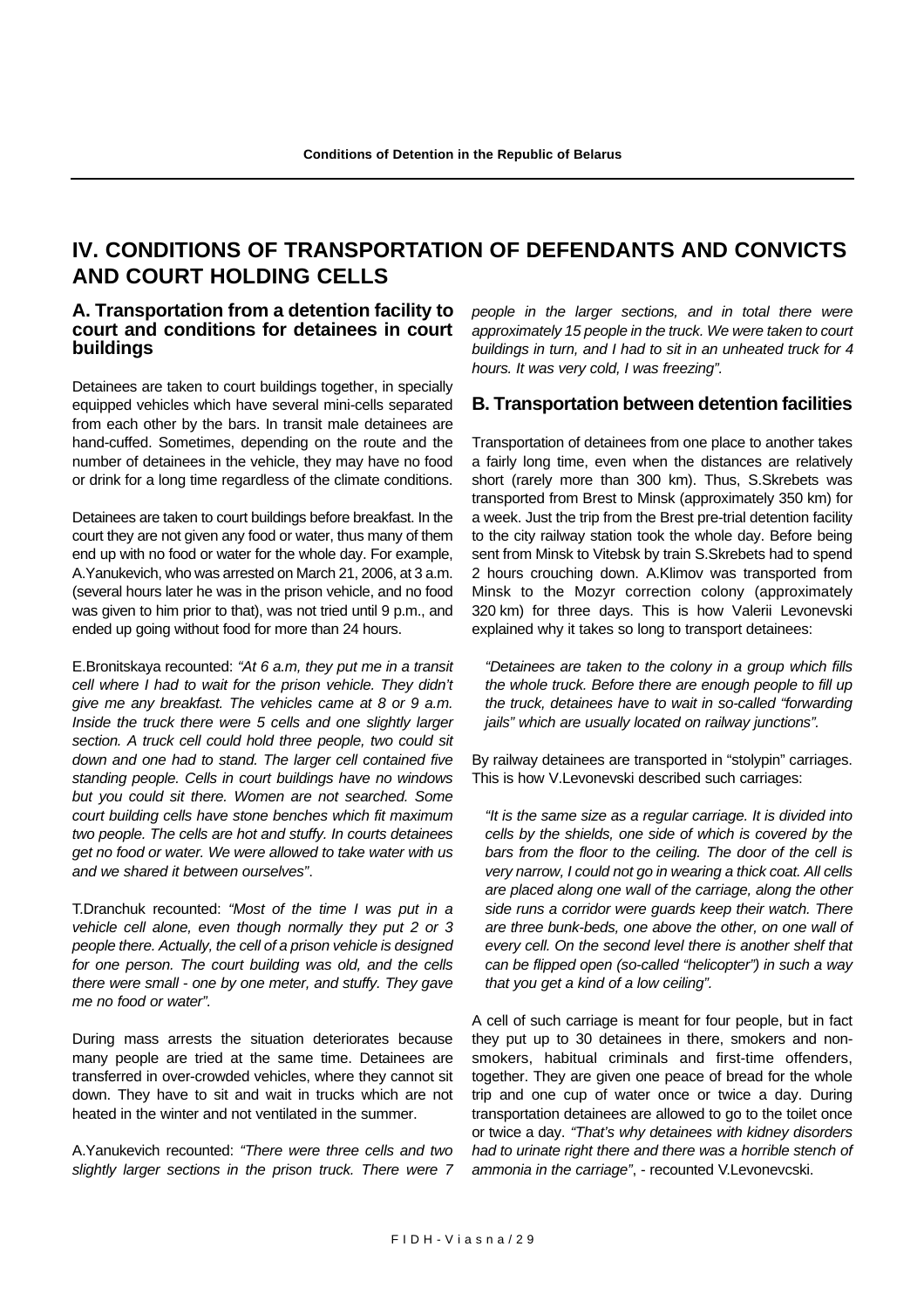# IV. CONDITIONS OF TRANSPORTATION OF DEFENDANTS AND CONVICTS AND COURT HOLDING CELLS

## A. Transportation from a detention facility to court and conditions for detainees in court buildings

Detainees are taken to court buildings together, in specially equipped vehicles which have several mini-cells separated from each other by the bars. In transit male detainees are hand-cuffed. Sometimes, depending on the route and the number of detainees in the vehicle, they may have no food or drink for a long time regardless of the climate conditions.

Detainees are taken to court buildings before breakfast. In the court they are not given any food or water, thus many of them end up with no food or water for the whole day. For example, A.Yanukevich, who was arrested on March 21, 2006, at 3 a.m. (several hours later he was in the prison vehicle, and no food was given to him prior to that), was not tried until 9 p.m., and ended up going without food for more than 24 hours.

E.Bronitskaya recounted: *"At 6 a.m, they put me in a transit cell where I had to wait for the prison vehicle. They didn't give me any breakfast. The vehicles came at 8 or 9 a.m. Inside the truck there were 5 cells and one slightly larger section. A truck cell could hold three people, two could sit down and one had to stand. The larger cell contained five standing people. Cells in court buildings have no windows but you could sit there. Women are not searched. Some court building cells have stone benches which fit maximum two people. The cells are hot and stuffy. In courts detainees get no food or water. We were allowed to take water with us and we shared it between ourselves"*.

T.Dranchuk recounted: *"Most of the time I was put in a vehicle cell alone, even though normally they put 2 or 3 people there. Actually, the cell of a prison vehicle is designed for one person. The court building was old, and the cells there were small - one by one meter, and stuffy. They gave me no food or water"*.

During mass arrests the situation deteriorates because many people are tried at the same time. Detainees are transferred in over-crowded vehicles, where they cannot sit down. They have to sit and wait in trucks which are not heated in the winter and not ventilated in the summer.

A.Yanukevich recounted: *"There were three cells and two slightly larger sections in the prison truck. There were 7 people in the larger sections, and in total there were approximately 15 people in the truck. We were taken to court buildings in turn, and I had to sit in an unheated truck for 4 hours. It was very cold, I was freezing"*.

## B. Transportation between detention facilities

Transportation of detainees from one place to another takes a fairly long time, even when the distances are relatively short (rarely more than 300 km). Thus, S.Skrebets was transported from Brest to Minsk (approximately 350 km) for a week. Just the trip from the Brest pre-trial detention facility to the city railway station took the whole day. Before being sent from Minsk to Vitebsk by train S.Skrebets had to spend 2 hours crouching down. A.Klimov was transported from Minsk to the Mozyr correction colony (approximately 320 km) for three days. This is how Valerii Levonevski explained why it takes so long to transport detainees:

> *"Detainees are taken to the colony in a group which fills the whole truck. Before there are enough people to fill up the truck, detainees have to wait in so-called "forwarding jails" which are usually located on railway junctions"*.

By railway detainees are transported in "stolypin" carriages. This is how V.Levonevski described such carriages:

> *"It is the same size as a regular carriage. It is divided into cells by the shields, one side of which is covered by the bars from the floor to the ceiling. The door of the cell is very narrow, I could not go in wearing a thick coat. All cells are placed along one wall of the carriage, along the other side runs a corridor were guards keep their watch. There are three bunk-beds, one above the other, on one wall of every cell. On the second level there is another shelf that can be flipped open (so-called "helicopter") in such a way that you get a kind of a low ceiling"*.

A cell of such carriage is meant for four people, but in fact they put up to 30 detainees in there, smokers and non-smokers, habitual criminals and first-time offenders, together. They are given one peace of bread for the whole trip and one cup of water once or twice a day. During transportation detainees are allowed to go to the toilet once or twice a day. *"That's why detainees with kidney disorders had to urinate right there and there was a horrible stench of ammonia in the carriage"*, - recounted V.Levonevcski.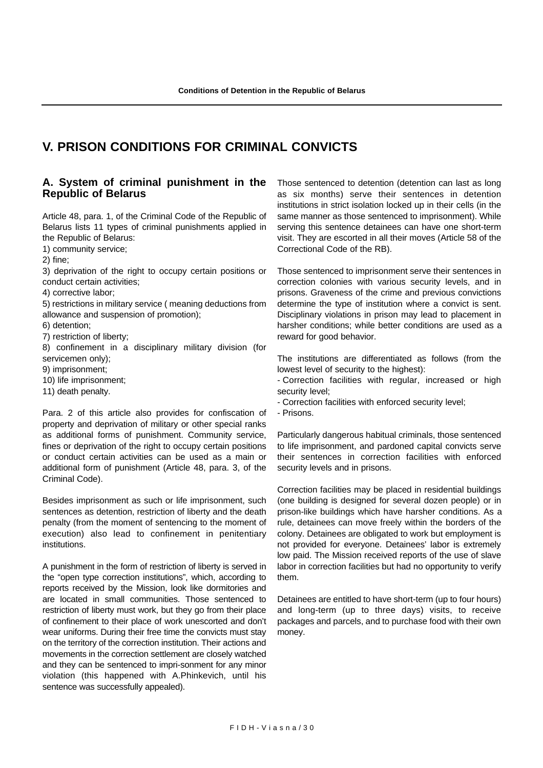# V. PRISON CONDITIONS FOR CRIMINAL CONVICTS

## A. System of criminal punishment in the Republic of Belarus

Article 48, para. 1, of the Criminal Code of the Republic of Belarus lists 11 types of criminal punishments applied in the Republic of Belarus:

1) community service;
2) fine;
3) deprivation of the right to occupy certain positions or conduct certain activities;
4) corrective labor;
5) restrictions in military service ( meaning deductions from allowance and suspension of promotion);
6) detention;
7) restriction of liberty;
8) confinement in a disciplinary military division (for servicemen only);
9) imprisonment;
10) life imprisonment;
11) death penalty.

Para. 2 of this article also provides for confiscation of property and deprivation of military or other special ranks as additional forms of punishment. Community service, fines or deprivation of the right to occupy certain positions or conduct certain activities can be used as a main or additional form of punishment (Article 48, para. 3, of the Criminal Code).

Besides imprisonment as such or life imprisonment, such sentences as detention, restriction of liberty and the death penalty (from the moment of sentencing to the moment of execution) also lead to confinement in penitentiary institutions.

A punishment in the form of restriction of liberty is served in the "open type correction institutions", which, according to reports received by the Mission, look like dormitories and are located in small communities. Those sentenced to restriction of liberty must work, but they go from their place of confinement to their place of work unescorted and don't wear uniforms. During their free time the convicts must stay on the territory of the correction institution. Their actions and movements in the correction settlement are closely watched and they can be sentenced to imprisonment for any minor violation (this happened with A.Phinkevich, until his sentence was successfully appealed).

Those sentenced to detention (detention can last as long as six months) serve their sentences in detention institutions in strict isolation locked up in their cells (in the same manner as those sentenced to imprisonment). While serving this sentence detainees can have one short-term visit. They are escorted in all their moves (Article 58 of the Correctional Code of the RB).

Those sentenced to imprisonment serve their sentences in correction colonies with various security levels, and in prisons. Graveness of the crime and previous convictions determine the type of institution where a convict is sent. Disciplinary violations in prison may lead to placement in harsher conditions; while better conditions are used as a reward for good behavior.

The institutions are differentiated as follows (from the lowest level of security to the highest):

- Correction facilities with regular, increased or high security level;
- Correction facilities with enforced security level;
- Prisons.

Particularly dangerous habitual criminals, those sentenced to life imprisonment, and pardoned capital convicts serve their sentences in correction facilities with enforced security levels and in prisons.

Correction facilities may be placed in residential buildings (one building is designed for several dozen people) or in prison-like buildings which have harsher conditions. As a rule, detainees can move freely within the borders of the colony. Detainees are obligated to work but employment is not provided for everyone. Detainees' labor is extremely low paid. The Mission received reports of the use of slave labor in correction facilities but had no opportunity to verify them.

Detainees are entitled to have short-term (up to four hours) and long-term (up to three days) visits, to receive packages and parcels, and to purchase food with their own money.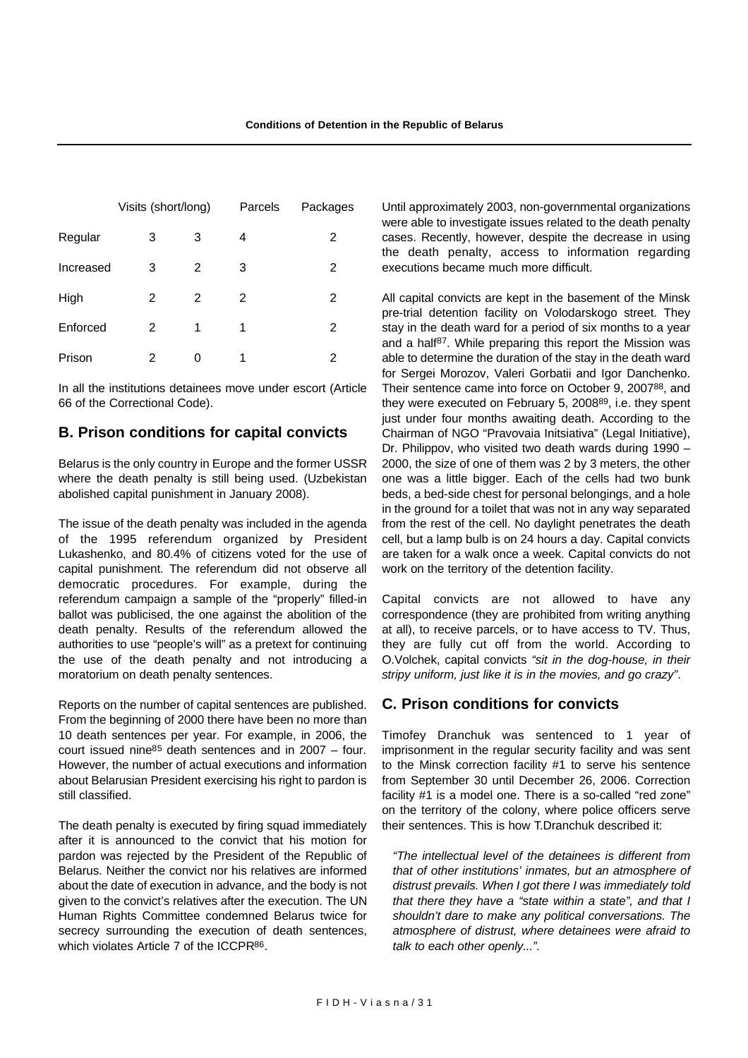| | Visits (short/long) | | Parcels | Packages |
|---|---|---|---|---|
| Regular | 3 | 3 | 4 | 2 |
| Increased | 3 | 2 | 3 | 2 |
| High | 2 | 2 | 2 | 2 |
| Enforced | 2 | 1 | 1 | 2 |
| Prison | 2 | 0 | 1 | 2 |

In all the institutions detainees move under escort (Article 66 of the Correctional Code).

## B. Prison conditions for capital convicts

Belarus is the only country in Europe and the former USSR where the death penalty is still being used. (Uzbekistan abolished capital punishment in January 2008).

The issue of the death penalty was included in the agenda of the 1995 referendum organized by President Lukashenko, and 80.4% of citizens voted for the use of capital punishment. The referendum did not observe all democratic procedures. For example, during the referendum campaign a sample of the "properly" filled-in ballot was publicised, the one against the abolition of the death penalty. Results of the referendum allowed the authorities to use "people's will" as a pretext for continuing the use of the death penalty and not introducing a moratorium on death penalty sentences.

Reports on the number of capital sentences are published. From the beginning of 2000 there have been no more than 10 death sentences per year. For example, in 2006, the court issued nine[85] death sentences and in 2007 – four. However, the number of actual executions and information about Belarusian President exercising his right to pardon is still classified.

The death penalty is executed by firing squad immediately after it is announced to the convict that his motion for pardon was rejected by the President of the Republic of Belarus. Neither the convict nor his relatives are informed about the date of execution in advance, and the body is not given to the convict's relatives after the execution. The UN Human Rights Committee condemned Belarus twice for secrecy surrounding the execution of death sentences, which violates Article 7 of the ICCPR[86].

Until approximately 2003, non-governmental organizations were able to investigate issues related to the death penalty cases. Recently, however, despite the decrease in using the death penalty, access to information regarding executions became much more difficult.

All capital convicts are kept in the basement of the Minsk pre-trial detention facility on Volodarskogo street. They stay in the death ward for a period of six months to a year and a half[87]. While preparing this report the Mission was able to determine the duration of the stay in the death ward for Sergei Morozov, Valeri Gorbatii and Igor Danchenko. Their sentence came into force on October 9, 2007[88], and they were executed on February 5, 2008[89], i.e. they spent just under four months awaiting death. According to the Chairman of NGO "Pravovaia Initsiativa" (Legal Initiative), Dr. Philippov, who visited two death wards during 1990 – 2000, the size of one of them was 2 by 3 meters, the other one was a little bigger. Each of the cells had two bunk beds, a bed-side chest for personal belongings, and a hole in the ground for a toilet that was not in any way separated from the rest of the cell. No daylight penetrates the death cell, but a lamp bulb is on 24 hours a day. Capital convicts are taken for a walk once a week. Capital convicts do not work on the territory of the detention facility.

Capital convicts are not allowed to have any correspondence (they are prohibited from writing anything at all), to receive parcels, or to have access to TV. Thus, they are fully cut off from the world. According to O.Volchek, capital convicts *"sit in the dog-house, in their stripy uniform, just like it is in the movies, and go crazy"*.

## C. Prison conditions for convicts

Timofey Dranchuk was sentenced to 1 year of imprisonment in the regular security facility and was sent to the Minsk correction facility #1 to serve his sentence from September 30 until December 26, 2006. Correction facility #1 is a model one. There is a so-called "red zone" on the territory of the colony, where police officers serve their sentences. This is how T.Dranchuk described it:

> *"The intellectual level of the detainees is different from that of other institutions' inmates, but an atmosphere of distrust prevails. When I got there I was immediately told that there they have a "state within a state", and that I shouldn't dare to make any political conversations. The atmosphere of distrust, where detainees were afraid to talk to each other openly...".*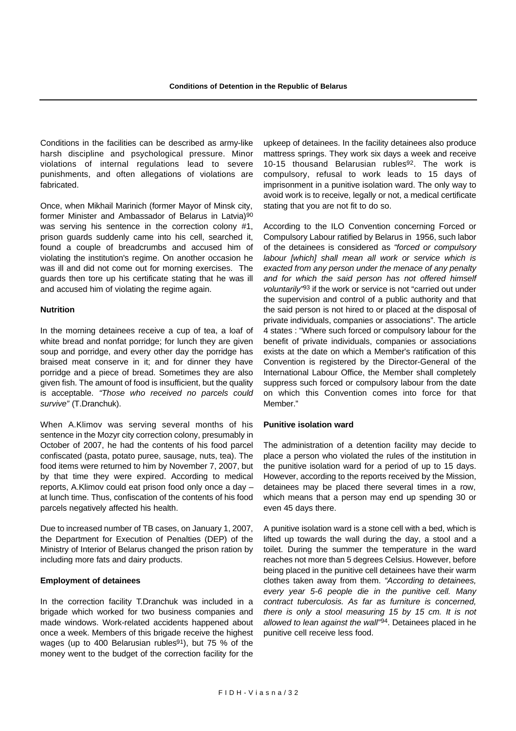Conditions in the facilities can be described as army-like harsh discipline and psychological pressure. Minor violations of internal regulations lead to severe punishments, and often allegations of violations are fabricated.

Once, when Mikhail Marinich (former Mayor of Minsk city, former Minister and Ambassador of Belarus in Latvia)[90] was serving his sentence in the correction colony #1, prison guards suddenly came into his cell, searched it, found a couple of breadcrumbs and accused him of violating the institution's regime. On another occasion he was ill and did not come out for morning exercises. The guards then tore up his certificate stating that he was ill and accused him of violating the regime again.

#### Nutrition

In the morning detainees receive a cup of tea, a loaf of white bread and nonfat porridge; for lunch they are given soup and porridge, and every other day the porridge has braised meat conserve in it; and for dinner they have porridge and a piece of bread. Sometimes they are also given fish. The amount of food is insufficient, but the quality is acceptable. *"Those who received no parcels could survive"* (T.Dranchuk).

When A.Klimov was serving several months of his sentence in the Mozyr city correction colony, presumably in October of 2007, he had the contents of his food parcel confiscated (pasta, potato puree, sausage, nuts, tea). The food items were returned to him by November 7, 2007, but by that time they were expired. According to medical reports, A.Klimov could eat prison food only once a day – at lunch time. Thus, confiscation of the contents of his food parcels negatively affected his health.

Due to increased number of TB cases, on January 1, 2007, the Department for Execution of Penalties (DEP) of the Ministry of Interior of Belarus changed the prison ration by including more fats and dairy products.

#### Employment of detainees

In the correction facility T.Dranchuk was included in a brigade which worked for two business companies and made windows. Work-related accidents happened about once a week. Members of this brigade receive the highest wages (up to 400 Belarusian rubles[91]), but 75 % of the money went to the budget of the correction facility for the upkeep of detainees. In the facility detainees also produce mattress springs. They work six days a week and receive 10-15 thousand Belarusian rubles[92]. The work is compulsory, refusal to work leads to 15 days of imprisonment in a punitive isolation ward. The only way to avoid work is to receive, legally or not, a medical certificate stating that you are not fit to do so.

According to the ILO Convention concerning Forced or Compulsory Labour ratified by Belarus in 1956, such labor of the detainees is considered as *"forced or compulsory labour [which] shall mean all work or service which is exacted from any person under the menace of any penalty and for which the said person has not offered himself voluntarily"*[93] if the work or service is not "carried out under the supervision and control of a public authority and that the said person is not hired to or placed at the disposal of private individuals, companies or associations". The article 4 states : "Where such forced or compulsory labour for the benefit of private individuals, companies or associations exists at the date on which a Member's ratification of this Convention is registered by the Director-General of the International Labour Office, the Member shall completely suppress such forced or compulsory labour from the date on which this Convention comes into force for that Member."

#### Punitive isolation ward

The administration of a detention facility may decide to place a person who violated the rules of the institution in the punitive isolation ward for a period of up to 15 days. However, according to the reports received by the Mission, detainees may be placed there several times in a row, which means that a person may end up spending 30 or even 45 days there.

A punitive isolation ward is a stone cell with a bed, which is lifted up towards the wall during the day, a stool and a toilet. During the summer the temperature in the ward reaches not more than 5 degrees Celsius. However, before being placed in the punitive cell detainees have their warm clothes taken away from them. *"According to detainees, every year 5-6 people die in the punitive cell. Many contract tuberculosis. As far as furniture is concerned, there is only a stool measuring 15 by 15 cm. It is not allowed to lean against the wall"*[94]. Detainees placed in he punitive cell receive less food.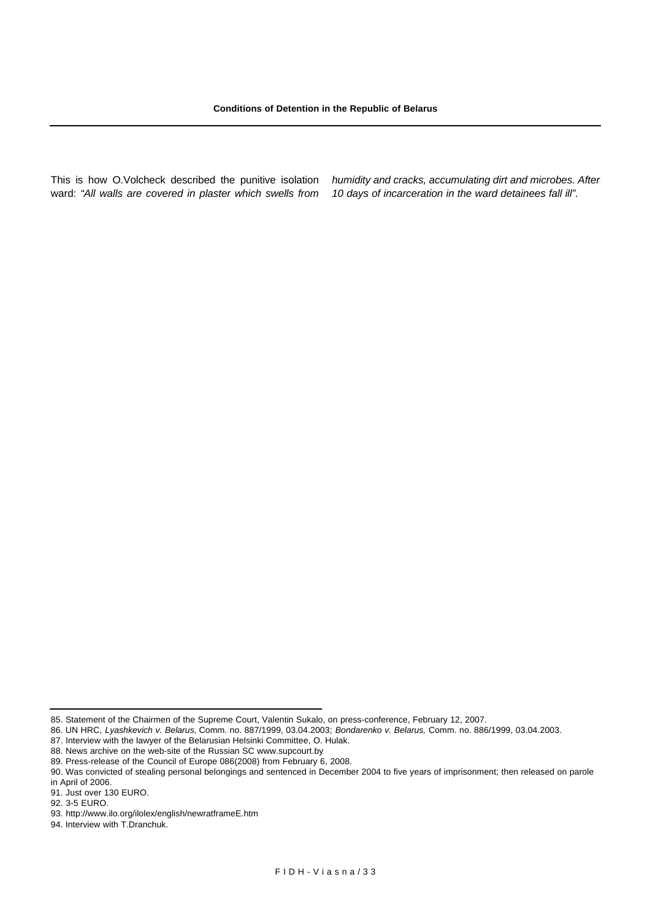This is how O.Volcheck described the punitive isolation ward: *"All walls are covered in plaster which swells from humidity and cracks, accumulating dirt and microbes. After 10 days of incarceration in the ward detainees fall ill".*

---

85. Statement of the Chairmen of the Supreme Court, Valentin Sukalo, on press-conference, February 12, 2007.

86. UN HRC, *Lyashkevich v. Belarus*, Comm. no. 887/1999, 03.04.2003; *Bondarenko v. Belarus,* Comm. no. 886/1999, 03.04.2003.

87. Interview with the lawyer of the Belarusian Helsinki Committee, O. Hulak.

88. News archive on the web-site of the Russian SC www.supcourt.by

89. Press-release of the Council of Europe 086(2008) from February 6, 2008.

90. Was convicted of stealing personal belongings and sentenced in December 2004 to five years of imprisonment; then released on parole in April of 2006.

91. Just over 130 EURO.

92. 3-5 EURO.

93. http://www.ilo.org/ilolex/english/newratframeE.htm

94. Interview with T.Dranchuk.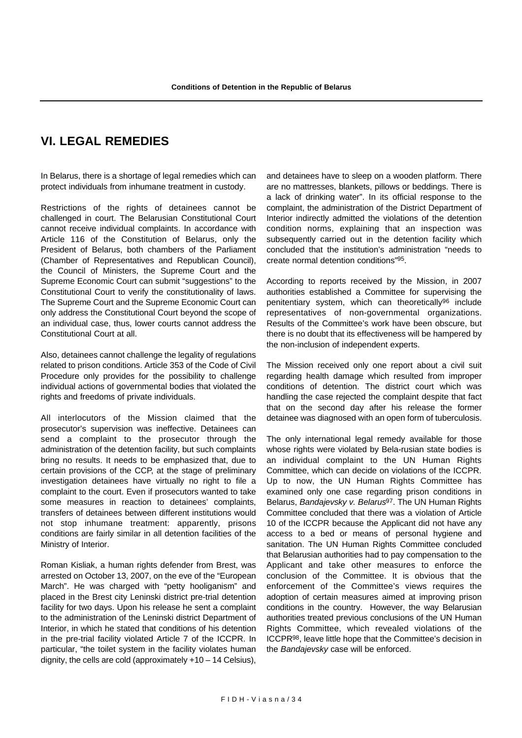# VI. LEGAL REMEDIES

In Belarus, there is a shortage of legal remedies which can protect individuals from inhumane treatment in custody.

Restrictions of the rights of detainees cannot be challenged in court. The Belarusian Constitutional Court cannot receive individual complaints. In accordance with Article 116 of the Constitution of Belarus, only the President of Belarus, both chambers of the Parliament (Chamber of Representatives and Republican Council), the Council of Ministers, the Supreme Court and the Supreme Economic Court can submit "suggestions" to the Constitutional Court to verify the constitutionality of laws. The Supreme Court and the Supreme Economic Court can only address the Constitutional Court beyond the scope of an individual case, thus, lower courts cannot address the Constitutional Court at all.

Also, detainees cannot challenge the legality of regulations related to prison conditions. Article 353 of the Code of Civil Procedure only provides for the possibility to challenge individual actions of governmental bodies that violated the rights and freedoms of private individuals.

All interlocutors of the Mission claimed that the prosecutor's supervision was ineffective. Detainees can send a complaint to the prosecutor through the administration of the detention facility, but such complaints bring no results. It needs to be emphasized that, due to certain provisions of the CCP, at the stage of preliminary investigation detainees have virtually no right to file a complaint to the court. Even if prosecutors wanted to take some measures in reaction to detainees' complaints, transfers of detainees between different institutions would not stop inhumane treatment: apparently, prisons conditions are fairly similar in all detention facilities of the Ministry of Interior.

Roman Kisliak, a human rights defender from Brest, was arrested on October 13, 2007, on the eve of the "European March". He was charged with "petty hooliganism" and placed in the Brest city Leninski district pre-trial detention facility for two days. Upon his release he sent a complaint to the administration of the Leninski district Department of Interior, in which he stated that conditions of his detention in the pre-trial facility violated Article 7 of the ICCPR. In particular, "the toilet system in the facility violates human dignity, the cells are cold (approximately +10 – 14 Celsius), and detainees have to sleep on a wooden platform. There are no mattresses, blankets, pillows or beddings. There is a lack of drinking water". In its official response to the complaint, the administration of the District Department of Interior indirectly admitted the violations of the detention condition norms, explaining that an inspection was subsequently carried out in the detention facility which concluded that the institution's administration "needs to create normal detention conditions"[95].

According to reports received by the Mission, in 2007 authorities established a Committee for supervising the penitentiary system, which can theoretically[96] include representatives of non-governmental organizations. Results of the Committee's work have been obscure, but there is no doubt that its effectiveness will be hampered by the non-inclusion of independent experts.

The Mission received only one report about a civil suit regarding health damage which resulted from improper conditions of detention. The district court which was handling the case rejected the complaint despite that fact that on the second day after his release the former detainee was diagnosed with an open form of tuberculosis.

The only international legal remedy available for those whose rights were violated by Bela-rusian state bodies is an individual complaint to the UN Human Rights Committee, which can decide on violations of the ICCPR. Up to now, the UN Human Rights Committee has examined only one case regarding prison conditions in Belarus, *Bandajevsky v. Belarus*[97]. The UN Human Rights Committee concluded that there was a violation of Article 10 of the ICCPR because the Applicant did not have any access to a bed or means of personal hygiene and sanitation. The UN Human Rights Committee concluded that Belarusian authorities had to pay compensation to the Applicant and take other measures to enforce the conclusion of the Committee. It is obvious that the enforcement of the Committee's views requires the adoption of certain measures aimed at improving prison conditions in the country. However, the way Belarusian authorities treated previous conclusions of the UN Human Rights Committee, which revealed violations of the ICCPR[98], leave little hope that the Committee's decision in the *Bandajevsky* case will be enforced.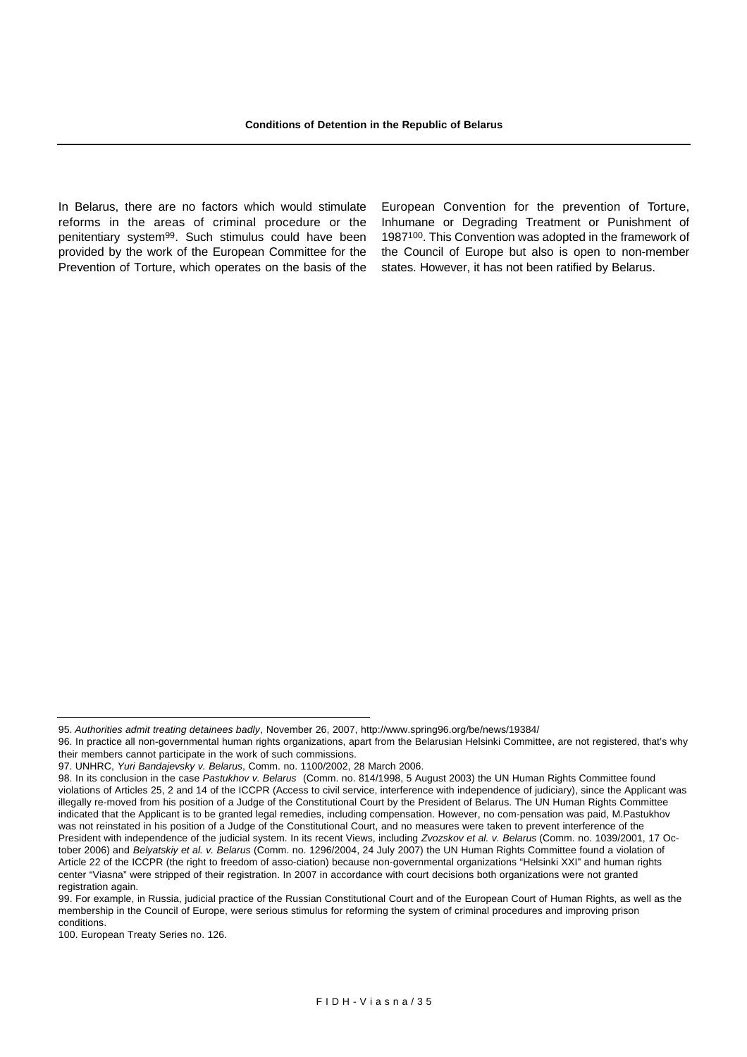In Belarus, there are no factors which would stimulate reforms in the areas of criminal procedure or the penitentiary system[99]. Such stimulus could have been provided by the work of the European Committee for the Prevention of Torture, which operates on the basis of the European Convention for the prevention of Torture, Inhumane or Degrading Treatment or Punishment of 1987[100]. This Convention was adopted in the framework of the Council of Europe but also is open to non-member states. However, it has not been ratified by Belarus.

---

95. *Authorities admit treating detainees badly*, November 26, 2007, http://www.spring96.org/be/news/19384/

96. In practice all non-governmental human rights organizations, apart from the Belarusian Helsinki Committee, are not registered, that's why their members cannot participate in the work of such commissions.

97. UNHRC, *Yuri Bandajevsky v. Belarus*, Comm. no. 1100/2002, 28 March 2006.

98. In its conclusion in the case *Pastukhov v. Belarus* (Comm. no. 814/1998, 5 August 2003) the UN Human Rights Committee found violations of Articles 25, 2 and 14 of the ICCPR (Access to civil service, interference with independence of judiciary), since the Applicant was illegally re-moved from his position of a Judge of the Constitutional Court by the President of Belarus. The UN Human Rights Committee indicated that the Applicant is to be granted legal remedies, including compensation. However, no com-pensation was paid, M.Pastukhov was not reinstated in his position of a Judge of the Constitutional Court, and no measures were taken to prevent interference of the President with independence of the judicial system. In its recent Views, including *Zvozskov et al. v. Belarus* (Comm. no. 1039/2001, 17 October 2006) and *Belyatskiy et al. v. Belarus* (Comm. no. 1296/2004, 24 July 2007) the UN Human Rights Committee found a violation of Article 22 of the ICCPR (the right to freedom of asso-ciation) because non-governmental organizations "Helsinki XXI" and human rights center "Viasna" were stripped of their registration. In 2007 in accordance with court decisions both organizations were not granted registration again.

99. For example, in Russia, judicial practice of the Russian Constitutional Court and of the European Court of Human Rights, as well as the membership in the Council of Europe, were serious stimulus for reforming the system of criminal procedures and improving prison conditions.

100. European Treaty Series no. 126.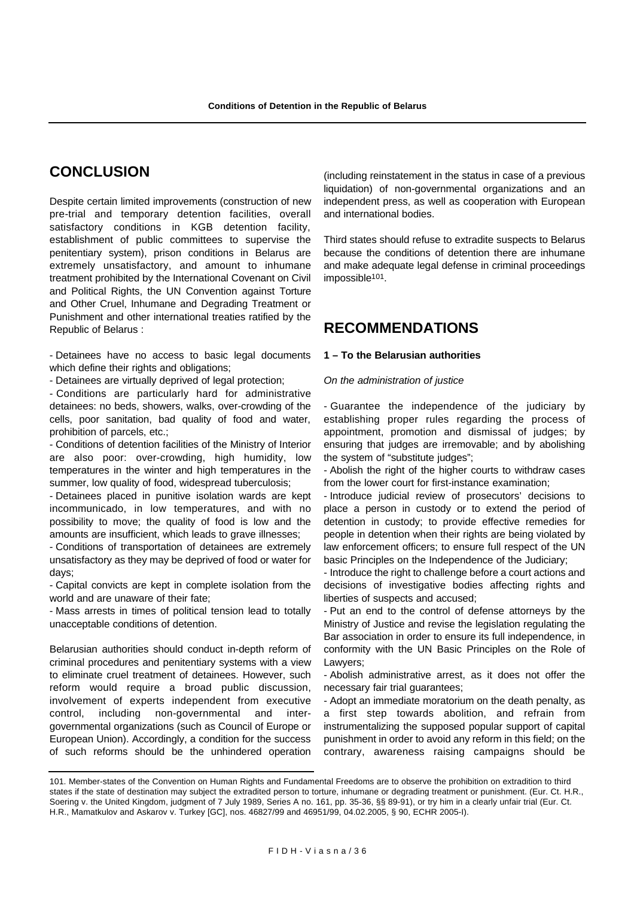## CONCLUSION

Despite certain limited improvements (construction of new pre-trial and temporary detention facilities, overall satisfactory conditions in KGB detention facility, establishment of public committees to supervise the penitentiary system), prison conditions in Belarus are extremely unsatisfactory, and amount to inhumane treatment prohibited by the International Covenant on Civil and Political Rights, the UN Convention against Torture and Other Cruel, Inhumane and Degrading Treatment or Punishment and other international treaties ratified by the Republic of Belarus :

- Detainees have no access to basic legal documents which define their rights and obligations;
- Detainees are virtually deprived of legal protection;
- Conditions are particularly hard for administrative detainees: no beds, showers, walks, over-crowding of the cells, poor sanitation, bad quality of food and water, prohibition of parcels, etc.;
- Conditions of detention facilities of the Ministry of Interior are also poor: over-crowding, high humidity, low temperatures in the winter and high temperatures in the summer, low quality of food, widespread tuberculosis;
- Detainees placed in punitive isolation wards are kept incommunicado, in low temperatures, and with no possibility to move; the quality of food is low and the amounts are insufficient, which leads to grave illnesses;
- Conditions of transportation of detainees are extremely unsatisfactory as they may be deprived of food or water for days;
- Capital convicts are kept in complete isolation from the world and are unaware of their fate;
- Mass arrests in times of political tension lead to totally unacceptable conditions of detention.

Belarusian authorities should conduct in-depth reform of criminal procedures and penitentiary systems with a view to eliminate cruel treatment of detainees. However, such reform would require a broad public discussion, involvement of experts independent from executive control, including non-governmental and inter-governmental organizations (such as Council of Europe or European Union). Accordingly, a condition for the success of such reforms should be the unhindered operation (including reinstatement in the status in case of a previous liquidation) of non-governmental organizations and an independent press, as well as cooperation with European and international bodies.

Third states should refuse to extradite suspects to Belarus because the conditions of detention there are inhumane and make adequate legal defense in criminal proceedings impossible[101].

## RECOMMENDATIONS

**1 – To the Belarusian authorities**

*On the administration of justice*

- Guarantee the independence of the judiciary by establishing proper rules regarding the process of appointment, promotion and dismissal of judges; by ensuring that judges are irremovable; and by abolishing the system of "substitute judges";
- Abolish the right of the higher courts to withdraw cases from the lower court for first-instance examination;
- Introduce judicial review of prosecutors' decisions to place a person in custody or to extend the period of detention in custody; to provide effective remedies for people in detention when their rights are being violated by law enforcement officers; to ensure full respect of the UN basic Principles on the Independence of the Judiciary;
- Introduce the right to challenge before a court actions and decisions of investigative bodies affecting rights and liberties of suspects and accused;
- Put an end to the control of defense attorneys by the Ministry of Justice and revise the legislation regulating the Bar association in order to ensure its full independence, in conformity with the UN Basic Principles on the Role of Lawyers;
- Abolish administrative arrest, as it does not offer the necessary fair trial guarantees;
- Adopt an immediate moratorium on the death penalty, as a first step towards abolition, and refrain from instrumentalizing the supposed popular support of capital punishment in order to avoid any reform in this field; on the contrary, awareness raising campaigns should be

101. Member-states of the Convention on Human Rights and Fundamental Freedoms are to observe the prohibition on extradition to third states if the state of destination may subject the extradited person to torture, inhumane or degrading treatment or punishment. (Eur. Ct. H.R., Soering v. the United Kingdom, judgment of 7 July 1989, Series A no. 161, pp. 35-36, §§ 89-91), or try him in a clearly unfair trial (Eur. Ct. H.R., Mamatkulov and Askarov v. Turkey [GC], nos. 46827/99 and 46951/99, 04.02.2005, § 90, ECHR 2005-I).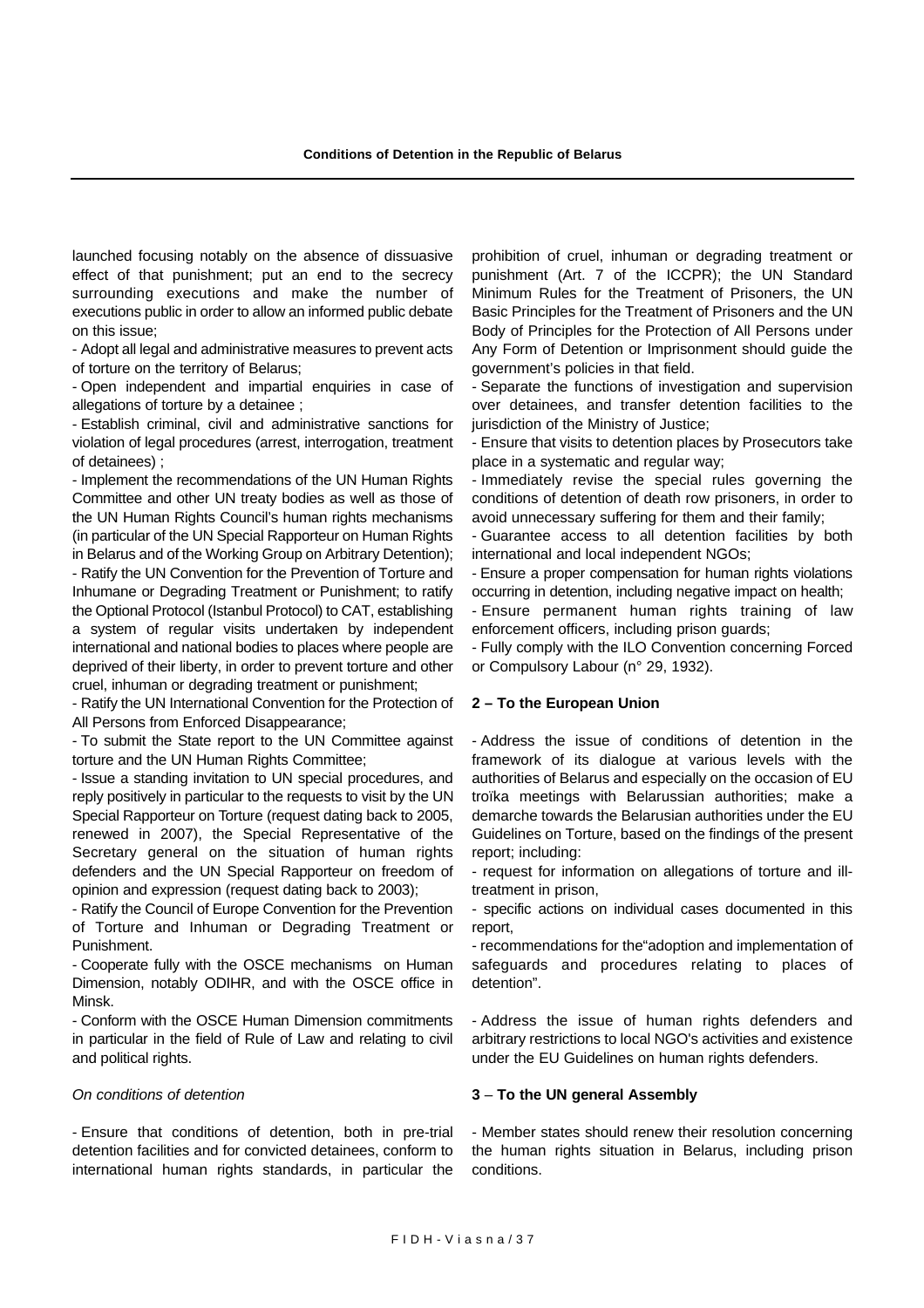launched focusing notably on the absence of dissuasive effect of that punishment; put an end to the secrecy surrounding executions and make the number of executions public in order to allow an informed public debate on this issue;

- Adopt all legal and administrative measures to prevent acts of torture on the territory of Belarus;
- Open independent and impartial enquiries in case of allegations of torture by a detainee ;
- Establish criminal, civil and administrative sanctions for violation of legal procedures (arrest, interrogation, treatment of detainees) ;
- Implement the recommendations of the UN Human Rights Committee and other UN treaty bodies as well as those of the UN Human Rights Council's human rights mechanisms (in particular of the UN Special Rapporteur on Human Rights in Belarus and of the Working Group on Arbitrary Detention);
- Ratify the UN Convention for the Prevention of Torture and Inhumane or Degrading Treatment or Punishment; to ratify the Optional Protocol (Istanbul Protocol) to CAT, establishing a system of regular visits undertaken by independent international and national bodies to places where people are deprived of their liberty, in order to prevent torture and other cruel, inhuman or degrading treatment or punishment;
- Ratify the UN International Convention for the Protection of All Persons from Enforced Disappearance;
- To submit the State report to the UN Committee against torture and the UN Human Rights Committee;
- Issue a standing invitation to UN special procedures, and reply positively in particular to the requests to visit by the UN Special Rapporteur on Torture (request dating back to 2005, renewed in 2007), the Special Representative of the Secretary general on the situation of human rights defenders and the UN Special Rapporteur on freedom of opinion and expression (request dating back to 2003);
- Ratify the Council of Europe Convention for the Prevention of Torture and Inhuman or Degrading Treatment or Punishment.
- Cooperate fully with the OSCE mechanisms on Human Dimension, notably ODIHR, and with the OSCE office in Minsk.
- Conform with the OSCE Human Dimension commitments in particular in the field of Rule of Law and relating to civil and political rights.

*On conditions of detention*

- Ensure that conditions of detention, both in pre-trial detention facilities and for convicted detainees, conform to international human rights standards, in particular the prohibition of cruel, inhuman or degrading treatment or punishment (Art. 7 of the ICCPR); the UN Standard Minimum Rules for the Treatment of Prisoners, the UN Basic Principles for the Treatment of Prisoners and the UN Body of Principles for the Protection of All Persons under Any Form of Detention or Imprisonment should guide the government's policies in that field.
- Separate the functions of investigation and supervision over detainees, and transfer detention facilities to the jurisdiction of the Ministry of Justice;
- Ensure that visits to detention places by Prosecutors take place in a systematic and regular way;
- Immediately revise the special rules governing the conditions of detention of death row prisoners, in order to avoid unnecessary suffering for them and their family;
- Guarantee access to all detention facilities by both international and local independent NGOs;
- Ensure a proper compensation for human rights violations occurring in detention, including negative impact on health;
- Ensure permanent human rights training of law enforcement officers, including prison guards;
- Fully comply with the ILO Convention concerning Forced or Compulsory Labour (n° 29, 1932).

**2 – To the European Union**

- Address the issue of conditions of detention in the framework of its dialogue at various levels with the authorities of Belarus and especially on the occasion of EU troïka meetings with Belarussian authorities; make a demarche towards the Belarusian authorities under the EU Guidelines on Torture, based on the findings of the present report; including:
- request for information on allegations of torture and ill-treatment in prison,
- specific actions on individual cases documented in this report,
- recommendations for the"adoption and implementation of safeguards and procedures relating to places of detention".

- Address the issue of human rights defenders and arbitrary restrictions to local NGO's activities and existence under the EU Guidelines on human rights defenders.

**3 – To the UN general Assembly**

- Member states should renew their resolution concerning the human rights situation in Belarus, including prison conditions.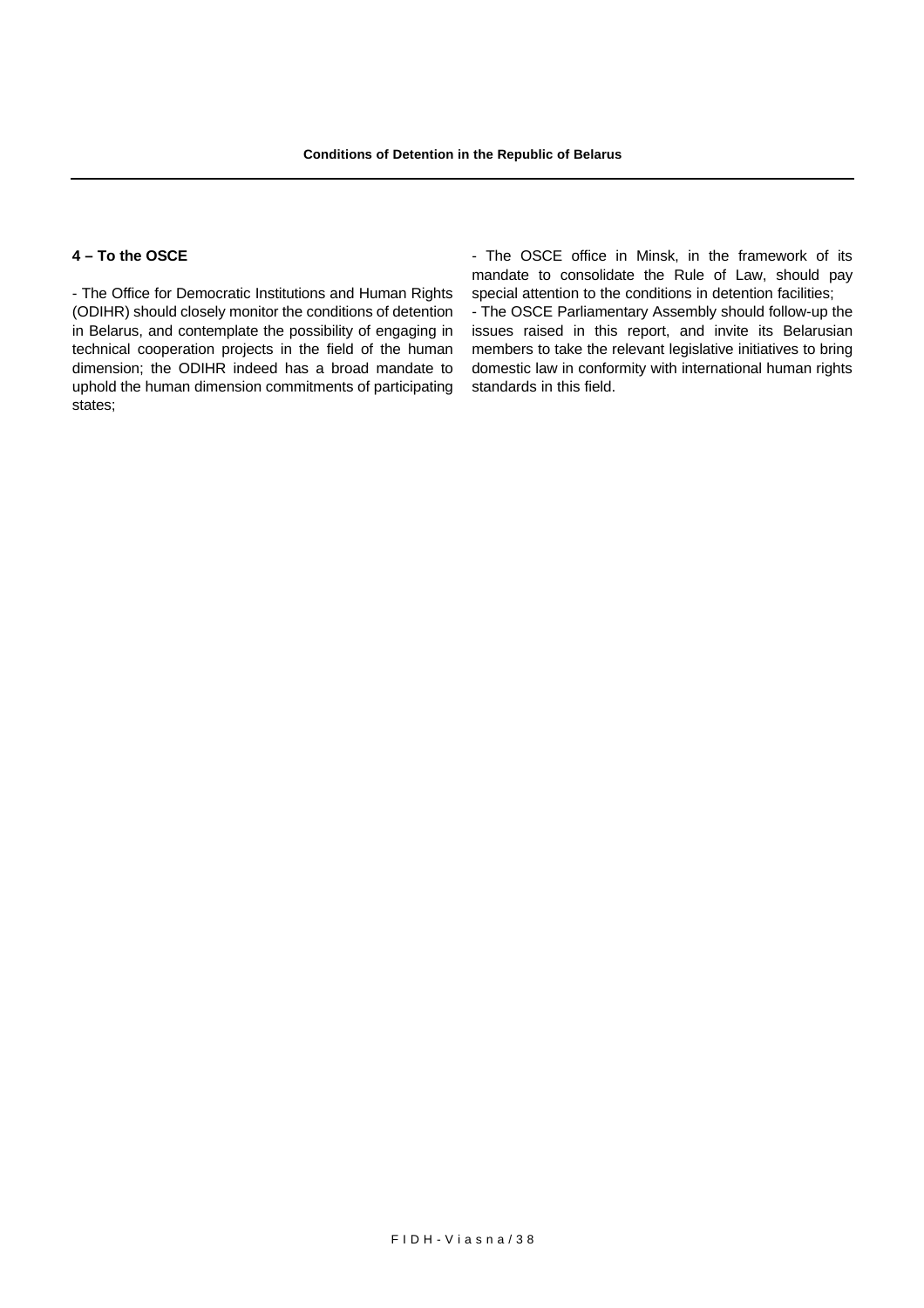#### 4 – To the OSCE

- The Office for Democratic Institutions and Human Rights (ODIHR) should closely monitor the conditions of detention in Belarus, and contemplate the possibility of engaging in technical cooperation projects in the field of the human dimension; the ODIHR indeed has a broad mandate to uphold the human dimension commitments of participating states;
- The OSCE office in Minsk, in the framework of its mandate to consolidate the Rule of Law, should pay special attention to the conditions in detention facilities;
- The OSCE Parliamentary Assembly should follow-up the issues raised in this report, and invite its Belarusian members to take the relevant legislative initiatives to bring domestic law in conformity with international human rights standards in this field.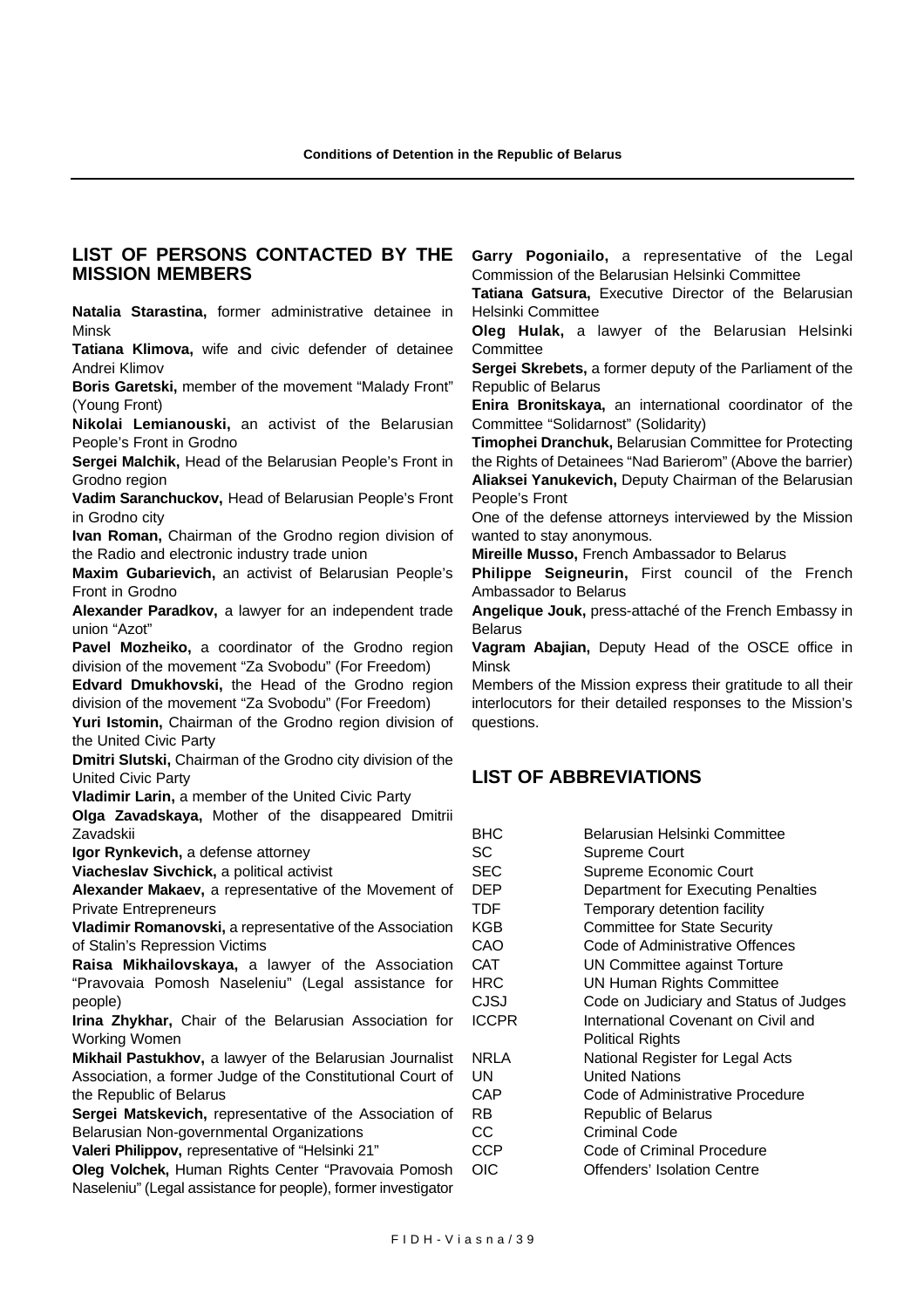## LIST OF PERSONS CONTACTED BY THE MISSION MEMBERS

**Natalia Starastina,** former administrative detainee in Minsk

**Tatiana Klimova,** wife and civic defender of detainee Andrei Klimov

**Boris Garetski,** member of the movement "Malady Front" (Young Front)

**Nikolai Lemianouski,** an activist of the Belarusian People's Front in Grodno

**Sergei Malchik,** Head of the Belarusian People's Front in Grodno region

**Vadim Saranchuckov,** Head of Belarusian People's Front in Grodno city

**Ivan Roman,** Chairman of the Grodno region division of the Radio and electronic industry trade union

**Maxim Gubarievich,** an activist of Belarusian People's Front in Grodno

**Alexander Paradkov,** a lawyer for an independent trade union "Azot"

**Pavel Mozheiko,** a coordinator of the Grodno region division of the movement "Za Svobodu" (For Freedom)

**Edvard Dmukhovski,** the Head of the Grodno region division of the movement "Za Svobodu" (For Freedom)

**Yuri Istomin,** Chairman of the Grodno region division of the United Civic Party

**Dmitri Slutski,** Chairman of the Grodno city division of the United Civic Party

**Vladimir Larin,** a member of the United Civic Party

**Olga Zavadskaya,** Mother of the disappeared Dmitrii Zavadskii

**Igor Rynkevich,** a defense attorney

**Viacheslav Sivchick,** a political activist

**Alexander Makaev,** a representative of the Movement of Private Entrepreneurs

**Vladimir Romanovski,** a representative of the Association of Stalin's Repression Victims

**Raisa Mikhailovskaya,** a lawyer of the Association "Pravovaia Pomosh Naseleniu" (Legal assistance for people)

**Irina Zhykhar,** Chair of the Belarusian Association for Working Women

**Mikhail Pastukhov,** a lawyer of the Belarusian Journalist Association, a former Judge of the Constitutional Court of the Republic of Belarus

**Sergei Matskevich,** representative of the Association of Belarusian Non-governmental Organizations

**Valeri Philippov,** representative of "Helsinki 21"

**Oleg Volchek,** Human Rights Center "Pravovaia Pomosh Naseleniu" (Legal assistance for people), former investigator

**Garry Pogoniailo,** a representative of the Legal Commission of the Belarusian Helsinki Committee

**Tatiana Gatsura,** Executive Director of the Belarusian Helsinki Committee

**Oleg Hulak,** a lawyer of the Belarusian Helsinki Committee

**Sergei Skrebets,** a former deputy of the Parliament of the Republic of Belarus

**Enira Bronitskaya,** an international coordinator of the Committee "Solidarnost" (Solidarity)

**Timophei Dranchuk,** Belarusian Committee for Protecting the Rights of Detainees "Nad Barierom" (Above the barrier)

**Aliaksei Yanukevich,** Deputy Chairman of the Belarusian People's Front

One of the defense attorneys interviewed by the Mission wanted to stay anonymous.

**Mireille Musso,** French Ambassador to Belarus

**Philippe Seigneurin,** First council of the French Ambassador to Belarus

**Angelique Jouk,** press-attaché of the French Embassy in Belarus

**Vagram Abajian,** Deputy Head of the OSCE office in Minsk

Members of the Mission express their gratitude to all their interlocutors for their detailed responses to the Mission's questions.

## LIST OF ABBREVIATIONS

| | |
|---|---|
| BHC | Belarusian Helsinki Committee |
| SC | Supreme Court |
| SEC | Supreme Economic Court |
| DEP | Department for Executing Penalties |
| TDF | Temporary detention facility |
| KGB | Committee for State Security |
| CAO | Code of Administrative Offences |
| CAT | UN Committee against Torture |
| HRC | UN Human Rights Committee |
| CJSJ | Code on Judiciary and Status of Judges |
| ICCPR | International Covenant on Civil and Political Rights |
| NRLA | National Register for Legal Acts |
| UN | United Nations |
| CAP | Code of Administrative Procedure |
| RB | Republic of Belarus |
| CC | Criminal Code |
| CCP | Code of Criminal Procedure |
| OIC | Offenders' Isolation Centre |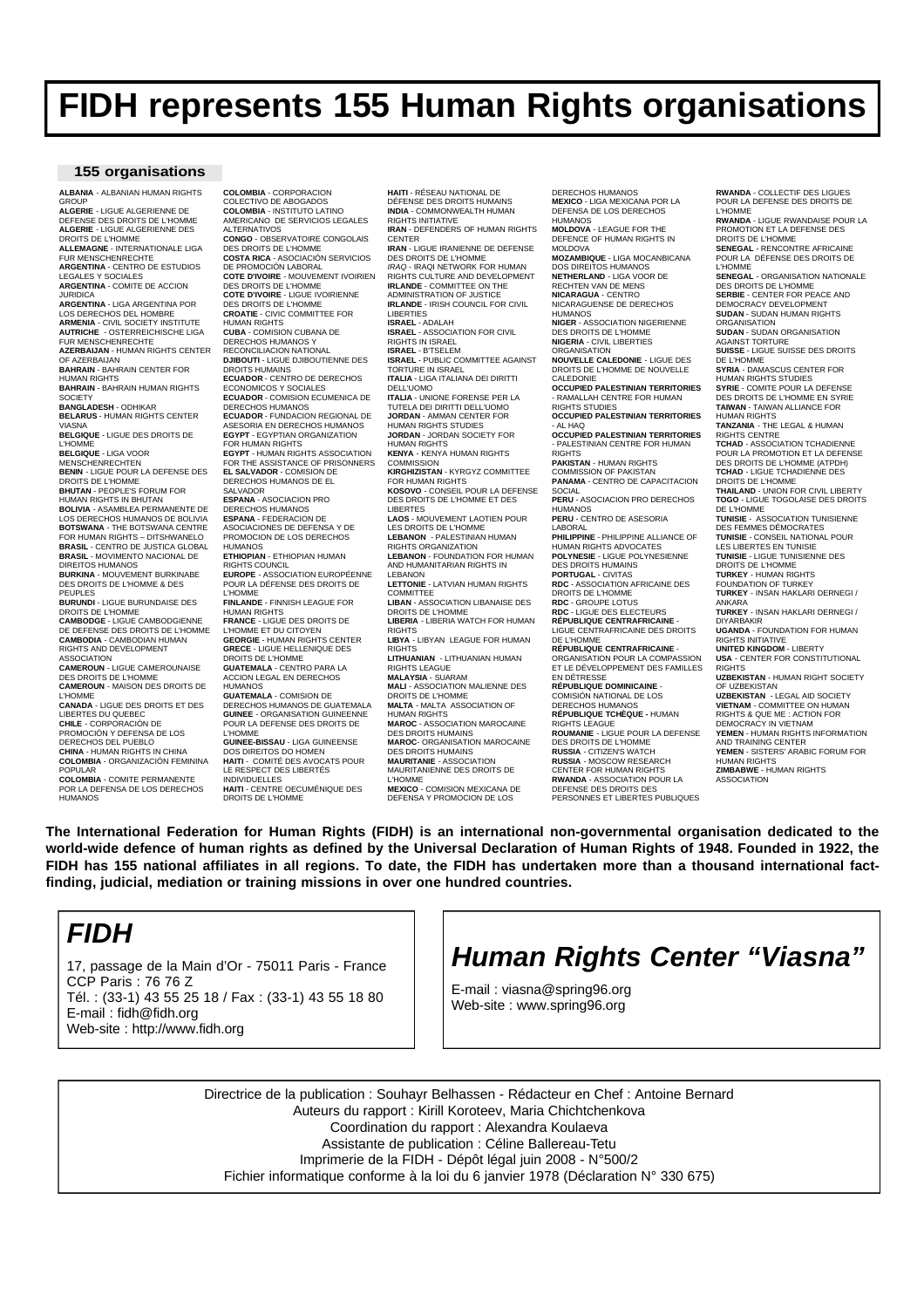# FIDH represents 155 Human Rights organisations

## 155 organisations

**ALBANIA** - ALBANIAN HUMAN RIGHTS GROUP
**ALGERIE** - LIGUE ALGERIENNE DE DEFENSE DES DROITS DE L'HOMME
**ALGERIE** - LIGUE ALGERIENNE DES DROITS DE L'HOMME
**ALLEMAGNE** - INTERNATIONALE LIGA FUR MENSCHENRECHTE
**ARGENTINA** - CENTRO DE ESTUDIOS LEGALES Y SOCIALES
**ARGENTINA** - COMITE DE ACCION JURIDICA
**ARGENTINA** - LIGA ARGENTINA POR LOS DERECHOS DEL HOMBRE
**ARMENIA** - CIVIL SOCIETY INSTITUTE
**AUTRICHE** - OSTERREICHISCHE LIGA FUR MENSCHENRECHTE
**AZERBAIJAN** - HUMAN RIGHTS CENTER OF AZERBAIJAN
**BAHRAIN** - BAHRAIN CENTER FOR HUMAN RIGHTS
**BAHRAIN** - BAHRAIN HUMAN RIGHTS SOCIETY
**BANGLADESH** - ODHIKAR
**BELARUS** - HUMAN RIGHTS CENTER VIASNA
**BELGIQUE** - LIGUE DES DROITS DE L'HOMME
**BELGIQUE** - LIGA VOOR MENSCHENRECHTEN
**BENIN** - LIGUE POUR LA DEFENSE DES DROITS DE L'HOMME
**BHUTAN** - PEOPLE'S FORUM FOR HUMAN RIGHTS IN BHUTAN
**BOLIVIA** - ASAMBLEA PERMANENTE DE LOS DERECHOS HUMANOS DE BOLIVIA
**BOTSWANA** - THE BOTSWANA CENTRE FOR HUMAN RIGHTS – DITSHWANELO
**BRASIL** - CENTRO DE JUSTICA GLOBAL
**BRASIL** - MOVIMENTO NACIONAL DE DIREITOS HUMANOS
**BURKINA** - MOUVEMENT BURKINABE DES DROITS DE L'HOMME & DES PEUPLES
**BURUNDI** - LIGUE BURUNDAISE DES DROITS DE L'HOMME
**CAMBODGE** - LIGUE CAMBODGIENNE DE DEFENSE DES DROITS DE L'HOMME
**CAMBODIA** - CAMBODIAN HUMAN RIGHTS AND DEVELOPMENT ASSOCIATION
**CAMEROUN** - LIGUE CAMEROUNAISE DES DROITS DE L'HOMME
**CAMEROUN** - MAISON DES DROITS DE L'HOMME
**CANADA** - LIGUE DES DROITS ET DES LIBERTES DU QUEBEC
**CHILE** - CORPORACIÓN DE PROMOCIÓN Y DEFENSA DE LOS DERECHOS DEL PUEBLO
**CHINA** - HUMAN RIGHTS IN CHINA
**COLOMBIA** - ORGANIZACIÓN FEMININA POPULAR
**COLOMBIA** - COMITE PERMANENTE POR LA DEFENSA DE LOS DERECHOS HUMANOS
**COLOMBIA** - CORPORACION COLECTIVO DE ABOGADOS
**COLOMBIA** - INSTITUTO LATINO AMERICANO DE SERVICIOS LEGALES ALTERNATIVOS
**CONGO** - OBSERVATOIRE CONGOLAIS DES DROITS DE L'HOMME
**COSTA RICA** - ASOCIACIÓN SERVICIOS DE PROMOCIÓN LABORAL
**COTE D'IVOIRE** - MOUVEMENT IVOIRIEN DES DROITS DE L'HOMME
**COTE D'IVOIRE** - LIGUE IVOIRIENNE DES DROITS DE L'HOMME
**CROATIE** - CIVIC COMMITTEE FOR HUMAN RIGHTS
**CUBA** - COMISION CUBANA DE DERECHOS HUMANOS Y RECONCILIACION NATIONAL
**DJIBOUTI** - LIGUE DJIBOUTIENNE DES DROITS HUMAINS
**ECUADOR** - CENTRO DE DERECHOS ECONOMICOS Y SOCIALES
**ECUADOR** - COMISION ECUMENICA DE DERECHOS HUMANOS
**ECUADOR** - FUNDACION REGIONAL DE ASESORIA EN DERECHOS HUMANOS
**EGYPT** - EGYPTIAN ORGANIZATION FOR HUMAN RIGHTS
**EGYPT** - HUMAN RIGHTS ASSOCIATION FOR THE ASSISTANCE OF PRISONNERS
**EL SALVADOR** - COMISION DE DERECHOS HUMANOS DE EL SALVADOR
**ESPANA** - ASOCIACION PRO DERECHOS HUMANOS
**ESPANA** - FEDERACION DE ASOCIACIONES DE DEFENSA Y DE PROMOCION DE LOS DERECHOS HUMANOS
**ETHIOPIAN** - ETHIOPIAN HUMAN RIGHTS COUNCIL
**EUROPE** - ASSOCIATION EUROPÉENNE POUR LA DÉFENSE DES DROITS DE L'HOMME
**FINLANDE** - FINNISH LEAGUE FOR HUMAN RIGHTS
**FRANCE** - LIGUE DES DROITS DE L'HOMME ET DU CITOYEN
**GEORGIE** - HUMAN RIGHTS CENTER
**GRECE** - LIGUE HELLENIQUE DES DROITS DE L'HOMME
**GUATEMALA** - CENTRO PARA LA ACCION LEGAL EN DERECHOS HUMANOS
**GUATEMALA** - COMISION DE DERECHOS HUMANOS DE GUATEMALA
**GUINEE** - ORGANISATION GUINEENNE POUR LA DEFENSE DES DROITS DE L'HOMME
**GUINEE-BISSAU** - LIGA GUINEENSE DOS DIREITOS DO HOMEN
**HAITI** - COMITÉ DES AVOCATS POUR LE RESPECT DES LIBERTÉS INDIVIDUELLES
**HAITI** - CENTRE OECUMÉNIQUE DES DROITS DE L'HOMME
**HAITI** - RÉSEAU NATIONAL DE DÉFENSE DES DROITS HUMAINS
**INDIA** - COMMONWEALTH HUMAN RIGHTS INITIATIVE
**IRAN** - DEFENDERS OF HUMAN RIGHTS CENTER
**IRAN** - LIGUE IRANIENNE DE DEFENSE DES DROITS DE L'HOMME
*IRAQ* - IRAQI NETWORK FOR HUMAN RIGHTS CULTURE AND DEVELOPMENT
**IRLANDE** - COMMITTEE ON THE ADMINISTRATION OF JUSTICE
**IRLANDE** - IRISH COUNCIL FOR CIVIL LIBERTIES
**ISRAEL** - ADALAH
**ISRAEL** - ASSOCIATION FOR CIVIL RIGHTS IN ISRAEL
**ISRAEL** - B'TSELEM
**ISRAEL** - PUBLIC COMMITTEE AGAINST TORTURE IN ISRAEL
**ITALIA** - LIGA ITALIANA DEI DIRITTI DELL'UOMO
**ITALIA** - UNIONE FORENSE PER LA TUTELA DEI DIRITTI DELL'UOMO
**JORDAN** - AMMAN CENTER FOR HUMAN RIGHTS STUDIES
**JORDAN** - JORDAN SOCIETY FOR HUMAN RIGHTS
**KENYA** - KENYA HUMAN RIGHTS COMMISSION
**KIRGHIZISTAN** - KYRGYZ COMMITTEE FOR HUMAN RIGHTS
**KOSOVO** - CONSEIL POUR LA DEFENSE DES DROITS DE L'HOMME ET DES LIBERTES
**LAOS** - MOUVEMENT LAOTIEN POUR LES DROITS DE L'HOMME
**LEBANON** - PALESTINIAN HUMAN RIGHTS ORGANIZATION
**LEBANON** - FOUNDATION FOR HUMAN AND HUMANITARIAN RIGHTS IN LEBANON
**LETTONIE** - LATVIAN HUMAN RIGHTS COMMITTEE
**LIBAN** - ASSOCIATION LIBANAISE DES DROITS DE L'HOMME
**LIBERIA** - LIBERIA WATCH FOR HUMAN RIGHTS
**LIBYA** - LIBYAN LEAGUE FOR HUMAN RIGHTS
**LITHUANIAN** - LITHUANIAN HUMAN RIGHTS LEAGUE
**MALAYSIA** - SUARAM
**MALI** - ASSOCIATION MALIENNE DES DROITS DE L'HOMME
**MALTA** - MALTA ASSOCIATION OF HUMAN RIGHTS
**MAROC** - ASSOCIATION MAROCAINE DES DROITS HUMAINS
**MAROC**- ORGANISATION MAROCAINE DES DROITS HUMAINS
**MAURITANIE** - ASSOCIATION MAURITANIENNE DES DROITS DE L'HOMME
**MEXICO** - COMISION MEXICANA DE DEFENSA Y PROMOCION DE LOS DERECHOS HUMANOS
**MEXICO** - LIGA MEXICANA POR LA DEFENSA DE LOS DERECHOS HUMANOS
**MOLDOVA** - LEAGUE FOR THE DEFENCE OF HUMAN RIGHTS IN MOLDOVA
**MOZAMBIQUE** - LIGA MOCANBICANA DOS DIREITOS HUMANOS
**NETHERLAND** - LIGA VOOR DE RECHTEN VAN DE MENS
**NICARAGUA** - CENTRO NICARAGUENSE DE DERECHOS HUMANOS
**NIGER** - ASSOCIATION NIGERIENNE DES DROITS DE L'HOMME
**NIGERIA** - CIVIL LIBERTIES ORGANISATION
**NOUVELLE CALEDONIE** - LIGUE DES DROITS DE L'HOMME DE NOUVELLE CALEDONIE
**OCCUPIED PALESTINIAN TERRITORIES** - RAMALLAH CENTRE FOR HUMAN RIGHTS STUDIES
**OCCUPIED PALESTINIAN TERRITORIES** - AL HAQ
**OCCUPIED PALESTINIAN TERRITORIES** - PALESTINIAN CENTRE FOR HUMAN RIGHTS
**PAKISTAN** - HUMAN RIGHTS COMMISSION OF PAKISTAN
**PANAMA** - CENTRO DE CAPACITACION SOCIAL
**PERU** - ASOCIACION PRO DERECHOS HUMANOS
**PERU** - CENTRO DE ASESORIA LABORAL
**PHILIPPINE** - PHILIPPINE ALLIANCE OF HUMAN RIGHTS ADVOCATES
**POLYNESIE** - LIGUE POLYNESIENNE DES DROITS HUMAINS
**PORTUGAL** - CIVITAS
**RDC** - ASSOCIATION AFRICAINE DES DROITS DE L'HOMME
**RDC** - GROUPE LOTUS
**RDC** - LIGUE DES ELECTEURS
**RÉPUBLIQUE CENTRAFRICAINE** - LIGUE CENTRAFRICAINE DES DROITS DE L'HOMME
**RÉPUBLIQUE CENTRAFRICAINE** - ORGANISATION POUR LA COMPASSION ET LE DÉVELOPPEMENT DES FAMILLES EN DÉTRESSE
**RÉPUBLIQUE DOMINICAINE** - COMISIÓN NATIONAL DE LOS DERECHOS HUMANOS
**RÉPUBLIQUE TCHÈQUE** - HUMAN RIGHTS LEAGUE
**ROUMANIE** - LIGUE POUR LA DEFENSE DES DROITS DE L'HOMME
**RUSSIA** - CITIZEN'S WATCH
**RUSSIA** - MOSCOW RESEARCH CENTER FOR HUMAN RIGHTS
**RWANDA** - ASSOCIATION POUR LA DEFENSE DES DROITS DES PERSONNES ET LIBERTES PUBLIQUES
**RWANDA** - COLLECTIF DES LIGUES POUR LA DEFENSE DES DROITS DE L'HOMME
**RWANDA** - LIGUE RWANDAISE POUR LA PROMOTION ET LA DEFENSE DES DROITS DE L'HOMME
**SENEGAL** - RENCONTRE AFRICAINE POUR LA DÉFENSE DES DROITS DE L'HOMME
**SENEGAL** - ORGANISATION NATIONALE DES DROITS DE L'HOMME
**SERBIE** - CENTER FOR PEACE AND DEMOCRACY DEVELOPMENT
**SUDAN** - SUDAN HUMAN RIGHTS ORGANISATION
**SUDAN** - SUDAN ORGANISATION AGAINST TORTURE
**SUISSE** - LIGUE SUISSE DES DROITS DE L'HOMME
**SYRIA** - DAMASCUS CENTER FOR HUMAN RIGHTS STUDIES
**SYRIE** - COMITE POUR LA DEFENSE DES DROITS DE L'HOMME EN SYRIE
**TAIWAN** - TAIWAN ALLIANCE FOR HUMAN RIGHTS
**TANZANIA** - THE LEGAL & HUMAN RIGHTS CENTRE
**TCHAD** - ASSOCIATION TCHADIENNE POUR LA PROMOTION ET LA DEFENSE DES DROITS DE L'HOMME (ATPDH)
**TCHAD** - LIGUE TCHADIENNE DES DROITS DE L'HOMME
**THAILAND** - UNION FOR CIVIL LIBERTY
**TOGO** - LIGUE TOGOLAISE DES DROITS DE L'HOMME
**TUNISIE** - ASSOCIATION TUNISIENNE DES FEMMES DÉMOCRATES
**TUNISIE** - CONSEIL NATIONAL POUR LES LIBERTES EN TUNISIE
**TUNISIE** - LIGUE TUNISIENNE DES DROITS DE L'HOMME
**TURKEY** - HUMAN RIGHTS FOUNDATION OF TURKEY
**TURKEY** - INSAN HAKLARI DERNEGI / ANKARA
**TURKEY** - INSAN HAKLARI DERNEGI / DIYARBAKIR
**UGANDA** - FOUNDATION FOR HUMAN RIGHTS INITIATIVE
**UNITED KINGDOM** - LIBERTY
**USA** - CENTER FOR CONSTITUTIONAL RIGHTS
**UZBEKISTAN** - HUMAN RIGHT SOCIETY OF UZBEKISTAN
**UZBEKISTAN** - LEGAL AID SOCIETY
**VIETNAM** - COMMITTEE ON HUMAN RIGHTS & QUE ME : ACTION FOR DEMOCRACY IN VIETNAM
**YEMEN** - HUMAN RIGHTS INFORMATION AND TRAINING CENTER
**YEMEN** - SISTERS' ARABIC FORUM FOR HUMAN RIGHTS
**ZIMBABWE** - HUMAN RIGHTS ASSOCIATION

**The International Federation for Human Rights (FIDH) is an international non-governmental organisation dedicated to the world-wide defence of human rights as defined by the Universal Declaration of Human Rights of 1948. Founded in 1922, the FIDH has 155 national affiliates in all regions. To date, the FIDH has undertaken more than a thousand international fact-finding, judicial, mediation or training missions in over one hundred countries.**

## *FIDH*

17, passage de la Main d'Or - 75011 Paris - France
CCP Paris : 76 76 Z
Tél. : (33-1) 43 55 25 18 / Fax : (33-1) 43 55 18 80
E-mail : fidh@fidh.org
Web-site : http://www.fidh.org

## *Human Rights Center "Viasna"*

E-mail : viasna@spring96.org
Web-site : www.spring96.org

Directrice de la publication : Souhayr Belhassen - Rédacteur en Chef : Antoine Bernard
Auteurs du rapport : Kirill Koroteev, Maria Chichtchenkova
Coordination du rapport : Alexandra Koulaeva
Assistante de publication : Céline Ballereau-Tetu
Imprimerie de la FIDH - Dépôt légal juin 2008 - N°500/2
Fichier informatique conforme à la loi du 6 janvier 1978 (Déclaration N° 330 675)